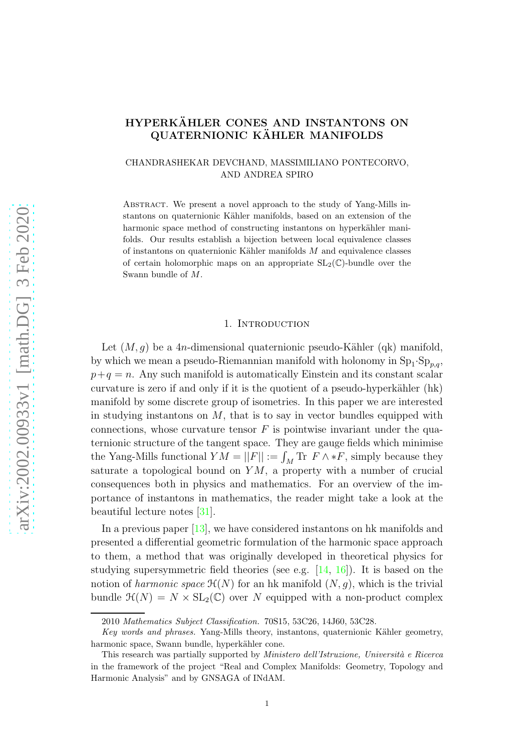# HYPERKÄHLER CONES AND INSTANTONS ON QUATERNIONIC KÄHLER MANIFOLDS

CHANDRASHEKAR DEVCHAND, MASSIMILIANO PONTECORVO, AND ANDREA SPIRO

Abstract. We present a novel approach to the study of Yang-Mills instantons on quaternionic Kähler manifolds, based on an extension of the harmonic space method of constructing instantons on hyperkähler manifolds. Our results establish a bijection between local equivalence classes of instantons on quaternionic Kähler manifolds $M$ and equivalence classes of certain holomorphic maps on an appropriate $\mathrm{SL}_2(\mathbb{C})$-bundle over the Swann bundle of $M$.

## 1. Introduction

Let $(M, g)$ be a $4n$-dimensional quaternionic pseudo-Kähler (qk) manifold, by which we mean a pseudo-Riemannian manifold with holonomy in $\mathrm{Sp}_1{\cdot}\mathrm{Sp}_{p,q}$, $p+q = n$. Any such manifold is automatically Einstein and its constant scalar curvature is zero if and only if it is the quotient of a pseudo-hyperkähler (hk) manifold by some discrete group of isometries. In this paper we are interested in studying instantons on $M$, that is to say in vector bundles equipped with connections, whose curvature tensor $F$ is pointwise invariant under the quaternionic structure of the tangent space. They are gauge fields which minimise the Yang-Mills functional $YM = ||F|| := \int_M \mathrm{Tr}\ F \wedge {*F}$, simply because they saturate a topological bound on $YM$, a property with a number of crucial consequences both in physics and mathematics. For an overview of the importance of instantons in mathematics, the reader might take a look at the beautiful lecture notes [31].

In a previous paper [13], we have considered instantons on hk manifolds and presented a differential geometric formulation of the harmonic space approach to them, a method that was originally developed in theoretical physics for studying supersymmetric field theories (see e.g. [14, 16]). It is based on the notion of *harmonic space* $\mathcal{H}(N)$ for an hk manifold $(N, g)$, which is the trivial bundle $\mathcal{H}(N) = N \times \mathrm{SL}_2(\mathbb{C})$ over $N$ equipped with a non-product complex

---

2010 *Mathematics Subject Classification.* 70S15, 53C26, 14J60, 53C28.

*Key words and phrases.* Yang-Mills theory, instantons, quaternionic Kähler geometry, harmonic space, Swann bundle, hyperkähler cone.

This research was partially supported by *Ministero dell'Istruzione, Università e Ricerca* in the framework of the project "Real and Complex Manifolds: Geometry, Topology and Harmonic Analysis" and by GNSAGA of INdAM.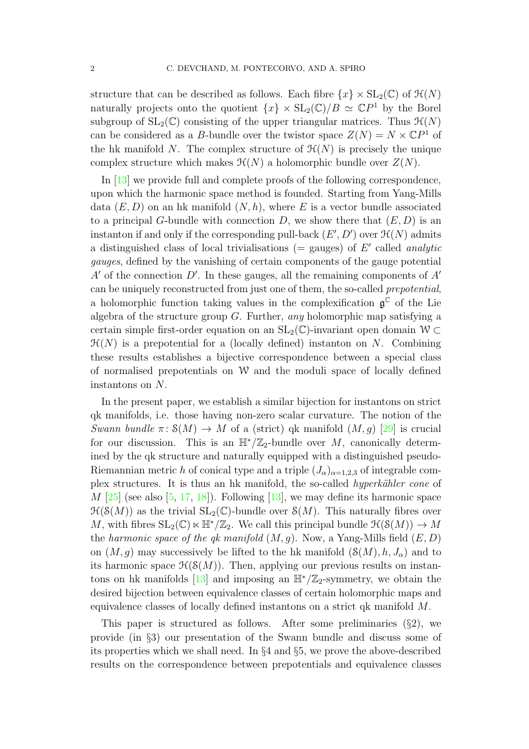structure that can be described as follows. Each fibre $\{x\} \times \mathrm{SL}_2(\mathbb{C})$ of $\mathcal{H}(N)$ naturally projects onto the quotient $\{x\} \times \mathrm{SL}_2(\mathbb{C})/B \simeq \mathbb{C}P^1$ by the Borel subgroup of $\mathrm{SL}_2(\mathbb{C})$ consisting of the upper triangular matrices. Thus $\mathcal{H}(N)$ can be considered as a $B$-bundle over the twistor space $Z(N) = N \times \mathbb{C}P^1$ of the hk manifold $N$. The complex structure of $\mathcal{H}(N)$ is precisely the unique complex structure which makes $\mathcal{H}(N)$ a holomorphic bundle over $Z(N)$.

In [13] we provide full and complete proofs of the following correspondence, upon which the harmonic space method is founded. Starting from Yang-Mills data $(E, D)$ on an hk manifold $(N, h)$, where $E$ is a vector bundle associated to a principal $G$-bundle with connection $D$, we show there that $(E, D)$ is an instanton if and only if the corresponding pull-back $(E', D')$ over $\mathcal{H}(N)$ admits a distinguished class of local trivialisations (= gauges) of $E'$ called *analytic gauges*, defined by the vanishing of certain components of the gauge potential $A'$ of the connection $D'$. In these gauges, all the remaining components of $A'$ can be uniquely reconstructed from just one of them, the so-called *prepotential*, a holomorphic function taking values in the complexification $\mathfrak{g}^{\mathbb{C}}$ of the Lie algebra of the structure group $G$. Further, *any* holomorphic map satisfying a certain simple first-order equation on an $\mathrm{SL}_2(\mathbb{C})$-invariant open domain $\mathcal{W} \subset \mathcal{H}(N)$ is a prepotential for a (locally defined) instanton on $N$. Combining these results establishes a bijective correspondence between a special class of normalised prepotentials on $\mathcal{W}$ and the moduli space of locally defined instantons on $N$.

In the present paper, we establish a similar bijection for instantons on strict qk manifolds, i.e. those having non-zero scalar curvature. The notion of the *Swann bundle* $\pi \colon \mathcal{S}(M) \to M$ of a (strict) qk manifold $(M, g)$ [29] is crucial for our discussion. This is an $\mathbb{H}^*/\mathbb{Z}_2$-bundle over $M$, canonically determined by the qk structure and naturally equipped with a distinguished pseudo-Riemannian metric $h$ of conical type and a triple $(J_\alpha)_{\alpha=1,2,3}$ of integrable complex structures. It is thus an hk manifold, the so-called *hyperkähler cone* of $M$ [25] (see also [5, 17, 18]). Following [13], we may define its harmonic space $\mathcal{H}(\mathcal{S}(M))$ as the trivial $\mathrm{SL}_2(\mathbb{C})$-bundle over $\mathcal{S}(M)$. This naturally fibres over $M$, with fibres $\mathrm{SL}_2(\mathbb{C}) \ltimes \mathbb{H}^*/\mathbb{Z}_2$. We call this principal bundle $\mathcal{H}(\mathcal{S}(M)) \to M$ the *harmonic space of the qk manifold* $(M, g)$. Now, a Yang-Mills field $(E, D)$ on $(M, g)$ may successively be lifted to the hk manifold $(\mathcal{S}(M), h, J_\alpha)$ and to its harmonic space $\mathcal{H}(\mathcal{S}(M))$. Then, applying our previous results on instantons on hk manifolds [13] and imposing an $\mathbb{H}^*/\mathbb{Z}_2$-symmetry, we obtain the desired bijection between equivalence classes of certain holomorphic maps and equivalence classes of locally defined instantons on a strict qk manifold $M$.

This paper is structured as follows. After some preliminaries (§2), we provide (in §3) our presentation of the Swann bundle and discuss some of its properties which we shall need. In §4 and §5, we prove the above-described results on the correspondence between prepotentials and equivalence classes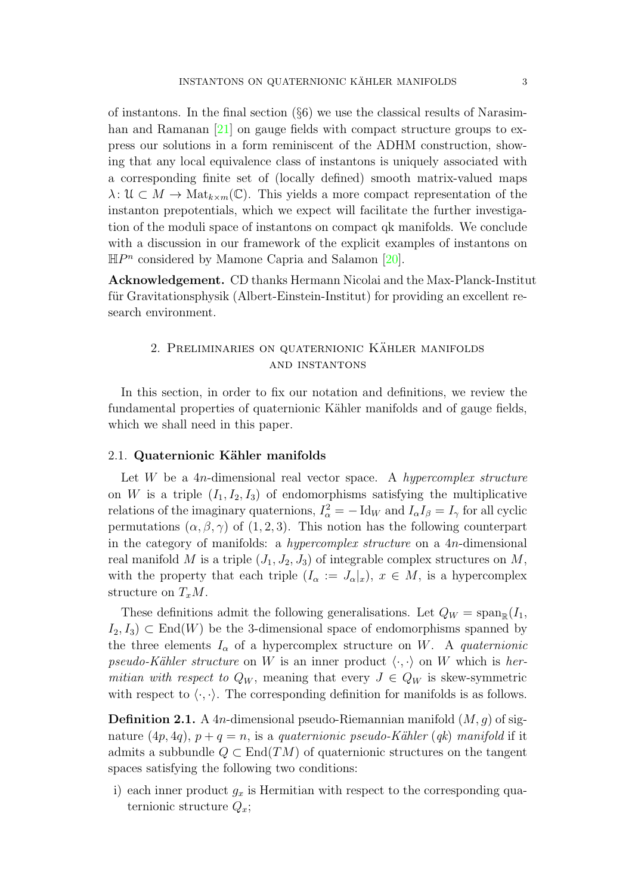of instantons. In the final section (§6) we use the classical results of Narasimhan and Ramanan [21] on gauge fields with compact structure groups to express our solutions in a form reminiscent of the ADHM construction, showing that any local equivalence class of instantons is uniquely associated with a corresponding finite set of (locally defined) smooth matrix-valued maps $\lambda\colon \mathcal{U} \subset M \to \mathrm{Mat}_{k\times m}(\mathbb{C})$. This yields a more compact representation of the instanton prepotentials, which we expect will facilitate the further investigation of the moduli space of instantons on compact qk manifolds. We conclude with a discussion in our framework of the explicit examples of instantons on $\mathbb{H}P^n$ considered by Mamone Capria and Salamon [20].

**Acknowledgement.** CD thanks Hermann Nicolai and the Max-Planck-Institut für Gravitationsphysik (Albert-Einstein-Institut) for providing an excellent research environment.

## 2. Preliminaries on quaternionic Kähler manifolds and instantons

In this section, in order to fix our notation and definitions, we review the fundamental properties of quaternionic Kähler manifolds and of gauge fields, which we shall need in this paper.

### 2.1. Quaternionic Kähler manifolds

Let $W$ be a $4n$-dimensional real vector space. A *hypercomplex structure* on $W$ is a triple $(I_1, I_2, I_3)$ of endomorphisms satisfying the multiplicative relations of the imaginary quaternions, $I_\alpha^2 = -\operatorname{Id}_W$ and $I_\alpha I_\beta = I_\gamma$ for all cyclic permutations $(\alpha, \beta, \gamma)$ of $(1, 2, 3)$. This notion has the following counterpart in the category of manifolds: a *hypercomplex structure* on a $4n$-dimensional real manifold $M$ is a triple $(J_1, J_2, J_3)$ of integrable complex structures on $M$, with the property that each triple $(I_\alpha := J_\alpha|_x)$, $x \in M$, is a hypercomplex structure on $T_xM$.

These definitions admit the following generalisations. Let $Q_W = \operatorname{span}_{\mathbb{R}}(I_1, I_2, I_3) \subset \operatorname{End}(W)$ be the 3-dimensional space of endomorphisms spanned by the three elements $I_\alpha$ of a hypercomplex structure on $W$. A *quaternionic pseudo-Kähler structure* on $W$ is an inner product $\langle\cdot,\cdot\rangle$ on $W$ which is *hermitian with respect to* $Q_W$, meaning that every $J \in Q_W$ is skew-symmetric with respect to $\langle\cdot,\cdot\rangle$. The corresponding definition for manifolds is as follows.

**Definition 2.1.** A $4n$-dimensional pseudo-Riemannian manifold $(M, g)$ of signature $(4p, 4q)$, $p + q = n$, is a *quaternionic pseudo-Kähler* (*qk*) *manifold* if it admits a subbundle $Q \subset \operatorname{End}(TM)$ of quaternionic structures on the tangent spaces satisfying the following two conditions:

i) each inner product $g_x$ is Hermitian with respect to the corresponding quaternionic structure $Q_x$;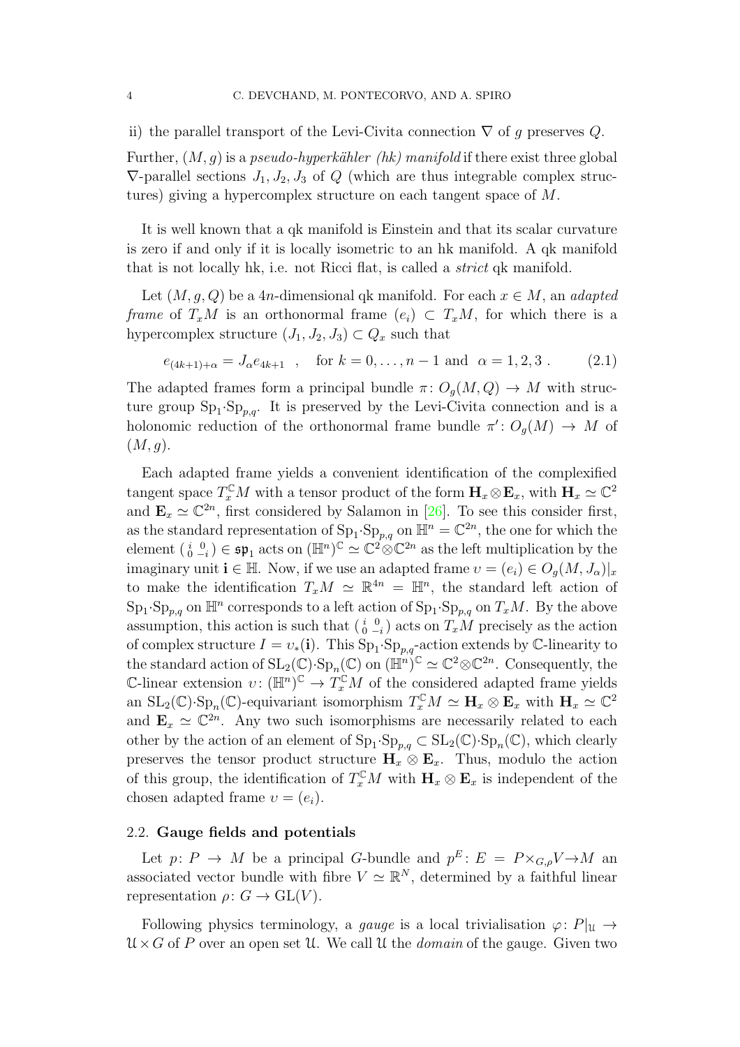ii) the parallel transport of the Levi-Civita connection $\nabla$ of $g$ preserves $Q$.

Further, $(M, g)$ is a *pseudo-hyperkähler (hk) manifold* if there exist three global $\nabla$-parallel sections $J_1, J_2, J_3$ of $Q$ (which are thus integrable complex structures) giving a hypercomplex structure on each tangent space of $M$.

It is well known that a qk manifold is Einstein and that its scalar curvature is zero if and only if it is locally isometric to an hk manifold. A qk manifold that is not locally hk, i.e. not Ricci flat, is called a *strict* qk manifold.

Let $(M, g, Q)$ be a $4n$-dimensional qk manifold. For each $x \in M$, an *adapted frame* of $T_xM$ is an orthonormal frame $(e_i) \subset T_xM$, for which there is a hypercomplex structure $(J_1, J_2, J_3) \subset Q_x$ such that

$$e_{(4k+1)+\alpha} = J_\alpha e_{4k+1} \quad , \quad \text{for } k = 0, \dots, n-1 \text{ and } \alpha = 1, 2, 3 \; . \tag{2.1}$$

The adapted frames form a principal bundle $\pi \colon O_g(M, Q) \to M$ with structure group $\mathrm{Sp}_1{\cdot}\mathrm{Sp}_{p,q}$. It is preserved by the Levi-Civita connection and is a holonomic reduction of the orthonormal frame bundle $\pi' \colon O_g(M) \to M$ of $(M, g)$.

Each adapted frame yields a convenient identification of the complexified tangent space $T^{\mathbb{C}}_xM$ with a tensor product of the form $\mathbf{H}_x \otimes \mathbf{E}_x$, with $\mathbf{H}_x \simeq \mathbb{C}^2$ and $\mathbf{E}_x \simeq \mathbb{C}^{2n}$, first considered by Salamon in [26]. To see this consider first, as the standard representation of $\mathrm{Sp}_1{\cdot}\mathrm{Sp}_{p,q}$ on $\mathbb{H}^n = \mathbb{C}^{2n}$, the one for which the element $\left(\begin{smallmatrix} i & 0 \\ 0 & -i \end{smallmatrix}\right) \in \mathfrak{sp}_1$ acts on $(\mathbb{H}^n)^{\mathbb{C}} \simeq \mathbb{C}^2 \otimes \mathbb{C}^{2n}$ as the left multiplication by the imaginary unit $\mathbf{i} \in \mathbb{H}$. Now, if we use an adapted frame $\upsilon = (e_i) \in O_g(M, J_\alpha)|_x$ to make the identification $T_xM \simeq \mathbb{R}^{4n} = \mathbb{H}^n$, the standard left action of $\mathrm{Sp}_1{\cdot}\mathrm{Sp}_{p,q}$ on $\mathbb{H}^n$ corresponds to a left action of $\mathrm{Sp}_1{\cdot}\mathrm{Sp}_{p,q}$ on $T_xM$. By the above assumption, this action is such that $\left(\begin{smallmatrix} i & 0 \\ 0 & -i \end{smallmatrix}\right)$ acts on $T_xM$ precisely as the action of complex structure $I = \upsilon_*(\mathbf{i})$. This $\mathrm{Sp}_1{\cdot}\mathrm{Sp}_{p,q}$-action extends by $\mathbb{C}$-linearity to the standard action of $\mathrm{SL}_2(\mathbb{C}){\cdot}\mathrm{Sp}_n(\mathbb{C})$ on $(\mathbb{H}^n)^{\mathbb{C}} \simeq \mathbb{C}^2 \otimes \mathbb{C}^{2n}$. Consequently, the $\mathbb{C}$-linear extension $\upsilon \colon (\mathbb{H}^n)^{\mathbb{C}} \to T^{\mathbb{C}}_xM$ of the considered adapted frame yields an $\mathrm{SL}_2(\mathbb{C}){\cdot}\mathrm{Sp}_n(\mathbb{C})$-equivariant isomorphism $T^{\mathbb{C}}_xM \simeq \mathbf{H}_x \otimes \mathbf{E}_x$ with $\mathbf{H}_x \simeq \mathbb{C}^2$ and $\mathbf{E}_x \simeq \mathbb{C}^{2n}$. Any two such isomorphisms are necessarily related to each other by the action of an element of $\mathrm{Sp}_1{\cdot}\mathrm{Sp}_{p,q} \subset \mathrm{SL}_2(\mathbb{C}){\cdot}\mathrm{Sp}_n(\mathbb{C})$, which clearly preserves the tensor product structure $\mathbf{H}_x \otimes \mathbf{E}_x$. Thus, modulo the action of this group, the identification of $T^{\mathbb{C}}_xM$ with $\mathbf{H}_x \otimes \mathbf{E}_x$ is independent of the chosen adapted frame $\upsilon = (e_i)$.

### 2.2. Gauge fields and potentials

Let $p \colon P \to M$ be a principal $G$-bundle and $p^E \colon E = P \times_{G,\rho} V \to M$ an associated vector bundle with fibre $V \simeq \mathbb{R}^N$, determined by a faithful linear representation $\rho \colon G \to \mathrm{GL}(V)$.

Following physics terminology, a *gauge* is a local trivialisation $\varphi \colon P|_{\mathcal{U}} \to \mathcal{U} \times G$ of $P$ over an open set $\mathcal{U}$. We call $\mathcal{U}$ the *domain* of the gauge. Given two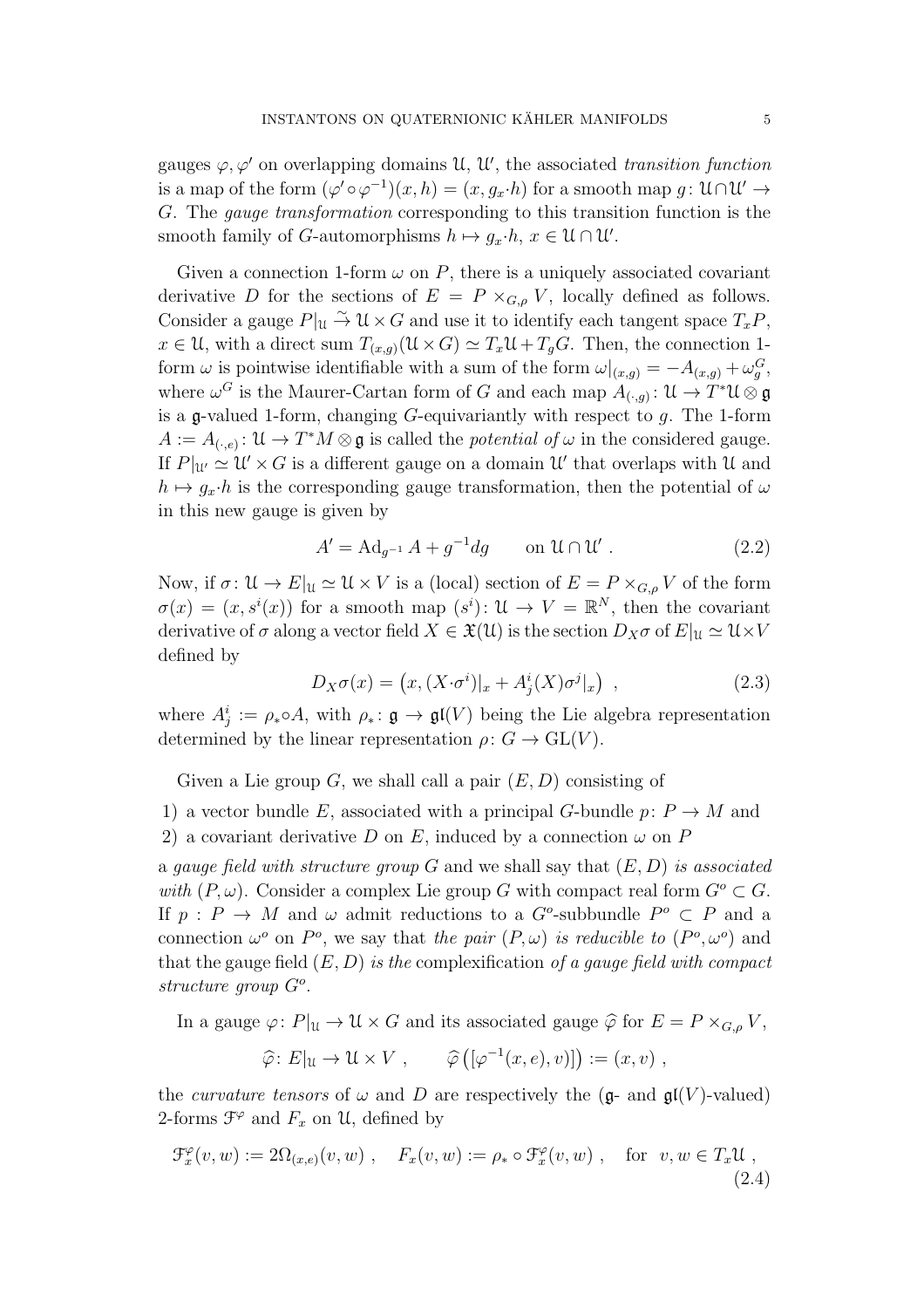gauges $\varphi, \varphi'$ on overlapping domains $\mathcal{U}$, $\mathcal{U}'$, the associated *transition function* is a map of the form $(\varphi' \circ \varphi^{-1})(x, h) = (x, g_x \cdot h)$ for a smooth map $g \colon \mathcal{U} \cap \mathcal{U}' \to G$. The *gauge transformation* corresponding to this transition function is the smooth family of $G$-automorphisms $h \mapsto g_x \cdot h$, $x \in \mathcal{U} \cap \mathcal{U}'$.

Given a connection 1-form $\omega$ on $P$, there is a uniquely associated covariant derivative $D$ for the sections of $E = P \times_{G,\rho} V$, locally defined as follows. Consider a gauge $P|_{\mathcal{U}} \xrightarrow{\sim} \mathcal{U} \times G$ and use it to identify each tangent space $T_x P$, $x \in \mathcal{U}$, with a direct sum $T_{(x,g)}(\mathcal{U} \times G) \simeq T_x \mathcal{U} + T_g G$. Then, the connection 1-form $\omega$ is pointwise identifiable with a sum of the form $\omega|_{(x,g)} = -A_{(x,g)} + \omega^G_g$, where $\omega^G$ is the Maurer-Cartan form of $G$ and each map $A_{(\cdot,g)} \colon \mathcal{U} \to T^*\mathcal{U} \otimes \mathfrak{g}$ is a $\mathfrak{g}$-valued 1-form, changing $G$-equivariantly with respect to $g$. The 1-form $A := A_{(\cdot,e)} \colon \mathcal{U} \to T^*M \otimes \mathfrak{g}$ is called the *potential of* $\omega$ in the considered gauge. If $P|_{\mathcal{U}'} \simeq \mathcal{U}' \times G$ is a different gauge on a domain $\mathcal{U}'$ that overlaps with $\mathcal{U}$ and $h \mapsto g_x \cdot h$ is the corresponding gauge transformation, then the potential of $\omega$ in this new gauge is given by

$$A' = \mathrm{Ad}_{g^{-1}} A + g^{-1} dg \qquad \text{on } \mathcal{U} \cap \mathcal{U}' \ . \tag{2.2}$$

Now, if $\sigma \colon \mathcal{U} \to E|_{\mathcal{U}} \simeq \mathcal{U} \times V$ is a (local) section of $E = P \times_{G,\rho} V$ of the form $\sigma(x) = (x, s^i(x))$ for a smooth map $(s^i) \colon \mathcal{U} \to V = \mathbb{R}^N$, then the covariant derivative of $\sigma$ along a vector field $X \in \mathfrak{X}(\mathcal{U})$ is the section $D_X \sigma$ of $E|_{\mathcal{U}} \simeq \mathcal{U} \times V$ defined by

$$D_X \sigma(x) = \left(x, (X \cdot \sigma^i)|_x + A^i_j(X) \sigma^j|_x\right) \ , \tag{2.3}$$

where $A^i_j := \rho_* \circ A$, with $\rho_* \colon \mathfrak{g} \to \mathfrak{gl}(V)$ being the Lie algebra representation determined by the linear representation $\rho \colon G \to \mathrm{GL}(V)$.

Given a Lie group $G$, we shall call a pair $(E, D)$ consisting of

1) a vector bundle $E$, associated with a principal $G$-bundle $p \colon P \to M$ and
2) a covariant derivative $D$ on $E$, induced by a connection $\omega$ on $P$

a *gauge field with structure group* $G$ and we shall say that $(E, D)$ *is associated with* $(P, \omega)$. Consider a complex Lie group $G$ with compact real form $G^o \subset G$. If $p : P \to M$ and $\omega$ admit reductions to a $G^o$-subbundle $P^o \subset P$ and a connection $\omega^o$ on $P^o$, we say that *the pair* $(P, \omega)$ *is reducible to* $(P^o, \omega^o)$ and that the gauge field $(E, D)$ *is the* complexification *of a gauge field with compact structure group* $G^o$.

In a gauge $\varphi \colon P|_{\mathcal{U}} \to \mathcal{U} \times G$ and its associated gauge $\widehat{\varphi}$ for $E = P \times_{G,\rho} V$,

$$\widehat{\varphi} \colon E|_{\mathcal{U}} \to \mathcal{U} \times V \ , \qquad \widehat{\varphi}\left([\varphi^{-1}(x, e), v)]\right) := (x, v) \ ,$$

the *curvature tensors* of $\omega$ and $D$ are respectively the ($\mathfrak{g}$- and $\mathfrak{gl}(V)$-valued) 2-forms $\mathcal{F}^\varphi$ and $F_x$ on $\mathcal{U}$, defined by

$$\mathcal{F}^\varphi_x(v, w) := 2\Omega_{(x,e)}(v, w) \ , \quad F_x(v, w) := \rho_* \circ \mathcal{F}^\varphi_x(v, w) \ , \quad \text{for } \ v, w \in T_x \mathcal{U} \ , \tag{2.4}$$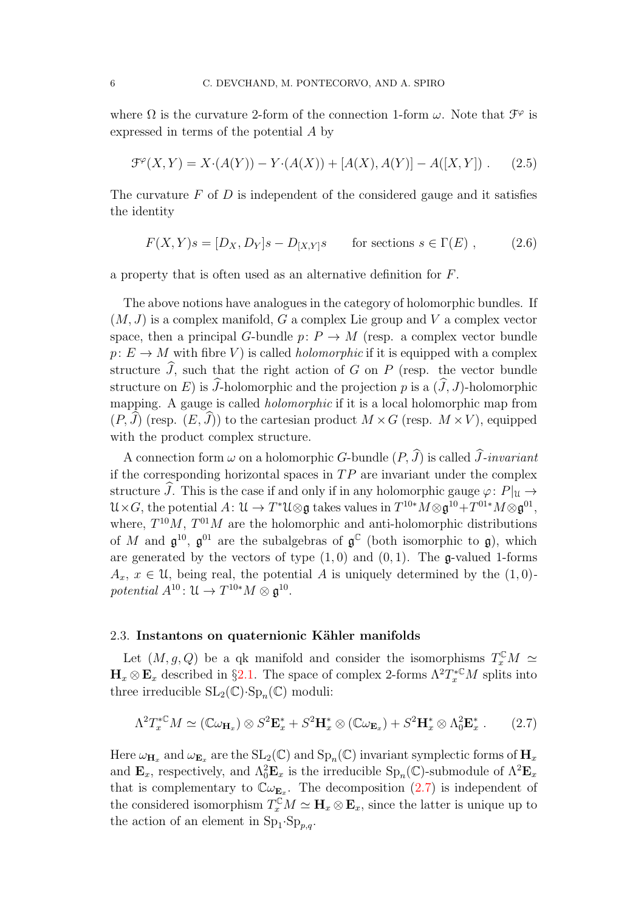where $\Omega$ is the curvature 2-form of the connection 1-form $\omega$. Note that $\mathcal{F}^{\varphi}$ is expressed in terms of the potential $A$ by

$$\mathcal{F}^{\varphi}(X,Y) = X{\cdot}(A(Y)) - Y{\cdot}(A(X)) + [A(X), A(Y)] - A([X,Y]) \ . \tag{2.5}$$

The curvature $F$ of $D$ is independent of the considered gauge and it satisfies the identity

$$F(X,Y)s = [D_X, D_Y]s - D_{[X,Y]}s \qquad \text{for sections } s \in \Gamma(E) \ , \tag{2.6}$$

a property that is often used as an alternative definition for $F$.

The above notions have analogues in the category of holomorphic bundles. If $(M, J)$ is a complex manifold, $G$ a complex Lie group and $V$ a complex vector space, then a principal $G$-bundle $p\colon P \to M$ (resp. a complex vector bundle $p\colon E \to M$ with fibre $V$) is called *holomorphic* if it is equipped with a complex structure $\widehat{J}$, such that the right action of $G$ on $P$ (resp. the vector bundle structure on $E$) is $\widehat{J}$-holomorphic and the projection $p$ is a $(\widehat{J}, J)$-holomorphic mapping. A gauge is called *holomorphic* if it is a local holomorphic map from $(P, \widehat{J})$ (resp. $(E, \widehat{J})$) to the cartesian product $M \times G$ (resp. $M \times V$), equipped with the product complex structure.

A connection form $\omega$ on a holomorphic $G$-bundle $(P, \widehat{J})$ is called *$\widehat{J}$-invariant* if the corresponding horizontal spaces in $TP$ are invariant under the complex structure $\widehat{J}$. This is the case if and only if in any holomorphic gauge $\varphi\colon P|_{\mathcal{U}} \to \mathcal{U}{\times}G$, the potential $A\colon \mathcal{U} \to T^*\mathcal{U}{\otimes}\mathfrak{g}$ takes values in $T^{10*}M{\otimes}\mathfrak{g}^{10}{+}T^{01*}M{\otimes}\mathfrak{g}^{01}$, where, $T^{10}M$, $T^{01}M$ are the holomorphic and anti-holomorphic distributions of $M$ and $\mathfrak{g}^{10}$, $\mathfrak{g}^{01}$ are the subalgebras of $\mathfrak{g}^{\mathbb{C}}$ (both isomorphic to $\mathfrak{g}$), which are generated by the vectors of type $(1,0)$ and $(0,1)$. The $\mathfrak{g}$-valued 1-forms $A_x$, $x \in \mathcal{U}$, being real, the potential $A$ is uniquely determined by the *$(1,0)$-potential* $A^{10}\colon \mathcal{U} \to T^{10*}M \otimes \mathfrak{g}^{10}$.

### 2.3. Instantons on quaternionic Kähler manifolds

Let $(M, g, Q)$ be a qk manifold and consider the isomorphisms $T^{\mathbb{C}}_x M \simeq \mathbf{H}_x \otimes \mathbf{E}_x$ described in §2.1. The space of complex 2-forms $\Lambda^2 T^{*\mathbb{C}}_x M$ splits into three irreducible $\mathrm{SL}_2(\mathbb{C}){\cdot}\mathrm{Sp}_n(\mathbb{C})$ moduli:

$$\Lambda^2 T^{*\mathbb{C}}_x M \simeq (\mathbb{C}\omega_{\mathbf{H}_x}) \otimes S^2\mathbf{E}^*_x + S^2\mathbf{H}^*_x \otimes (\mathbb{C}\omega_{\mathbf{E}_x}) + S^2\mathbf{H}^*_x \otimes \Lambda^2_0\mathbf{E}^*_x \ . \tag{2.7}$$

Here $\omega_{\mathbf{H}_x}$ and $\omega_{\mathbf{E}_x}$ are the $\mathrm{SL}_2(\mathbb{C})$ and $\mathrm{Sp}_n(\mathbb{C})$ invariant symplectic forms of $\mathbf{H}_x$ and $\mathbf{E}_x$, respectively, and $\Lambda^2_0\mathbf{E}_x$ is the irreducible $\mathrm{Sp}_n(\mathbb{C})$-submodule of $\Lambda^2\mathbf{E}_x$ that is complementary to $\mathbb{C}\omega_{\mathbf{E}_x}$. The decomposition (2.7) is independent of the considered isomorphism $T^{\mathbb{C}}_x M \simeq \mathbf{H}_x \otimes \mathbf{E}_x$, since the latter is unique up to the action of an element in $\mathrm{Sp}_1{\cdot}\mathrm{Sp}_{p,q}$.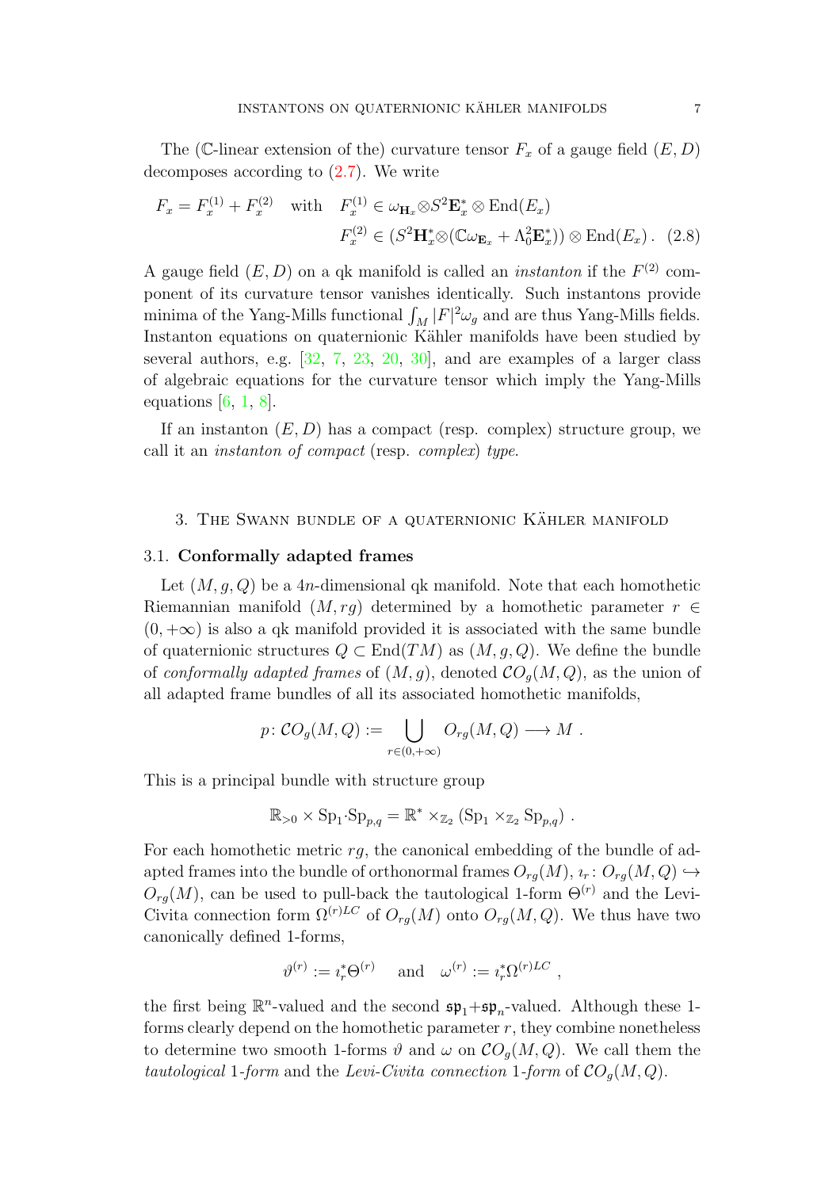The ($\mathbb{C}$-linear extension of the) curvature tensor $F_x$ of a gauge field $(E, D)$ decomposes according to (2.7). We write

$$F_x = F_x^{(1)} + F_x^{(2)} \quad \text{with} \quad \begin{aligned} F_x^{(1)} &\in \omega_{\mathbf{H}_x} \otimes S^2\mathbf{E}_x^* \otimes \mathrm{End}(E_x) \\ F_x^{(2)} &\in (S^2\mathbf{H}_x^* \otimes (\mathbb{C}\omega_{\mathbf{E}_x} + \Lambda_0^2\mathbf{E}_x^*)) \otimes \mathrm{End}(E_x) \,. \end{aligned} \tag{2.8}$$

A gauge field $(E, D)$ on a qk manifold is called an *instanton* if the $F^{(2)}$ component of its curvature tensor vanishes identically. Such instantons provide minima of the Yang-Mills functional $\int_M |F|^2 \omega_g$ and are thus Yang-Mills fields. Instanton equations on quaternionic Kähler manifolds have been studied by several authors, e.g. [32, 7, 23, 20, 30], and are examples of a larger class of algebraic equations for the curvature tensor which imply the Yang-Mills equations [6, 1, 8].

If an instanton $(E, D)$ has a compact (resp. complex) structure group, we call it an *instanton of compact* (resp. *complex*) *type*.

## 3. The Swann bundle of a quaternionic Kähler manifold

### 3.1. Conformally adapted frames

Let $(M, g, Q)$ be a $4n$-dimensional qk manifold. Note that each homothetic Riemannian manifold $(M, rg)$ determined by a homothetic parameter $r \in (0, +\infty)$ is also a qk manifold provided it is associated with the same bundle of quaternionic structures $Q \subset \mathrm{End}(TM)$ as $(M, g, Q)$. We define the bundle of *conformally adapted frames* of $(M, g)$, denoted $\mathcal{CO}_g(M, Q)$, as the union of all adapted frame bundles of all its associated homothetic manifolds,

$$p \colon \mathcal{CO}_g(M, Q) := \bigcup_{r \in (0, +\infty)} O_{rg}(M, Q) \longrightarrow M \,.$$

This is a principal bundle with structure group

$$\mathbb{R}_{>0} \times \mathrm{Sp}_1 {\cdot} \mathrm{Sp}_{p,q} = \mathbb{R}^* \times_{\mathbb{Z}_2} (\mathrm{Sp}_1 \times_{\mathbb{Z}_2} \mathrm{Sp}_{p,q}) \,.$$

For each homothetic metric $rg$, the canonical embedding of the bundle of adapted frames into the bundle of orthonormal frames $O_{rg}(M)$, $\imath_r \colon O_{rg}(M, Q) \hookrightarrow O_{rg}(M)$, can be used to pull-back the tautological 1-form $\Theta^{(r)}$ and the Levi-Civita connection form $\Omega^{(r)LC}$ of $O_{rg}(M)$ onto $O_{rg}(M, Q)$. We thus have two canonically defined 1-forms,

$$\vartheta^{(r)} := \imath_r^* \Theta^{(r)} \quad \text{and} \quad \omega^{(r)} := \imath_r^* \Omega^{(r)LC} \,,$$

the first being $\mathbb{R}^n$-valued and the second $\mathfrak{sp}_1 {+} \mathfrak{sp}_n$-valued. Although these 1-forms clearly depend on the homothetic parameter $r$, they combine nonetheless to determine two smooth 1-forms $\vartheta$ and $\omega$ on $\mathcal{CO}_g(M, Q)$. We call them the *tautological* 1-*form* and the *Levi-Civita connection* 1-*form* of $\mathcal{CO}_g(M, Q)$.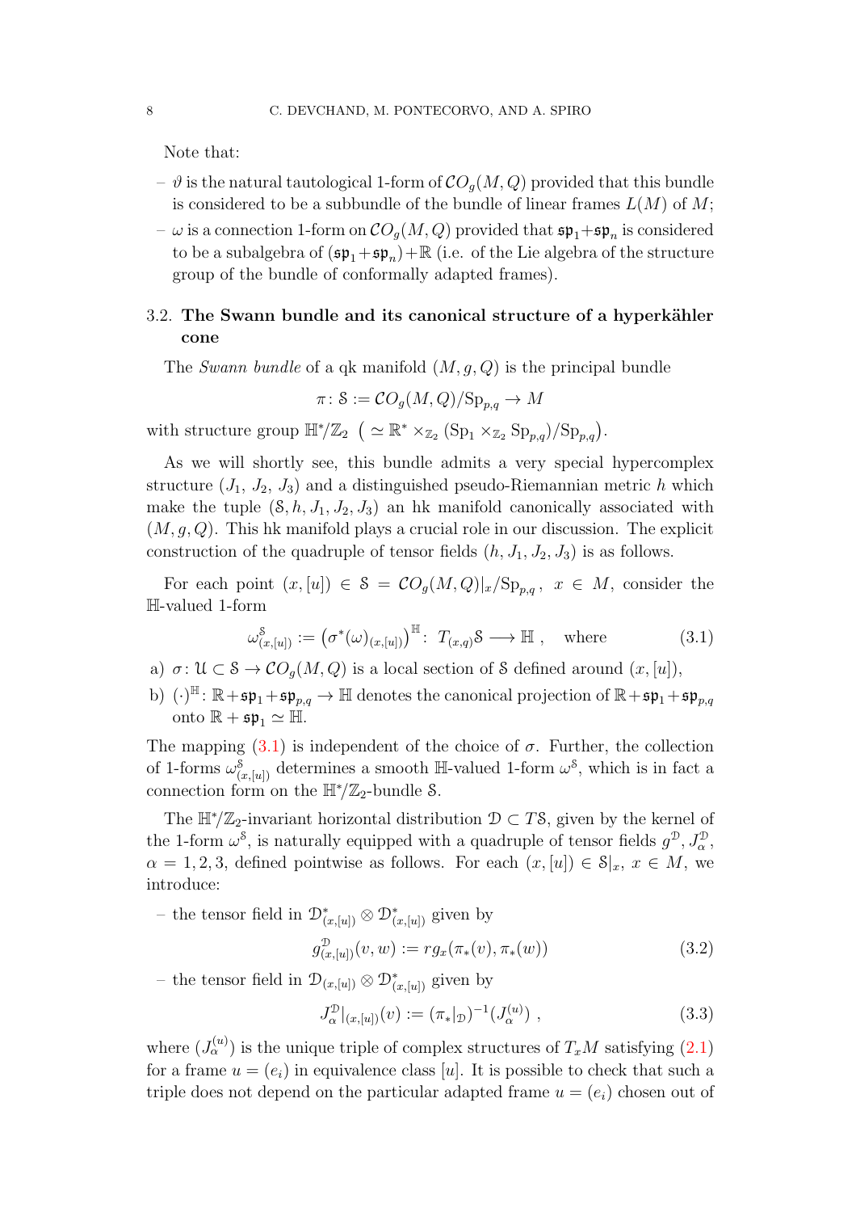Note that:

- $\vartheta$ is the natural tautological 1-form of $\mathcal{CO}_g(M,Q)$ provided that this bundle is considered to be a subbundle of the bundle of linear frames $L(M)$ of $M$;
- $\omega$ is a connection 1-form on $\mathcal{CO}_g(M,Q)$ provided that $\mathfrak{sp}_1 + \mathfrak{sp}_n$ is considered to be a subalgebra of $(\mathfrak{sp}_1 + \mathfrak{sp}_n) + \mathbb{R}$ (i.e. of the Lie algebra of the structure group of the bundle of conformally adapted frames).

### 3.2. The Swann bundle and its canonical structure of a hyperkähler cone

The *Swann bundle* of a qk manifold $(M, g, Q)$ is the principal bundle

$$\pi \colon \mathcal{S} := \mathcal{CO}_g(M,Q)/\mathrm{Sp}_{p,q} \to M$$

with structure group $\mathbb{H}^*/\mathbb{Z}_2$ $\big( \simeq \mathbb{R}^* \times_{\mathbb{Z}_2} (\mathrm{Sp}_1 \times_{\mathbb{Z}_2} \mathrm{Sp}_{p,q})/\mathrm{Sp}_{p,q}\big)$.

As we will shortly see, this bundle admits a very special hypercomplex structure $(J_1, J_2, J_3)$ and a distinguished pseudo-Riemannian metric $h$ which make the tuple $(\mathcal{S}, h, J_1, J_2, J_3)$ an hk manifold canonically associated with $(M, g, Q)$. This hk manifold plays a crucial role in our discussion. The explicit construction of the quadruple of tensor fields $(h, J_1, J_2, J_3)$ is as follows.

For each point $(x, [u]) \in \mathcal{S} = \mathcal{CO}_g(M,Q)|_x/\mathrm{Sp}_{p,q}$, $x \in M$, consider the $\mathbb{H}$-valued 1-form

$$\omega^{\mathcal{S}}_{(x,[u])} := \big(\sigma^*(\omega)_{(x,[u])}\big)^{\mathbb{H}} \colon \ T_{(x,q)}\mathcal{S} \longrightarrow \mathbb{H} \ , \quad \text{where} \tag{3.1}$$

a) $\sigma \colon \mathcal{U} \subset \mathcal{S} \to \mathcal{CO}_g(M,Q)$ is a local section of $\mathcal{S}$ defined around $(x, [u])$,

b) $(\cdot)^{\mathbb{H}} \colon \mathbb{R} + \mathfrak{sp}_1 + \mathfrak{sp}_{p,q} \to \mathbb{H}$ denotes the canonical projection of $\mathbb{R} + \mathfrak{sp}_1 + \mathfrak{sp}_{p,q}$ onto $\mathbb{R} + \mathfrak{sp}_1 \simeq \mathbb{H}$.

The mapping (3.1) is independent of the choice of $\sigma$. Further, the collection of 1-forms $\omega^{\mathcal{S}}_{(x,[u])}$ determines a smooth $\mathbb{H}$-valued 1-form $\omega^{\mathcal{S}}$, which is in fact a connection form on the $\mathbb{H}^*/\mathbb{Z}_2$-bundle $\mathcal{S}$.

The $\mathbb{H}^*/\mathbb{Z}_2$-invariant horizontal distribution $\mathcal{D} \subset T\mathcal{S}$, given by the kernel of the 1-form $\omega^{\mathcal{S}}$, is naturally equipped with a quadruple of tensor fields $g^{\mathcal{D}}$, $J^{\mathcal{D}}_\alpha$, $\alpha = 1, 2, 3$, defined pointwise as follows. For each $(x, [u]) \in \mathcal{S}|_x$, $x \in M$, we introduce:

- the tensor field in $\mathcal{D}^*_{(x,[u])} \otimes \mathcal{D}^*_{(x,[u])}$ given by
$$g^{\mathcal{D}}_{(x,[u])}(v, w) := r g_x(\pi_*(v), \pi_*(w)) \tag{3.2}$$
- the tensor field in $\mathcal{D}_{(x,[u])} \otimes \mathcal{D}^*_{(x,[u])}$ given by
$$J^{\mathcal{D}}_\alpha|_{(x,[u])}(v) := (\pi_*|_{\mathcal{D}})^{-1}(J^{(u)}_\alpha) \ , \tag{3.3}$$

where $(J^{(u)}_\alpha)$ is the unique triple of complex structures of $T_xM$ satisfying (2.1) for a frame $u = (e_i)$ in equivalence class $[u]$. It is possible to check that such a triple does not depend on the particular adapted frame $u = (e_i)$ chosen out of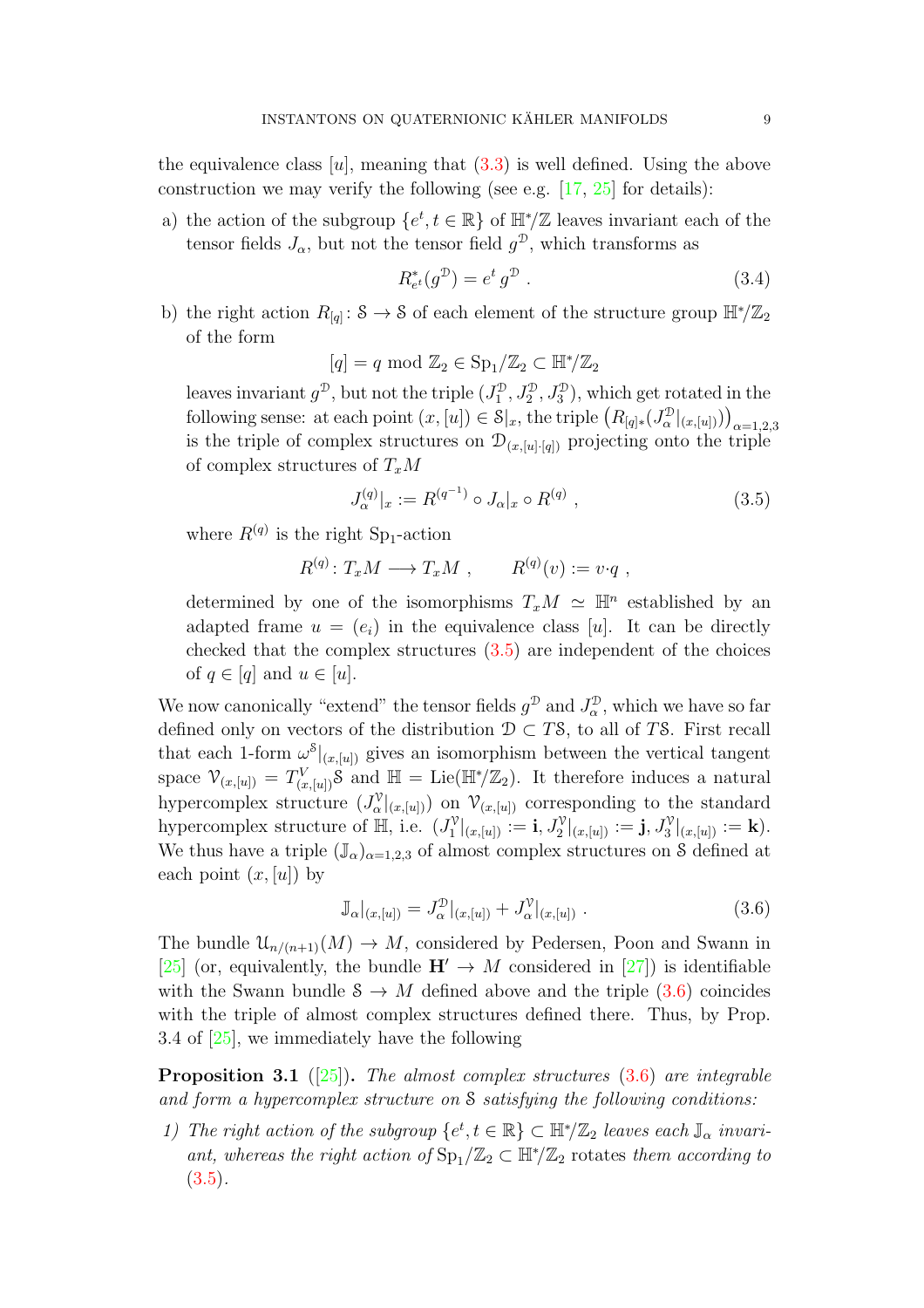the equivalence class $[u]$, meaning that (3.3) is well defined. Using the above construction we may verify the following (see e.g. [17, 25] for details):

a) the action of the subgroup $\{e^t, t \in \mathbb{R}\}$ of $\mathbb{H}^*/\mathbb{Z}$ leaves invariant each of the tensor fields $J_\alpha$, but not the tensor field $g^{\mathcal{D}}$, which transforms as

$$R^*_{e^t}(g^{\mathcal{D}}) = e^t\, g^{\mathcal{D}}\ . \tag{3.4}$$

b) the right action $R_{[q]} \colon \mathcal{S} \to \mathcal{S}$ of each element of the structure group $\mathbb{H}^*/\mathbb{Z}_2$ of the form

$$[q] = q \bmod \mathbb{Z}_2 \in \mathrm{Sp}_1/\mathbb{Z}_2 \subset \mathbb{H}^*/\mathbb{Z}_2$$

leaves invariant $g^{\mathcal{D}}$, but not the triple $(J_1^{\mathcal{D}}, J_2^{\mathcal{D}}, J_3^{\mathcal{D}})$, which get rotated in the following sense: at each point $(x,[u]) \in \mathcal{S}|_x$, the triple $\big(R_{[q]*}(J_\alpha^{\mathcal{D}}|_{(x,[u])})\big)_{\alpha=1,2,3}$ is the triple of complex structures on $\mathcal{D}_{(x,[u]\cdot[q])}$ projecting onto the triple of complex structures of $T_xM$

$$J_\alpha^{(q)}|_x := R^{(q^{-1})} \circ J_\alpha|_x \circ R^{(q)}\ , \tag{3.5}$$

where $R^{(q)}$ is the right $\mathrm{Sp}_1$-action

$$R^{(q)} \colon T_xM \longrightarrow T_xM\ , \qquad R^{(q)}(v) := v{\cdot}q\ ,$$

determined by one of the isomorphisms $T_xM \simeq \mathbb{H}^n$ established by an adapted frame $u = (e_i)$ in the equivalence class $[u]$. It can be directly checked that the complex structures (3.5) are independent of the choices of $q \in [q]$ and $u \in [u]$.

We now canonically "extend" the tensor fields $g^{\mathcal{D}}$ and $J_\alpha^{\mathcal{D}}$, which we have so far defined only on vectors of the distribution $\mathcal{D} \subset T\mathcal{S}$, to all of $T\mathcal{S}$. First recall that each 1-form $\omega^{\mathcal{S}}|_{(x,[u])}$ gives an isomorphism between the vertical tangent space $\mathcal{V}_{(x,[u])} = T^V_{(x,[u])}\mathcal{S}$ and $\mathbb{H} = \mathrm{Lie}(\mathbb{H}^*/\mathbb{Z}_2)$. It therefore induces a natural hypercomplex structure $(J_\alpha^{\mathcal{V}}|_{(x,[u])})$ on $\mathcal{V}_{(x,[u])}$ corresponding to the standard hypercomplex structure of $\mathbb{H}$, i.e. $(J_1^{\mathcal{V}}|_{(x,[u])} := \mathbf{i}, J_2^{\mathcal{V}}|_{(x,[u])} := \mathbf{j}, J_3^{\mathcal{V}}|_{(x,[u])} := \mathbf{k})$. We thus have a triple $(\mathbb{J}_\alpha)_{\alpha=1,2,3}$ of almost complex structures on $\mathcal{S}$ defined at each point $(x,[u])$ by

$$\mathbb{J}_\alpha|_{(x,[u])} = J_\alpha^{\mathcal{D}}|_{(x,[u])} + J_\alpha^{\mathcal{V}}|_{(x,[u])}\ . \tag{3.6}$$

The bundle $\mathcal{U}_{n/(n+1)}(M) \to M$, considered by Pedersen, Poon and Swann in [25] (or, equivalently, the bundle $\mathbf{H}' \to M$ considered in [27]) is identifiable with the Swann bundle $\mathcal{S} \to M$ defined above and the triple (3.6) coincides with the triple of almost complex structures defined there. Thus, by Prop. 3.4 of [25], we immediately have the following

**Proposition 3.1** ([25])**.** *The almost complex structures* (3.6) *are integrable and form a hypercomplex structure on $\mathcal{S}$ satisfying the following conditions:*

1) *The right action of the subgroup $\{e^t, t \in \mathbb{R}\} \subset \mathbb{H}^*/\mathbb{Z}_2$ leaves each $\mathbb{J}_\alpha$ invariant, whereas the right action of $\mathrm{Sp}_1/\mathbb{Z}_2 \subset \mathbb{H}^*/\mathbb{Z}_2$* rotates *them according to* (3.5).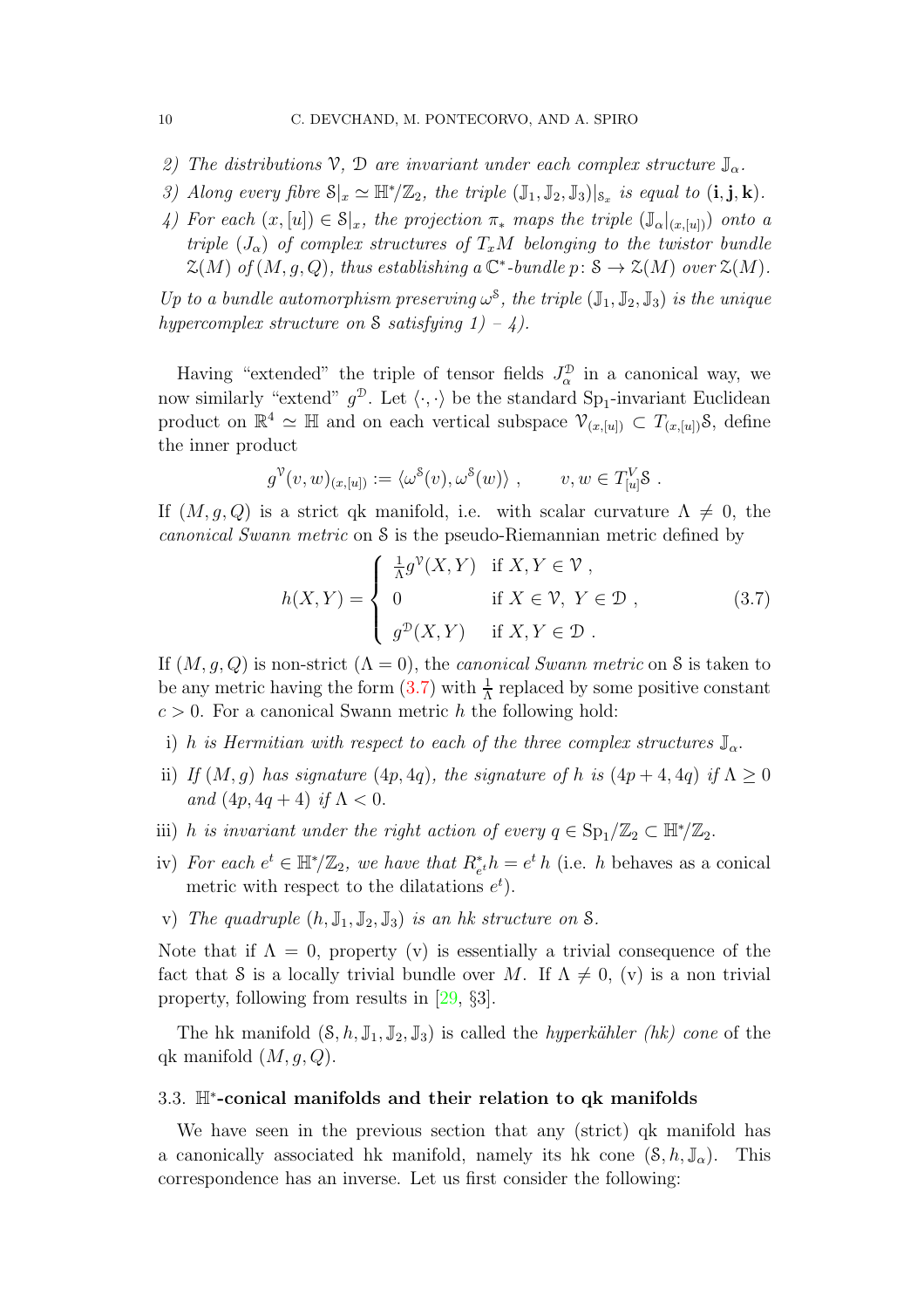*2) The distributions $\mathcal{V}$, $\mathcal{D}$ are invariant under each complex structure $\mathbb{J}_\alpha$.*

*3) Along every fibre $\mathcal{S}|_x \simeq \mathbb{H}^*/\mathbb{Z}_2$, the triple $(\mathbb{J}_1, \mathbb{J}_2, \mathbb{J}_3)|_{\mathcal{S}_x}$ is equal to $(\mathbf{i}, \mathbf{j}, \mathbf{k})$.*

*4) For each $(x, [u]) \in \mathcal{S}|_x$, the projection $\pi_*$ maps the triple $(\mathbb{J}_\alpha|_{(x,[u])})$ onto a triple $(J_\alpha)$ of complex structures of $T_x M$ belonging to the twistor bundle $\mathcal{Z}(M)$ of $(M, g, Q)$, thus establishing a $\mathbb{C}^*$-bundle $p \colon \mathcal{S} \to \mathcal{Z}(M)$ over $\mathcal{Z}(M)$.*

*Up to a bundle automorphism preserving $\omega^{\mathcal{S}}$, the triple $(\mathbb{J}_1, \mathbb{J}_2, \mathbb{J}_3)$ is the unique hypercomplex structure on $\mathcal{S}$ satisfying 1) – 4).*

Having "extended" the triple of tensor fields $J^{\mathcal{D}}_\alpha$ in a canonical way, we now similarly "extend" $g^{\mathcal{D}}$. Let $\langle \cdot, \cdot \rangle$ be the standard $\mathrm{Sp}_1$-invariant Euclidean product on $\mathbb{R}^4 \simeq \mathbb{H}$ and on each vertical subspace $\mathcal{V}_{(x,[u])} \subset T_{(x,[u])}\mathcal{S}$, define the inner product

$$g^{\mathcal{V}}(v, w)_{(x,[u])} := \langle \omega^{\mathcal{S}}(v), \omega^{\mathcal{S}}(w) \rangle \ , \qquad v, w \in T^V_{[u]}\mathcal{S} \ .$$

If $(M, g, Q)$ is a strict qk manifold, i.e. with scalar curvature $\Lambda \neq 0$, the *canonical Swann metric* on $\mathcal{S}$ is the pseudo-Riemannian metric defined by

$$h(X, Y) = \begin{cases} \frac{1}{\Lambda} g^{\mathcal{V}}(X, Y) & \text{if } X, Y \in \mathcal{V} \ , \\ 0 & \text{if } X \in \mathcal{V},\ Y \in \mathcal{D} \ , \\ g^{\mathcal{D}}(X, Y) & \text{if } X, Y \in \mathcal{D} \ . \end{cases} \tag{3.7}$$

If $(M, g, Q)$ is non-strict ($\Lambda = 0$), the *canonical Swann metric* on $\mathcal{S}$ is taken to be any metric having the form (3.7) with $\frac{1}{\Lambda}$ replaced by some positive constant $c > 0$. For a canonical Swann metric $h$ the following hold:

i) *$h$ is Hermitian with respect to each of the three complex structures $\mathbb{J}_\alpha$.*

ii) *If $(M, g)$ has signature $(4p, 4q)$, the signature of $h$ is $(4p + 4, 4q)$ if $\Lambda \geq 0$ and $(4p, 4q + 4)$ if $\Lambda < 0$.*

iii) *$h$ is invariant under the right action of every $q \in \mathrm{Sp}_1/\mathbb{Z}_2 \subset \mathbb{H}^*/\mathbb{Z}_2$.*

iv) *For each $e^t \in \mathbb{H}^*/\mathbb{Z}_2$, we have that $R^*_{e^t} h = e^t\, h$* (i.e. $h$ behaves as a conical metric with respect to the dilatations $e^t$).

v) *The quadruple $(h, \mathbb{J}_1, \mathbb{J}_2, \mathbb{J}_3)$ is an hk structure on $\mathcal{S}$.*

Note that if $\Lambda = 0$, property (v) is essentially a trivial consequence of the fact that $\mathcal{S}$ is a locally trivial bundle over $M$. If $\Lambda \neq 0$, (v) is a non trivial property, following from results in [29, §3].

The hk manifold $(\mathcal{S}, h, \mathbb{J}_1, \mathbb{J}_2, \mathbb{J}_3)$ is called the *hyperkähler (hk) cone* of the qk manifold $(M, g, Q)$.

### 3.3. $\mathbb{H}^*$-conical manifolds and their relation to qk manifolds

We have seen in the previous section that any (strict) qk manifold has a canonically associated hk manifold, namely its hk cone $(\mathcal{S}, h, \mathbb{J}_\alpha)$. This correspondence has an inverse. Let us first consider the following: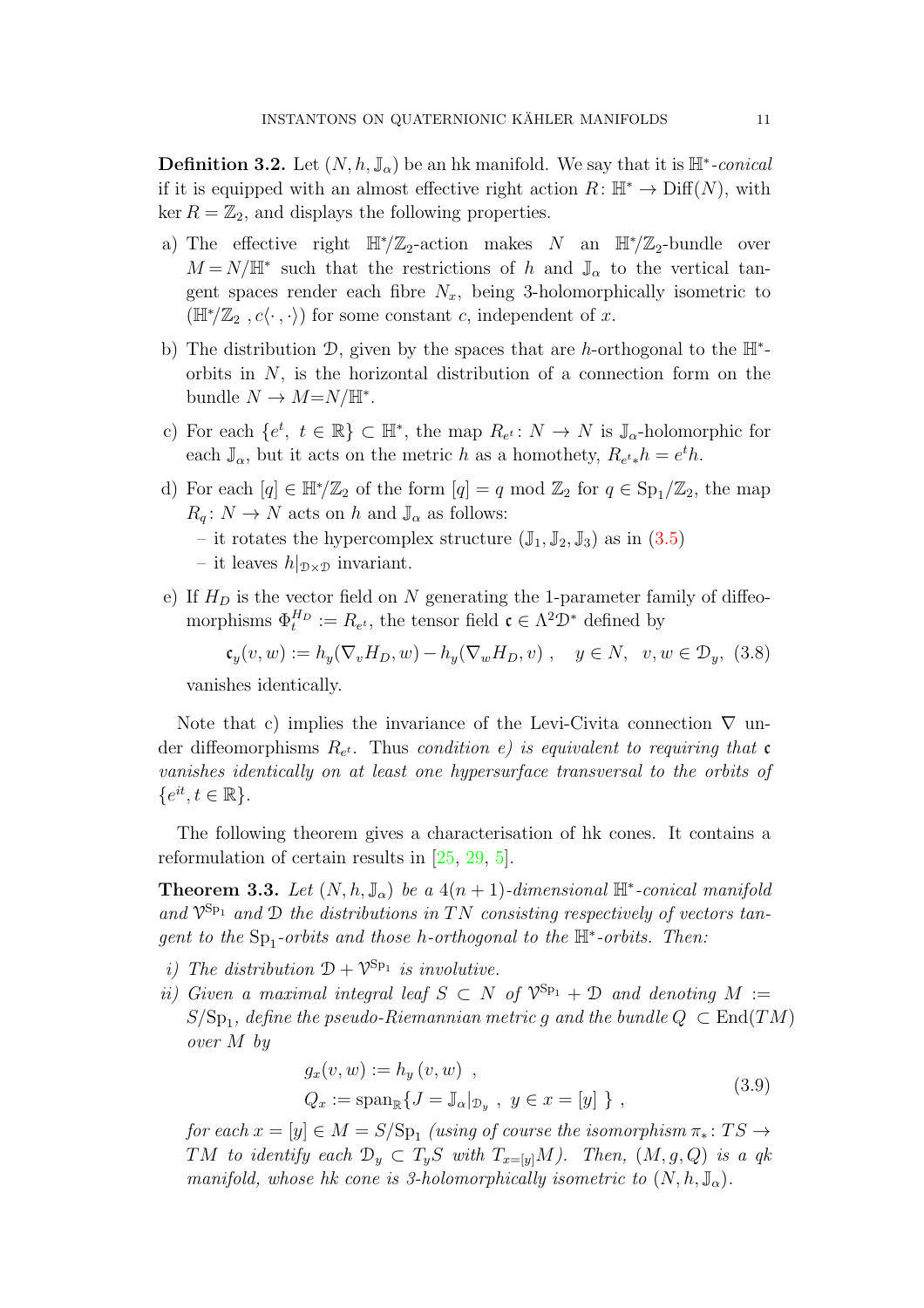**Definition 3.2.** Let $(N, h, \mathbb{J}_\alpha)$ be an hk manifold. We say that it is $\mathbb{H}^*$*-conical* if it is equipped with an almost effective right action $R\colon \mathbb{H}^* \to \mathrm{Diff}(N)$, with $\ker R = \mathbb{Z}_2$, and displays the following properties.

a) The effective right $\mathbb{H}^*/\mathbb{Z}_2$-action makes $N$ an $\mathbb{H}^*/\mathbb{Z}_2$-bundle over $M = N/\mathbb{H}^*$ such that the restrictions of $h$ and $\mathbb{J}_\alpha$ to the vertical tangent spaces render each fibre $N_x$, being 3-holomorphically isometric to $(\mathbb{H}^*/\mathbb{Z}_2\ , c\langle\cdot\,,\cdot\rangle)$ for some constant $c$, independent of $x$.

b) The distribution $\mathcal{D}$, given by the spaces that are $h$-orthogonal to the $\mathbb{H}^*$-orbits in $N$, is the horizontal distribution of a connection form on the bundle $N \to M{=}N/\mathbb{H}^*$.

c) For each $\{e^t,\ t \in \mathbb{R}\} \subset \mathbb{H}^*$, the map $R_{e^t}\colon N \to N$ is $\mathbb{J}_\alpha$-holomorphic for each $\mathbb{J}_\alpha$, but it acts on the metric $h$ as a homothety, $R_{e^t*}h = e^t h$.

d) For each $[q] \in \mathbb{H}^*/\mathbb{Z}_2$ of the form $[q] = q \bmod \mathbb{Z}_2$ for $q \in \mathrm{Sp}_1/\mathbb{Z}_2$, the map $R_q\colon N \to N$ acts on $h$ and $\mathbb{J}_\alpha$ as follows:
   - it rotates the hypercomplex structure $(\mathbb{J}_1, \mathbb{J}_2, \mathbb{J}_3)$ as in (3.5)
   - it leaves $h|_{\mathcal{D}\times\mathcal{D}}$ invariant.

e) If $H_D$ is the vector field on $N$ generating the 1-parameter family of diffeomorphisms $\Phi^{H_D}_t := R_{e^t}$, the tensor field $\mathfrak{c} \in \Lambda^2\mathcal{D}^*$ defined by

$$\mathfrak{c}_y(v, w) := h_y(\nabla_v H_D, w) - h_y(\nabla_w H_D, v)\ , \quad y \in N,\ \ v, w \in \mathcal{D}_y,\ (3.8)$$

vanishes identically.

Note that c) implies the invariance of the Levi-Civita connection $\nabla$ under diffeomorphisms $R_{e^t}$. Thus *condition e) is equivalent to requiring that* $\mathfrak{c}$ *vanishes identically on at least one hypersurface transversal to the orbits of* $\{e^{it}, t \in \mathbb{R}\}$.

The following theorem gives a characterisation of hk cones. It contains a reformulation of certain results in [25, 29, 5].

**Theorem 3.3.** *Let $(N, h, \mathbb{J}_\alpha)$ be a $4(n+1)$-dimensional $\mathbb{H}^*$-conical manifold and $\mathcal{V}^{\mathrm{Sp}_1}$ and $\mathcal{D}$ the distributions in $TN$ consisting respectively of vectors tangent to the $\mathrm{Sp}_1$-orbits and those $h$-orthogonal to the $\mathbb{H}^*$-orbits. Then:*

*i) The distribution $\mathcal{D} + \mathcal{V}^{\mathrm{Sp}_1}$ is involutive.*

*ii) Given a maximal integral leaf $S \subset N$ of $\mathcal{V}^{\mathrm{Sp}_1} + \mathcal{D}$ and denoting $M := S/\mathrm{Sp}_1$, define the pseudo-Riemannian metric $g$ and the bundle $Q\ \subset \mathrm{End}(TM)$ over $M$ by*

$$\begin{aligned} &g_x(v, w) := h_y\left(v, w\right)\ , \\ &Q_x := \mathrm{span}_{\mathbb{R}}\{J = \mathbb{J}_\alpha|_{\mathcal{D}_y}\ ,\ y \in x = [y]\ \}\ , \end{aligned} \tag{3.9}$$

*for each $x = [y] \in M = S/\mathrm{Sp}_1$ (using of course the isomorphism $\pi_*\colon TS \to TM$ to identify each $\mathcal{D}_y \subset T_yS$ with $T_{x=[y]}M$). Then, $(M, g, Q)$ is a qk manifold, whose hk cone is 3-holomorphically isometric to $(N, h, \mathbb{J}_\alpha)$.*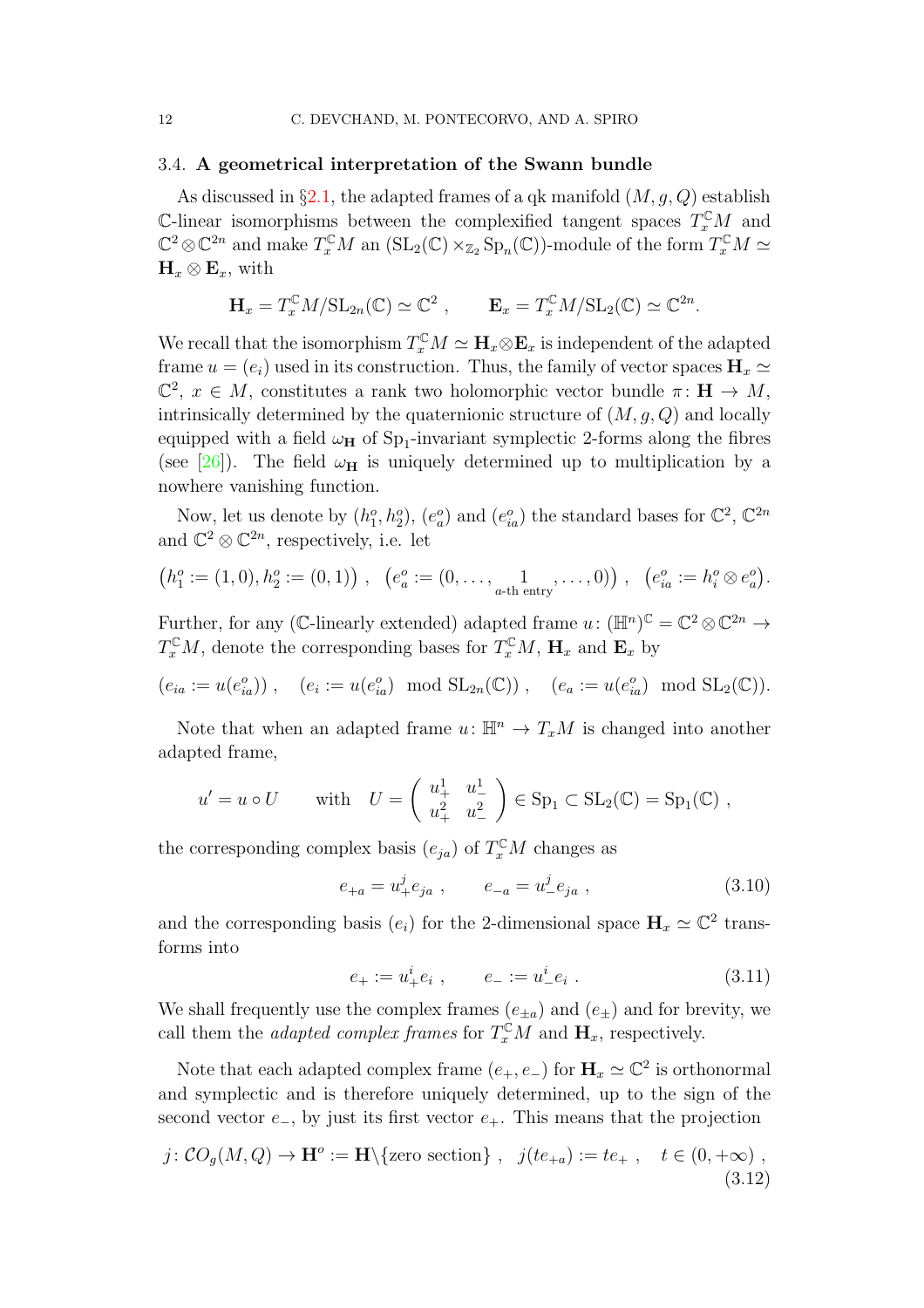### 3.4. A geometrical interpretation of the Swann bundle

As discussed in §2.1, the adapted frames of a qk manifold $(M, g, Q)$ establish $\mathbb{C}$-linear isomorphisms between the complexified tangent spaces $T_x^{\mathbb{C}}M$ and $\mathbb{C}^2 \otimes \mathbb{C}^{2n}$ and make $T_x^{\mathbb{C}}M$ an $(\mathrm{SL}_2(\mathbb{C}) \times_{\mathbb{Z}_2} \mathrm{Sp}_n(\mathbb{C}))$-module of the form $T_x^{\mathbb{C}}M \simeq \mathbf{H}_x \otimes \mathbf{E}_x$, with

$$\mathbf{H}_x = T_x^{\mathbb{C}}M/\mathrm{SL}_{2n}(\mathbb{C}) \simeq \mathbb{C}^2 \ , \qquad \mathbf{E}_x = T_x^{\mathbb{C}}M/\mathrm{SL}_2(\mathbb{C}) \simeq \mathbb{C}^{2n}.$$

We recall that the isomorphism $T_x^{\mathbb{C}}M \simeq \mathbf{H}_x \otimes \mathbf{E}_x$ is independent of the adapted frame $u = (e_i)$ used in its construction. Thus, the family of vector spaces $\mathbf{H}_x \simeq \mathbb{C}^2$, $x \in M$, constitutes a rank two holomorphic vector bundle $\pi \colon \mathbf{H} \to M$, intrinsically determined by the quaternionic structure of $(M, g, Q)$ and locally equipped with a field $\omega_{\mathbf{H}}$ of $\mathrm{Sp}_1$-invariant symplectic 2-forms along the fibres (see [26]). The field $\omega_{\mathbf{H}}$ is uniquely determined up to multiplication by a nowhere vanishing function.

Now, let us denote by $(h_1^o, h_2^o)$, $(e_a^o)$ and $(e_{ia}^o)$ the standard bases for $\mathbb{C}^2$, $\mathbb{C}^{2n}$ and $\mathbb{C}^2 \otimes \mathbb{C}^{2n}$, respectively, i.e. let

$$\left(h_1^o := (1,0), h_2^o := (0,1)\right) \ , \quad \left(e_a^o := (0, \ldots, \underset{a\text{-th entry}}{1}, \ldots, 0)\right) \ , \quad \left(e_{ia}^o := h_i^o \otimes e_a^o\right).$$

Further, for any ($\mathbb{C}$-linearly extended) adapted frame $u \colon (\mathbb{H}^n)^{\mathbb{C}} = \mathbb{C}^2 \otimes \mathbb{C}^{2n} \to T_x^{\mathbb{C}}M$, denote the corresponding bases for $T_x^{\mathbb{C}}M$, $\mathbf{H}_x$ and $\mathbf{E}_x$ by

$$(e_{ia} := u(e_{ia}^o)) \ , \quad (e_i := u(e_{ia}^o) \mod \mathrm{SL}_{2n}(\mathbb{C})) \ , \quad (e_a := u(e_{ia}^o) \mod \mathrm{SL}_2(\mathbb{C})).$$

Note that when an adapted frame $u \colon \mathbb{H}^n \to T_xM$ is changed into another adapted frame,

$$u' = u \circ U \qquad \text{with} \quad U = \begin{pmatrix} u_+^1 & u_-^1 \\ u_+^2 & u_-^2 \end{pmatrix} \in \mathrm{Sp}_1 \subset \mathrm{SL}_2(\mathbb{C}) = \mathrm{Sp}_1(\mathbb{C}) \ ,$$

the corresponding complex basis $(e_{ja})$ of $T_x^{\mathbb{C}}M$ changes as

$$e_{+a} = u_+^j e_{ja} \ , \qquad e_{-a} = u_-^j e_{ja} \ , \tag{3.10}$$

and the corresponding basis $(e_i)$ for the 2-dimensional space $\mathbf{H}_x \simeq \mathbb{C}^2$ transforms into

$$e_+ := u_+^i e_i \ , \qquad e_- := u_-^i e_i \ . \tag{3.11}$$

We shall frequently use the complex frames $(e_{\pm a})$ and $(e_\pm)$ and for brevity, we call them the *adapted complex frames* for $T_x^{\mathbb{C}}M$ and $\mathbf{H}_x$, respectively.

Note that each adapted complex frame $(e_+, e_-)$ for $\mathbf{H}_x \simeq \mathbb{C}^2$ is orthonormal and symplectic and is therefore uniquely determined, up to the sign of the second vector $e_-$, by just its first vector $e_+$. This means that the projection

$$j \colon \mathcal{CO}_g(M, Q) \to \mathbf{H}^o := \mathbf{H} \backslash \{\text{zero section}\} \ , \quad j(te_{+a}) := te_+ \ , \quad t \in (0, +\infty) \ , \tag{3.12}$$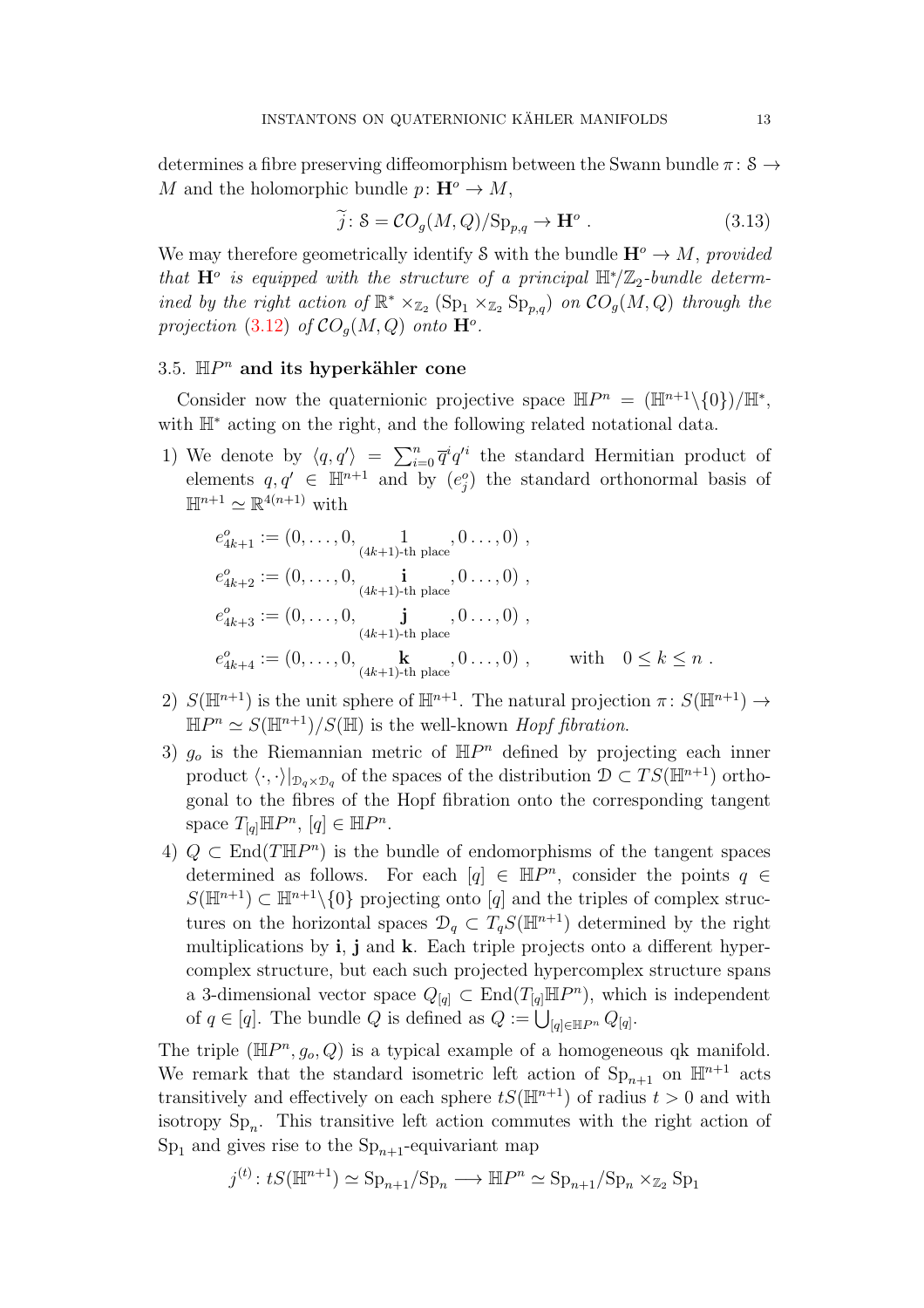determines a fibre preserving diffeomorphism between the Swann bundle $\pi\colon \mathcal{S} \to M$ and the holomorphic bundle $p\colon \mathbf{H}^o \to M$,

$$\widetilde{j}\colon \mathcal{S} = \mathcal{CO}_g(M,Q)/\mathrm{Sp}_{p,q} \to \mathbf{H}^o \,. \tag{3.13}$$

We may therefore geometrically identify $\mathcal{S}$ with the bundle $\mathbf{H}^o \to M$, *provided that* $\mathbf{H}^o$ *is equipped with the structure of a principal* $\mathbb{H}^*/\mathbb{Z}_2$*-bundle determined by the right action of* $\mathbb{R}^* \times_{\mathbb{Z}_2} (\mathrm{Sp}_1 \times_{\mathbb{Z}_2} \mathrm{Sp}_{p,q})$ *on* $\mathcal{CO}_g(M,Q)$ *through the projection* (3.12) *of* $\mathcal{CO}_g(M,Q)$ *onto* $\mathbf{H}^o$.

### 3.5. $\mathbb{H}P^n$ and its hyperkähler cone

Consider now the quaternionic projective space $\mathbb{H}P^n = (\mathbb{H}^{n+1}\setminus\{0\})/\mathbb{H}^*$, with $\mathbb{H}^*$ acting on the right, and the following related notational data.

1) We denote by $\langle q, q'\rangle = \sum_{i=0}^n \overline{q}^i q'^i$ the standard Hermitian product of elements $q, q' \in \mathbb{H}^{n+1}$ and by $(e^o_j)$ the standard orthonormal basis of $\mathbb{H}^{n+1} \simeq \mathbb{R}^{4(n+1)}$ with

$$\begin{aligned}
e^o_{4k+1} &:= (0,\ldots,0,\underset{(4k+1)\text{-th place}}{1},0\ldots,0)\,,\\
e^o_{4k+2} &:= (0,\ldots,0,\underset{(4k+1)\text{-th place}}{\mathbf{i}},0\ldots,0)\,,\\
e^o_{4k+3} &:= (0,\ldots,0,\underset{(4k+1)\text{-th place}}{\mathbf{j}},0\ldots,0)\,,\\
e^o_{4k+4} &:= (0,\ldots,0,\underset{(4k+1)\text{-th place}}{\mathbf{k}},0\ldots,0)\,, \qquad \text{with} \quad 0 \le k \le n\,.
\end{aligned}$$

2) $S(\mathbb{H}^{n+1})$ is the unit sphere of $\mathbb{H}^{n+1}$. The natural projection $\pi\colon S(\mathbb{H}^{n+1}) \to \mathbb{H}P^n \simeq S(\mathbb{H}^{n+1})/S(\mathbb{H})$ is the well-known *Hopf fibration*.

3) $g_o$ is the Riemannian metric of $\mathbb{H}P^n$ defined by projecting each inner product $\langle\cdot,\cdot\rangle|_{\mathcal{D}_q\times\mathcal{D}_q}$ of the spaces of the distribution $\mathcal{D} \subset TS(\mathbb{H}^{n+1})$ orthogonal to the fibres of the Hopf fibration onto the corresponding tangent space $T_{[q]}\mathbb{H}P^n$, $[q] \in \mathbb{H}P^n$.

4) $Q \subset \mathrm{End}(T\mathbb{H}P^n)$ is the bundle of endomorphisms of the tangent spaces determined as follows. For each $[q] \in \mathbb{H}P^n$, consider the points $q \in S(\mathbb{H}^{n+1}) \subset \mathbb{H}^{n+1}\setminus\{0\}$ projecting onto $[q]$ and the triples of complex structures on the horizontal spaces $\mathcal{D}_q \subset T_qS(\mathbb{H}^{n+1})$ determined by the right multiplications by $\mathbf{i}$, $\mathbf{j}$ and $\mathbf{k}$. Each triple projects onto a different hypercomplex structure, but each such projected hypercomplex structure spans a 3-dimensional vector space $Q_{[q]} \subset \mathrm{End}(T_{[q]}\mathbb{H}P^n)$, which is independent of $q \in [q]$. The bundle $Q$ is defined as $Q := \bigcup_{[q]\in\mathbb{H}P^n} Q_{[q]}$.

The triple $(\mathbb{H}P^n, g_o, Q)$ is a typical example of a homogeneous qk manifold. We remark that the standard isometric left action of $\mathrm{Sp}_{n+1}$ on $\mathbb{H}^{n+1}$ acts transitively and effectively on each sphere $tS(\mathbb{H}^{n+1})$ of radius $t > 0$ and with isotropy $\mathrm{Sp}_n$. This transitive left action commutes with the right action of $\mathrm{Sp}_1$ and gives rise to the $\mathrm{Sp}_{n+1}$-equivariant map

$$j^{(t)}\colon tS(\mathbb{H}^{n+1}) \simeq \mathrm{Sp}_{n+1}/\mathrm{Sp}_n \longrightarrow \mathbb{H}P^n \simeq \mathrm{Sp}_{n+1}/\mathrm{Sp}_n \times_{\mathbb{Z}_2} \mathrm{Sp}_1$$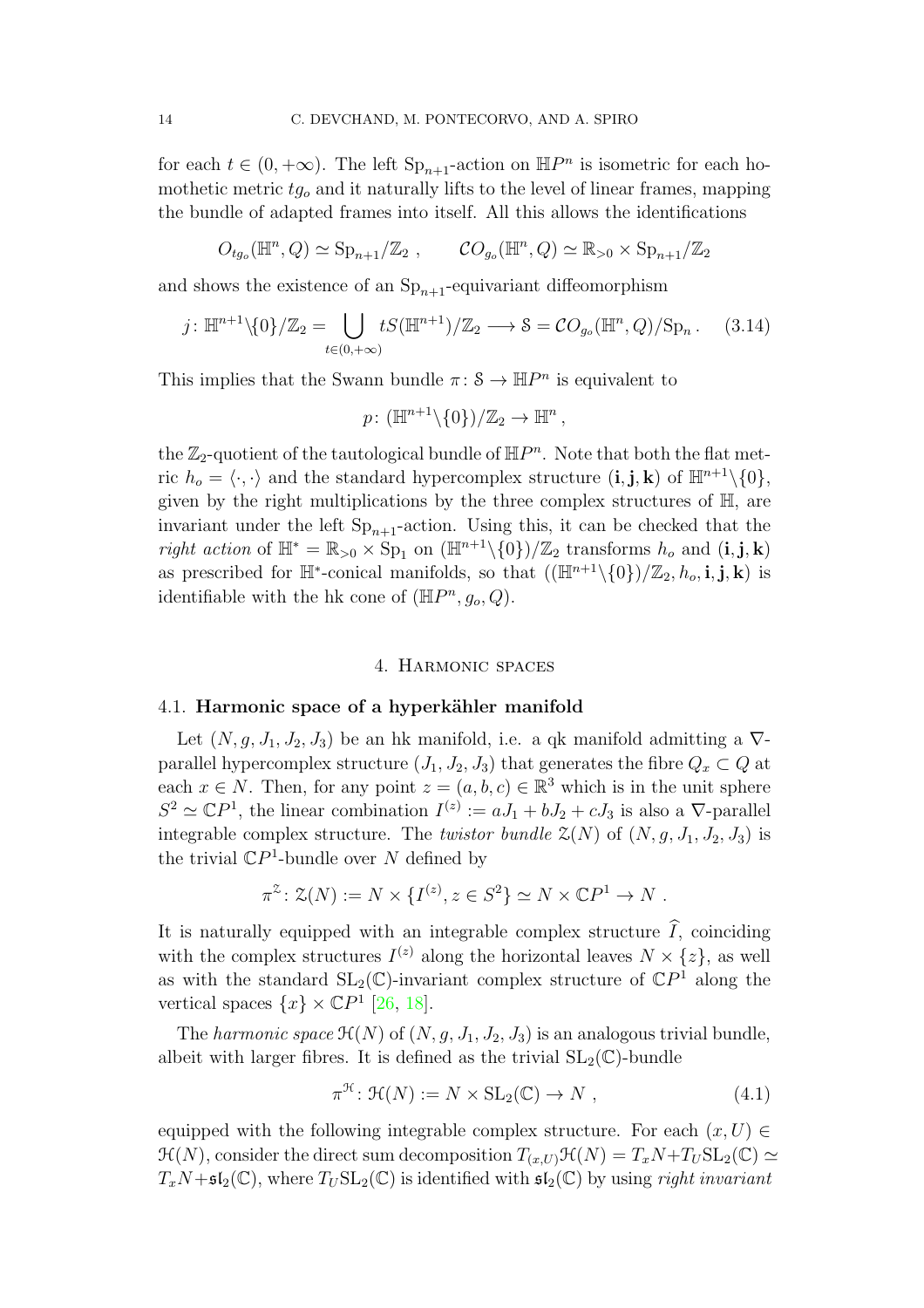for each $t \in (0, +\infty)$. The left $\mathrm{Sp}_{n+1}$-action on $\mathbb{H}P^n$ is isometric for each homothetic metric $tg_o$ and it naturally lifts to the level of linear frames, mapping the bundle of adapted frames into itself. All this allows the identifications

$$O_{tg_o}(\mathbb{H}^n, Q) \simeq \mathrm{Sp}_{n+1}/\mathbb{Z}_2 \ , \qquad \mathcal{C}O_{g_o}(\mathbb{H}^n, Q) \simeq \mathbb{R}_{>0} \times \mathrm{Sp}_{n+1}/\mathbb{Z}_2$$

and shows the existence of an $\mathrm{Sp}_{n+1}$-equivariant diffeomorphism

$$j \colon \mathbb{H}^{n+1}\backslash\{0\}/\mathbb{Z}_2 = \bigcup_{t\in(0,+\infty)} tS(\mathbb{H}^{n+1})/\mathbb{Z}_2 \longrightarrow \mathcal{S} = \mathcal{C}O_{g_o}(\mathbb{H}^n, Q)/\mathrm{Sp}_n \, . \quad (3.14)$$

This implies that the Swann bundle $\pi \colon \mathcal{S} \to \mathbb{H}P^n$ is equivalent to

$$p \colon (\mathbb{H}^{n+1}\backslash\{0\})/\mathbb{Z}_2 \to \mathbb{H}^n \, ,$$

the $\mathbb{Z}_2$-quotient of the tautological bundle of $\mathbb{H}P^n$. Note that both the flat metric $h_o = \langle \cdot, \cdot \rangle$ and the standard hypercomplex structure $(\mathbf{i}, \mathbf{j}, \mathbf{k})$ of $\mathbb{H}^{n+1}\backslash\{0\}$, given by the right multiplications by the three complex structures of $\mathbb{H}$, are invariant under the left $\mathrm{Sp}_{n+1}$-action. Using this, it can be checked that the *right action* of $\mathbb{H}^* = \mathbb{R}_{>0} \times \mathrm{Sp}_1$ on $(\mathbb{H}^{n+1}\backslash\{0\})/\mathbb{Z}_2$ transforms $h_o$ and $(\mathbf{i}, \mathbf{j}, \mathbf{k})$ as prescribed for $\mathbb{H}^*$-conical manifolds, so that $((\mathbb{H}^{n+1}\backslash\{0\})/\mathbb{Z}_2, h_o, \mathbf{i}, \mathbf{j}, \mathbf{k})$ is identifiable with the hk cone of $(\mathbb{H}P^n, g_o, Q)$.

## 4. Harmonic spaces

### 4.1. Harmonic space of a hyperkähler manifold

Let $(N, g, J_1, J_2, J_3)$ be an hk manifold, i.e. a qk manifold admitting a $\nabla$-parallel hypercomplex structure $(J_1, J_2, J_3)$ that generates the fibre $Q_x \subset Q$ at each $x \in N$. Then, for any point $z = (a, b, c) \in \mathbb{R}^3$ which is in the unit sphere $S^2 \simeq \mathbb{C}P^1$, the linear combination $I^{(z)} := aJ_1 + bJ_2 + cJ_3$ is also a $\nabla$-parallel integrable complex structure. The *twistor bundle* $\mathcal{Z}(N)$ of $(N, g, J_1, J_2, J_3)$ is the trivial $\mathbb{C}P^1$-bundle over $N$ defined by

$$\pi^{\mathcal{Z}} \colon \mathcal{Z}(N) := N \times \{I^{(z)}, z \in S^2\} \simeq N \times \mathbb{C}P^1 \to N \ .$$

It is naturally equipped with an integrable complex structure $\widehat{I}$, coinciding with the complex structures $I^{(z)}$ along the horizontal leaves $N \times \{z\}$, as well as with the standard $\mathrm{SL}_2(\mathbb{C})$-invariant complex structure of $\mathbb{C}P^1$ along the vertical spaces $\{x\} \times \mathbb{C}P^1$ [26, 18].

The *harmonic space* $\mathcal{H}(N)$ of $(N, g, J_1, J_2, J_3)$ is an analogous trivial bundle, albeit with larger fibres. It is defined as the trivial $\mathrm{SL}_2(\mathbb{C})$-bundle

$$\pi^{\mathcal{H}} \colon \mathcal{H}(N) := N \times \mathrm{SL}_2(\mathbb{C}) \to N \ , \quad (4.1)$$

equipped with the following integrable complex structure. For each $(x, U) \in \mathcal{H}(N)$, consider the direct sum decomposition $T_{(x,U)}\mathcal{H}(N) = T_xN + T_U\mathrm{SL}_2(\mathbb{C}) \simeq T_xN + \mathfrak{sl}_2(\mathbb{C})$, where $T_U\mathrm{SL}_2(\mathbb{C})$ is identified with $\mathfrak{sl}_2(\mathbb{C})$ by using *right invariant*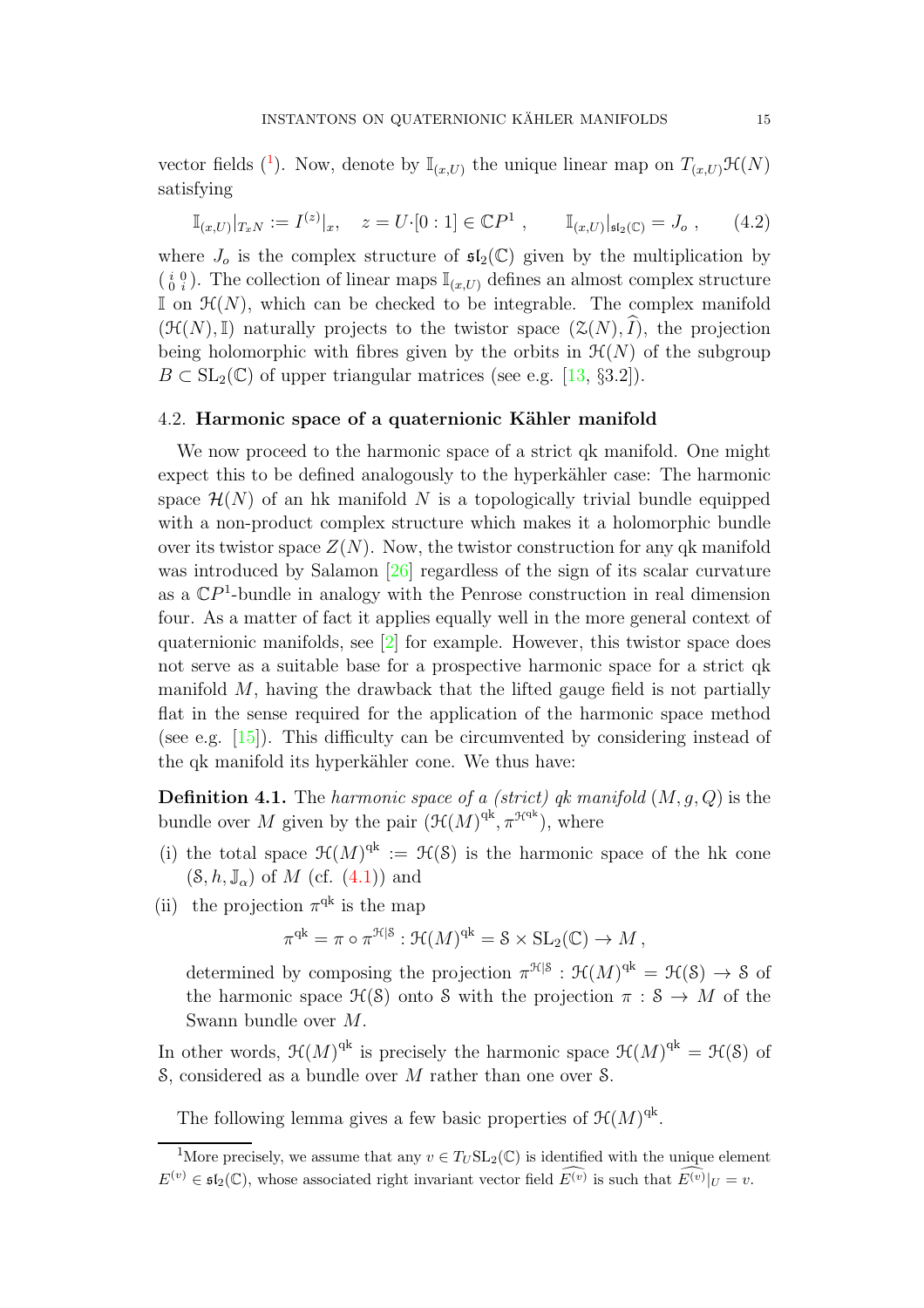vector fields ([1]). Now, denote by $\mathbb{I}_{(x,U)}$ the unique linear map on $T_{(x,U)}\mathcal{H}(N)$ satisfying

$$\mathbb{I}_{(x,U)}|_{T_xN} := I^{(z)}|_x, \quad z = U{\cdot}[0:1] \in \mathbb{C}P^1 , \qquad \mathbb{I}_{(x,U)}|_{\mathfrak{sl}_2(\mathbb{C})} = J_o , \tag{4.2}$$

where $J_o$ is the complex structure of $\mathfrak{sl}_2(\mathbb{C})$ given by the multiplication by $\left(\begin{smallmatrix} i & 0 \\ 0 & i \end{smallmatrix}\right)$. The collection of linear maps $\mathbb{I}_{(x,U)}$ defines an almost complex structure $\mathbb{I}$ on $\mathcal{H}(N)$, which can be checked to be integrable. The complex manifold $(\mathcal{H}(N), \mathbb{I})$ naturally projects to the twistor space $(\mathcal{Z}(N), \widehat{I})$, the projection being holomorphic with fibres given by the orbits in $\mathcal{H}(N)$ of the subgroup $B \subset \mathrm{SL}_2(\mathbb{C})$ of upper triangular matrices (see e.g. [13, §3.2]).

## 4.2. Harmonic space of a quaternionic Kähler manifold

We now proceed to the harmonic space of a strict qk manifold. One might expect this to be defined analogously to the hyperkähler case: The harmonic space $\mathcal{H}(N)$ of an hk manifold $N$ is a topologically trivial bundle equipped with a non-product complex structure which makes it a holomorphic bundle over its twistor space $Z(N)$. Now, the twistor construction for any qk manifold was introduced by Salamon [26] regardless of the sign of its scalar curvature as a $\mathbb{C}P^1$-bundle in analogy with the Penrose construction in real dimension four. As a matter of fact it applies equally well in the more general context of quaternionic manifolds, see [2] for example. However, this twistor space does not serve as a suitable base for a prospective harmonic space for a strict qk manifold $M$, having the drawback that the lifted gauge field is not partially flat in the sense required for the application of the harmonic space method (see e.g. [15]). This difficulty can be circumvented by considering instead of the qk manifold its hyperkähler cone. We thus have:

**Definition 4.1.** The *harmonic space of a (strict) qk manifold* $(M, g, Q)$ is the bundle over $M$ given by the pair $(\mathcal{H}(M)^{\mathrm{qk}}, \pi^{\mathcal{H}^{\mathrm{qk}}})$, where

(i) the total space $\mathcal{H}(M)^{\mathrm{qk}} := \mathcal{H}(\mathcal{S})$ is the harmonic space of the hk cone $(\mathcal{S}, h, \mathbb{J}_\alpha)$ of $M$ (cf. (4.1)) and

(ii) the projection $\pi^{\mathrm{qk}}$ is the map

$$\pi^{\mathrm{qk}} = \pi \circ \pi^{\mathcal{H}|\mathcal{S}} : \mathcal{H}(M)^{\mathrm{qk}} = \mathcal{S} \times \mathrm{SL}_2(\mathbb{C}) \to M ,$$

determined by composing the projection $\pi^{\mathcal{H}|\mathcal{S}} : \mathcal{H}(M)^{\mathrm{qk}} = \mathcal{H}(\mathcal{S}) \to \mathcal{S}$ of the harmonic space $\mathcal{H}(\mathcal{S})$ onto $\mathcal{S}$ with the projection $\pi : \mathcal{S} \to M$ of the Swann bundle over $M$.

In other words, $\mathcal{H}(M)^{\mathrm{qk}}$ is precisely the harmonic space $\mathcal{H}(M)^{\mathrm{qk}} = \mathcal{H}(\mathcal{S})$ of $\mathcal{S}$, considered as a bundle over $M$ rather than one over $\mathcal{S}$.

The following lemma gives a few basic properties of $\mathcal{H}(M)^{\mathrm{qk}}$.

---

[1] More precisely, we assume that any $v \in T_U\mathrm{SL}_2(\mathbb{C})$ is identified with the unique element $E^{(v)} \in \mathfrak{sl}_2(\mathbb{C})$, whose associated right invariant vector field $\widehat{E^{(v)}}$ is such that $\widehat{E^{(v)}}|_U = v$.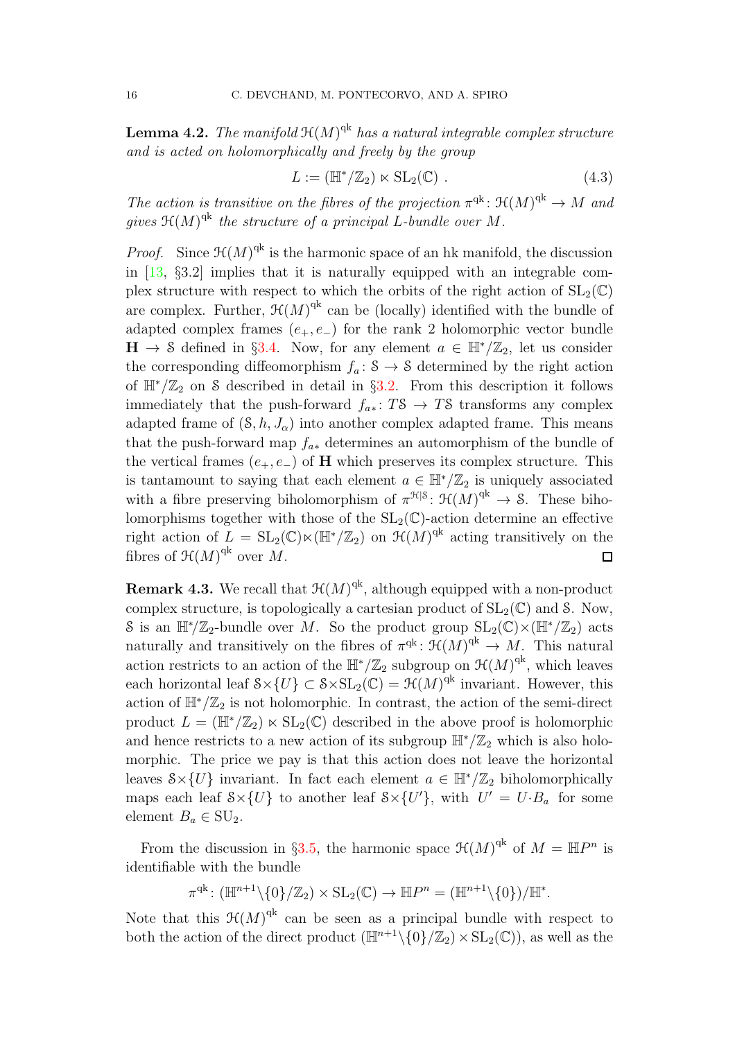**Lemma 4.2.** *The manifold $\mathcal{H}(M)^{\mathrm{qk}}$ has a natural integrable complex structure and is acted on holomorphically and freely by the group*

$$L := (\mathbb{H}^*/\mathbb{Z}_2) \ltimes \mathrm{SL}_2(\mathbb{C}) \ . \tag{4.3}$$

*The action is transitive on the fibres of the projection $\pi^{\mathrm{qk}} \colon \mathcal{H}(M)^{\mathrm{qk}} \to M$ and gives $\mathcal{H}(M)^{\mathrm{qk}}$ the structure of a principal $L$-bundle over $M$.*

*Proof.* Since $\mathcal{H}(M)^{\mathrm{qk}}$ is the harmonic space of an hk manifold, the discussion in [13, §3.2] implies that it is naturally equipped with an integrable complex structure with respect to which the orbits of the right action of $\mathrm{SL}_2(\mathbb{C})$ are complex. Further, $\mathcal{H}(M)^{\mathrm{qk}}$ can be (locally) identified with the bundle of adapted complex frames $(e_+, e_-)$ for the rank 2 holomorphic vector bundle $\mathbf{H} \to \mathcal{S}$ defined in §3.4. Now, for any element $a \in \mathbb{H}^*/\mathbb{Z}_2$, let us consider the corresponding diffeomorphism $f_a \colon \mathcal{S} \to \mathcal{S}$ determined by the right action of $\mathbb{H}^*/\mathbb{Z}_2$ on $\mathcal{S}$ described in detail in §3.2. From this description it follows immediately that the push-forward $f_{a*} \colon T\mathcal{S} \to T\mathcal{S}$ transforms any complex adapted frame of $(\mathcal{S}, h, J_\alpha)$ into another complex adapted frame. This means that the push-forward map $f_{a*}$ determines an automorphism of the bundle of the vertical frames $(e_+, e_-)$ of $\mathbf{H}$ which preserves its complex structure. This is tantamount to saying that each element $a \in \mathbb{H}^*/\mathbb{Z}_2$ is uniquely associated with a fibre preserving biholomorphism of $\pi^{\mathcal{H}|\mathcal{S}} \colon \mathcal{H}(M)^{\mathrm{qk}} \to \mathcal{S}$. These biholomorphisms together with those of the $\mathrm{SL}_2(\mathbb{C})$-action determine an effective right action of $L = \mathrm{SL}_2(\mathbb{C}) \ltimes (\mathbb{H}^*/\mathbb{Z}_2)$ on $\mathcal{H}(M)^{\mathrm{qk}}$ acting transitively on the fibres of $\mathcal{H}(M)^{\mathrm{qk}}$ over $M$. □

**Remark 4.3.** We recall that $\mathcal{H}(M)^{\mathrm{qk}}$, although equipped with a non-product complex structure, is topologically a cartesian product of $\mathrm{SL}_2(\mathbb{C})$ and $\mathcal{S}$. Now, $\mathcal{S}$ is an $\mathbb{H}^*/\mathbb{Z}_2$-bundle over $M$. So the product group $\mathrm{SL}_2(\mathbb{C}) \times (\mathbb{H}^*/\mathbb{Z}_2)$ acts naturally and transitively on the fibres of $\pi^{\mathrm{qk}} \colon \mathcal{H}(M)^{\mathrm{qk}} \to M$. This natural action restricts to an action of the $\mathbb{H}^*/\mathbb{Z}_2$ subgroup on $\mathcal{H}(M)^{\mathrm{qk}}$, which leaves each horizontal leaf $\mathcal{S} \times \{U\} \subset \mathcal{S} \times \mathrm{SL}_2(\mathbb{C}) = \mathcal{H}(M)^{\mathrm{qk}}$ invariant. However, this action of $\mathbb{H}^*/\mathbb{Z}_2$ is not holomorphic. In contrast, the action of the semi-direct product $L = (\mathbb{H}^*/\mathbb{Z}_2) \ltimes \mathrm{SL}_2(\mathbb{C})$ described in the above proof is holomorphic and hence restricts to a new action of its subgroup $\mathbb{H}^*/\mathbb{Z}_2$ which is also holomorphic. The price we pay is that this action does not leave the horizontal leaves $\mathcal{S} \times \{U\}$ invariant. In fact each element $a \in \mathbb{H}^*/\mathbb{Z}_2$ biholomorphically maps each leaf $\mathcal{S} \times \{U\}$ to another leaf $\mathcal{S} \times \{U'\}$, with $U' = U \cdot B_a$ for some element $B_a \in \mathrm{SU}_2$.

From the discussion in §3.5, the harmonic space $\mathcal{H}(M)^{\mathrm{qk}}$ of $M = \mathbb{H}P^n$ is identifiable with the bundle

$$\pi^{\mathrm{qk}} \colon (\mathbb{H}^{n+1} \backslash \{0\}/\mathbb{Z}_2) \times \mathrm{SL}_2(\mathbb{C}) \to \mathbb{H}P^n = (\mathbb{H}^{n+1} \backslash \{0\})/\mathbb{H}^*.$$

Note that this $\mathcal{H}(M)^{\mathrm{qk}}$ can be seen as a principal bundle with respect to both the action of the direct product $(\mathbb{H}^{n+1} \backslash \{0\}/\mathbb{Z}_2) \times \mathrm{SL}_2(\mathbb{C}))$, as well as the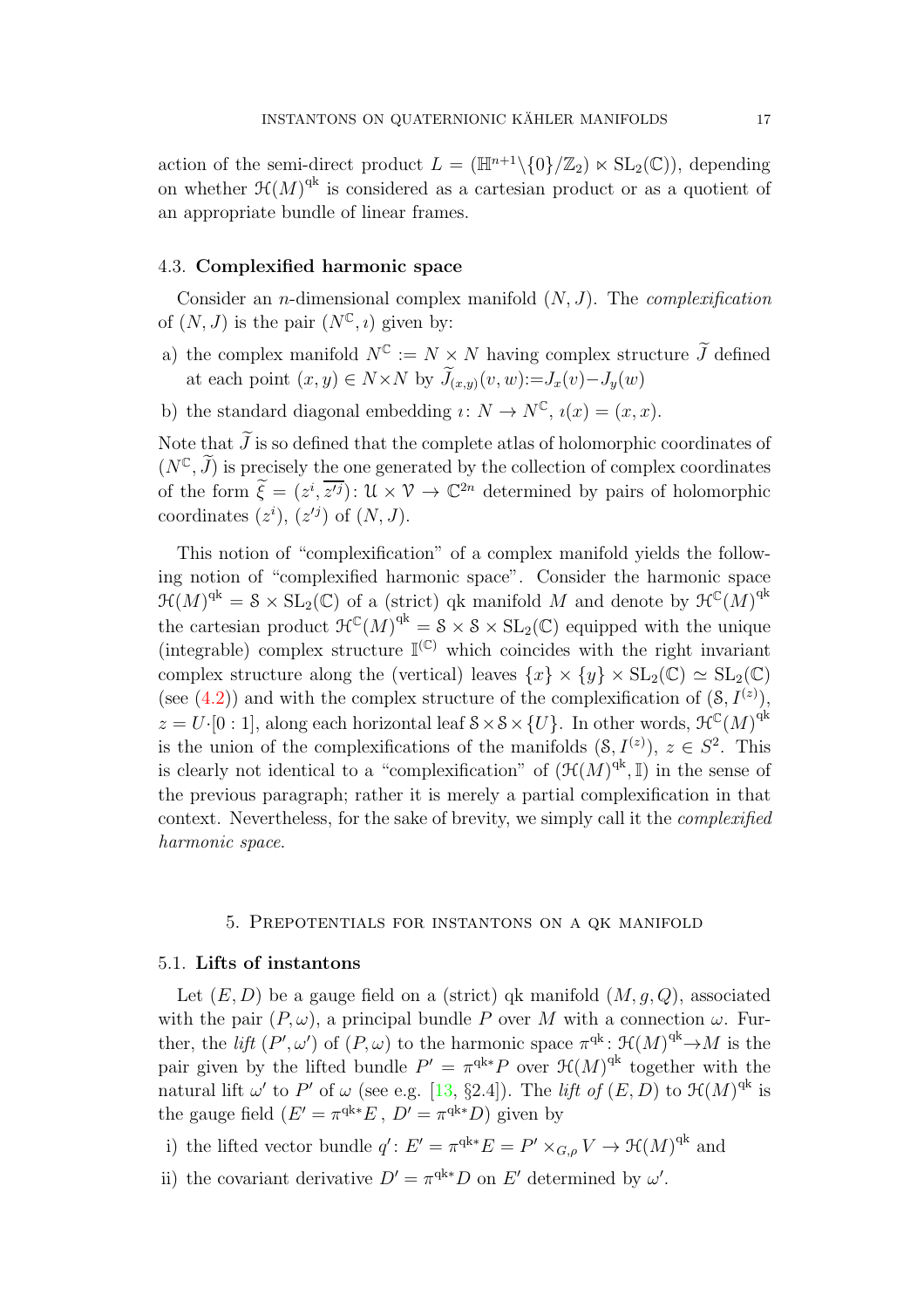action of the semi-direct product $L = (\mathbb{H}^{n+1}\backslash\{0\}/\mathbb{Z}_2) \ltimes \mathrm{SL}_2(\mathbb{C}))$, depending on whether $\mathcal{H}(M)^{\mathrm{qk}}$ is considered as a cartesian product or as a quotient of an appropriate bundle of linear frames.

### 4.3. Complexified harmonic space

Consider an $n$-dimensional complex manifold $(N, J)$. The *complexification* of $(N, J)$ is the pair $(N^{\mathbb{C}}, \imath)$ given by:

a) the complex manifold $N^{\mathbb{C}} := N \times N$ having complex structure $\widetilde{J}$ defined at each point $(x, y) \in N \times N$ by $\widetilde{J}_{(x,y)}(v, w) := J_x(v) - J_y(w)$

b) the standard diagonal embedding $\imath \colon N \to N^{\mathbb{C}}$, $\imath(x) = (x, x)$.

Note that $\widetilde{J}$ is so defined that the complete atlas of holomorphic coordinates of $(N^{\mathbb{C}}, \widetilde{J})$ is precisely the one generated by the collection of complex coordinates of the form $\widetilde{\xi} = (z^i, \overline{z'^j}) \colon \mathcal{U} \times \mathcal{V} \to \mathbb{C}^{2n}$ determined by pairs of holomorphic coordinates $(z^i)$, $(z'^j)$ of $(N, J)$.

This notion of "complexification" of a complex manifold yields the following notion of "complexified harmonic space". Consider the harmonic space $\mathcal{H}(M)^{\mathrm{qk}} = \mathcal{S} \times \mathrm{SL}_2(\mathbb{C})$ of a (strict) qk manifold $M$ and denote by $\mathcal{H}^{\mathbb{C}}(M)^{\mathrm{qk}}$ the cartesian product $\mathcal{H}^{\mathbb{C}}(M)^{\mathrm{qk}} = \mathcal{S} \times \mathcal{S} \times \mathrm{SL}_2(\mathbb{C})$ equipped with the unique (integrable) complex structure $\mathbb{I}^{(\mathbb{C})}$ which coincides with the right invariant complex structure along the (vertical) leaves $\{x\} \times \{y\} \times \mathrm{SL}_2(\mathbb{C}) \simeq \mathrm{SL}_2(\mathbb{C})$ (see (4.2)) and with the complex structure of the complexification of $(\mathcal{S}, I^{(z)})$, $z = U{\cdot}[0:1]$, along each horizontal leaf $\mathcal{S} \times \mathcal{S} \times \{U\}$. In other words, $\mathcal{H}^{\mathbb{C}}(M)^{\mathrm{qk}}$ is the union of the complexifications of the manifolds $(\mathcal{S}, I^{(z)})$, $z \in S^2$. This is clearly not identical to a "complexification" of $(\mathcal{H}(M)^{\mathrm{qk}}, \mathbb{I})$ in the sense of the previous paragraph; rather it is merely a partial complexification in that context. Nevertheless, for the sake of brevity, we simply call it the *complexified harmonic space*.

## 5. Prepotentials for instantons on a qk manifold

### 5.1. Lifts of instantons

Let $(E, D)$ be a gauge field on a (strict) qk manifold $(M, g, Q)$, associated with the pair $(P, \omega)$, a principal bundle $P$ over $M$ with a connection $\omega$. Further, the *lift* $(P', \omega')$ of $(P, \omega)$ to the harmonic space $\pi^{\mathrm{qk}} \colon \mathcal{H}(M)^{\mathrm{qk}} \to M$ is the pair given by the lifted bundle $P' = \pi^{\mathrm{qk}*}P$ over $\mathcal{H}(M)^{\mathrm{qk}}$ together with the natural lift $\omega'$ to $P'$ of $\omega$ (see e.g. [13, §2.4]). The *lift of* $(E, D)$ to $\mathcal{H}(M)^{\mathrm{qk}}$ is the gauge field $(E' = \pi^{\mathrm{qk}*}E\,,\ D' = \pi^{\mathrm{qk}*}D)$ given by

i) the lifted vector bundle $q' \colon E' = \pi^{\mathrm{qk}*}E = P' \times_{G,\rho} V \to \mathcal{H}(M)^{\mathrm{qk}}$ and

ii) the covariant derivative $D' = \pi^{\mathrm{qk}*}D$ on $E'$ determined by $\omega'$.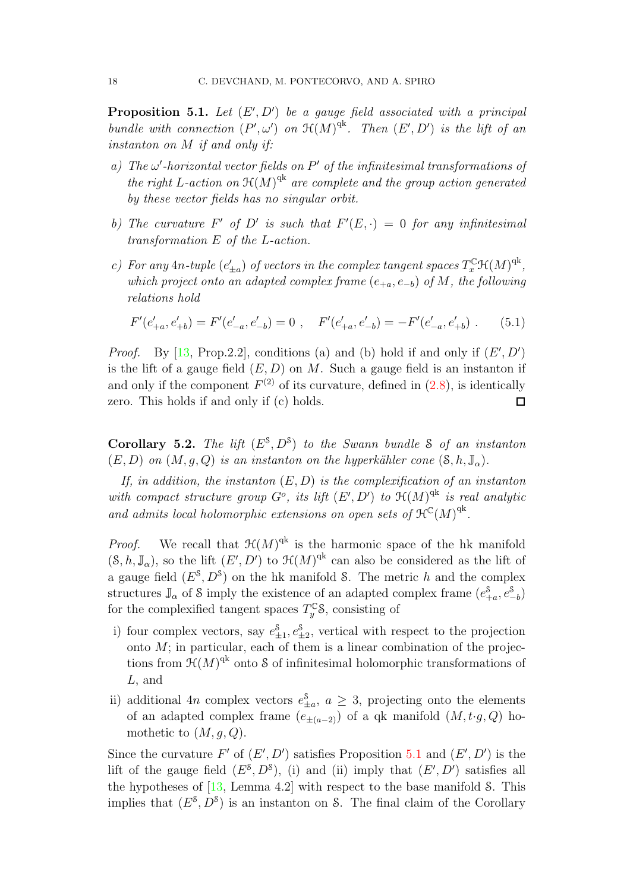**Proposition 5.1.** *Let $(E', D')$ be a gauge field associated with a principal bundle with connection $(P', \omega')$ on $\mathcal{H}(M)^{\mathrm{qk}}$. Then $(E', D')$ is the lift of an instanton on $M$ if and only if:*

*a) The $\omega'$-horizontal vector fields on $P'$ of the infinitesimal transformations of the right $L$-action on $\mathcal{H}(M)^{\mathrm{qk}}$ are complete and the group action generated by these vector fields has no singular orbit.*

*b) The curvature $F'$ of $D'$ is such that $F'(E, \cdot) = 0$ for any infinitesimal transformation $E$ of the $L$-action.*

*c) For any $4n$-tuple $(e'_{\pm a})$ of vectors in the complex tangent spaces $T^{\mathbb{C}}_x \mathcal{H}(M)^{\mathrm{qk}}$, which project onto an adapted complex frame $(e_{+a}, e_{-b})$ of $M$, the following relations hold*

$$F'(e'_{+a}, e'_{+b}) = F'(e'_{-a}, e'_{-b}) = 0 \ , \quad F'(e'_{+a}, e'_{-b}) = -F'(e'_{-a}, e'_{+b}) \ . \tag{5.1}$$

*Proof.* By [13, Prop.2.2], conditions (a) and (b) hold if and only if $(E', D')$ is the lift of a gauge field $(E, D)$ on $M$. Such a gauge field is an instanton if and only if the component $F^{(2)}$ of its curvature, defined in (2.8), is identically zero. This holds if and only if (c) holds. □

**Corollary 5.2.** *The lift $(E^{\mathcal{S}}, D^{\mathcal{S}})$ to the Swann bundle $\mathcal{S}$ of an instanton $(E, D)$ on $(M, g, Q)$ is an instanton on the hyperkähler cone $(\mathcal{S}, h, \mathbb{J}_\alpha)$.*

*If, in addition, the instanton $(E, D)$ is the complexification of an instanton with compact structure group $G^o$, its lift $(E', D')$ to $\mathcal{H}(M)^{\mathrm{qk}}$ is real analytic and admits local holomorphic extensions on open sets of $\mathcal{H}^{\mathbb{C}}(M)^{\mathrm{qk}}$.*

*Proof.* We recall that $\mathcal{H}(M)^{\mathrm{qk}}$ is the harmonic space of the hk manifold $(\mathcal{S}, h, \mathbb{J}_\alpha)$, so the lift $(E', D')$ to $\mathcal{H}(M)^{\mathrm{qk}}$ can also be considered as the lift of a gauge field $(E^{\mathcal{S}}, D^{\mathcal{S}})$ on the hk manifold $\mathcal{S}$. The metric $h$ and the complex structures $\mathbb{J}_\alpha$ of $\mathcal{S}$ imply the existence of an adapted complex frame $(e^{\mathcal{S}}_{+a}, e^{\mathcal{S}}_{-b})$ for the complexified tangent spaces $T^{\mathbb{C}}_y \mathcal{S}$, consisting of

i) four complex vectors, say $e^{\mathcal{S}}_{\pm 1}, e^{\mathcal{S}}_{\pm 2}$, vertical with respect to the projection onto $M$; in particular, each of them is a linear combination of the projections from $\mathcal{H}(M)^{\mathrm{qk}}$ onto $\mathcal{S}$ of infinitesimal holomorphic transformations of $L$, and

ii) additional $4n$ complex vectors $e^{\mathcal{S}}_{\pm a}$, $a \geq 3$, projecting onto the elements of an adapted complex frame $(e_{\pm(a-2)})$ of a qk manifold $(M, t{\cdot}g, Q)$ homothetic to $(M, g, Q)$.

Since the curvature $F'$ of $(E', D')$ satisfies Proposition 5.1 and $(E', D')$ is the lift of the gauge field $(E^{\mathcal{S}}, D^{\mathcal{S}})$, (i) and (ii) imply that $(E', D')$ satisfies all the hypotheses of [13, Lemma 4.2] with respect to the base manifold $\mathcal{S}$. This implies that $(E^{\mathcal{S}}, D^{\mathcal{S}})$ is an instanton on $\mathcal{S}$. The final claim of the Corollary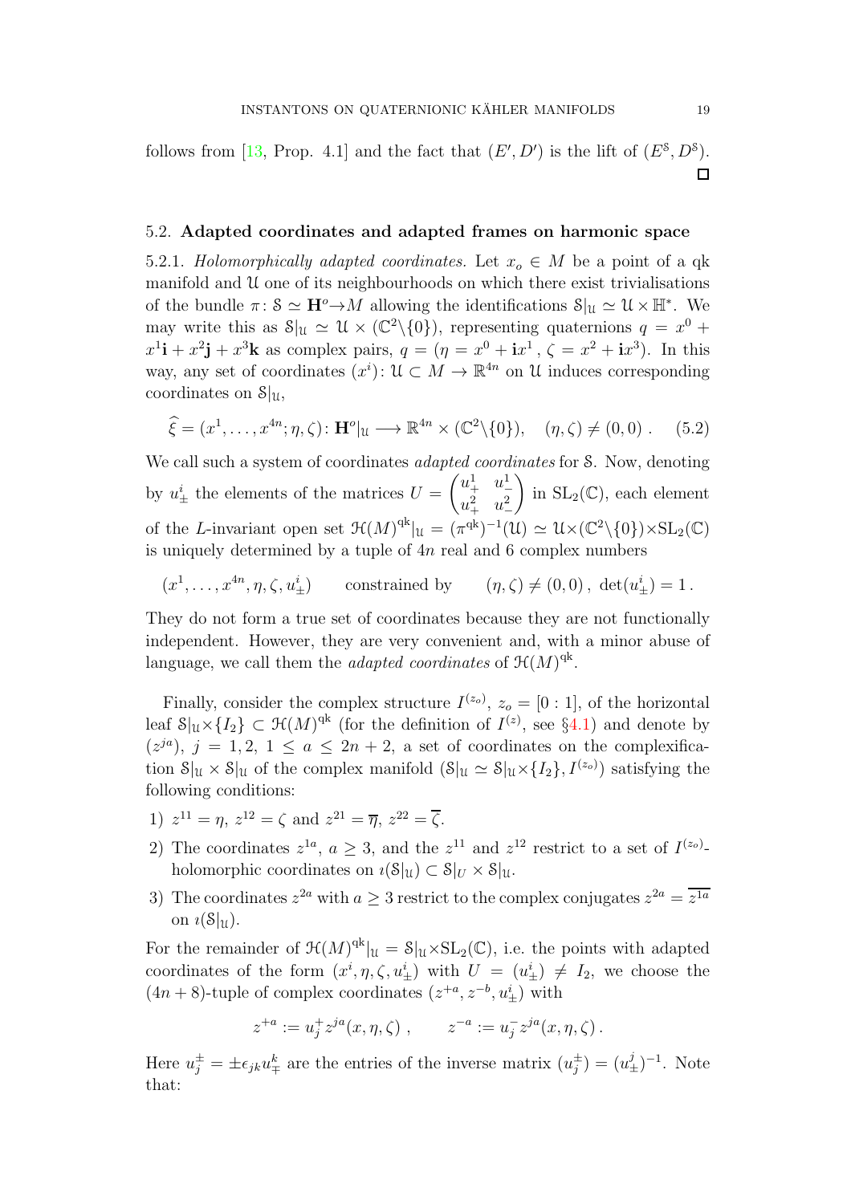follows from [13, Prop. 4.1] and the fact that $(E', D')$ is the lift of $(E^{\mathcal{S}}, D^{\mathcal{S}})$. □

### 5.2. Adapted coordinates and adapted frames on harmonic space

5.2.1. *Holomorphically adapted coordinates.* Let $x_o \in M$ be a point of a qk manifold and $\mathcal{U}$ one of its neighbourhoods on which there exist trivialisations of the bundle $\pi \colon \mathcal{S} \simeq \mathbf{H}^o \to M$ allowing the identifications $\mathcal{S}|_{\mathcal{U}} \simeq \mathcal{U} \times \mathbb{H}^*$. We may write this as $\mathcal{S}|_{\mathcal{U}} \simeq \mathcal{U} \times (\mathbb{C}^2 \backslash \{0\})$, representing quaternions $q = x^0 + x^1\mathbf{i} + x^2\mathbf{j} + x^3\mathbf{k}$ as complex pairs, $q = (\eta = x^0 + \mathbf{i}x^1, \zeta = x^2 + \mathbf{i}x^3)$. In this way, any set of coordinates $(x^i) \colon \mathcal{U} \subset M \to \mathbb{R}^{4n}$ on $\mathcal{U}$ induces corresponding coordinates on $\mathcal{S}|_{\mathcal{U}}$,

$$\widehat{\xi} = (x^1, \ldots, x^{4n}; \eta, \zeta) \colon \mathbf{H}^o|_{\mathcal{U}} \longrightarrow \mathbb{R}^{4n} \times (\mathbb{C}^2 \backslash \{0\}), \quad (\eta, \zeta) \neq (0, 0) \ . \tag{5.2}$$

We call such a system of coordinates *adapted coordinates* for $\mathcal{S}$. Now, denoting by $u^i_\pm$ the elements of the matrices $U = \begin{pmatrix} u^1_+ & u^1_- \\ u^2_+ & u^2_- \end{pmatrix}$ in $\mathrm{SL}_2(\mathbb{C})$, each element of the $L$-invariant open set $\mathcal{H}(M)^{\mathrm{qk}}|_{\mathcal{U}} = (\pi^{\mathrm{qk}})^{-1}(\mathcal{U}) \simeq \mathcal{U} \times (\mathbb{C}^2 \backslash \{0\}) \times \mathrm{SL}_2(\mathbb{C})$ is uniquely determined by a tuple of $4n$ real and 6 complex numbers

$$(x^1, \ldots, x^{4n}, \eta, \zeta, u^i_\pm) \qquad \text{constrained by} \qquad (\eta, \zeta) \neq (0, 0) \, , \ \det(u^i_\pm) = 1 \, .$$

They do not form a true set of coordinates because they are not functionally independent. However, they are very convenient and, with a minor abuse of language, we call them the *adapted coordinates* of $\mathcal{H}(M)^{\mathrm{qk}}$.

Finally, consider the complex structure $I^{(z_o)}$, $z_o = [0 : 1]$, of the horizontal leaf $\mathcal{S}|_{\mathcal{U}} \times \{I_2\} \subset \mathcal{H}(M)^{\mathrm{qk}}$ (for the definition of $I^{(z)}$, see §4.1) and denote by $(z^{ja})$, $j = 1, 2$, $1 \leq a \leq 2n + 2$, a set of coordinates on the complexification $\mathcal{S}|_{\mathcal{U}} \times \mathcal{S}|_{\mathcal{U}}$ of the complex manifold $(\mathcal{S}|_{\mathcal{U}} \simeq \mathcal{S}|_{\mathcal{U}} \times \{I_2\}, I^{(z_o)})$ satisfying the following conditions:

1) $z^{11} = \eta$, $z^{12} = \zeta$ and $z^{21} = \overline{\eta}$, $z^{22} = \overline{\zeta}$.
2) The coordinates $z^{1a}$, $a \geq 3$, and the $z^{11}$ and $z^{12}$ restrict to a set of $I^{(z_o)}$-holomorphic coordinates on $\imath(\mathcal{S}|_{\mathcal{U}}) \subset \mathcal{S}|_U \times \mathcal{S}|_{\mathcal{U}}$.
3) The coordinates $z^{2a}$ with $a \geq 3$ restrict to the complex conjugates $z^{2a} = \overline{z^{1a}}$ on $\imath(\mathcal{S}|_{\mathcal{U}})$.

For the remainder of $\mathcal{H}(M)^{\mathrm{qk}}|_{\mathcal{U}} = \mathcal{S}|_{\mathcal{U}} \times \mathrm{SL}_2(\mathbb{C})$, i.e. the points with adapted coordinates of the form $(x^i, \eta, \zeta, u^i_\pm)$ with $U = (u^i_\pm) \neq I_2$, we choose the $(4n+8)$-tuple of complex coordinates $(z^{+a}, z^{-b}, u^i_\pm)$ with

$$z^{+a} := u^+_j z^{ja}(x, \eta, \zeta) \ , \qquad z^{-a} := u^-_j z^{ja}(x, \eta, \zeta) \, .$$

Here $u^\pm_j = \pm \epsilon_{jk} u^k_\mp$ are the entries of the inverse matrix $(u^\pm_j) = (u^j_\pm)^{-1}$. Note that: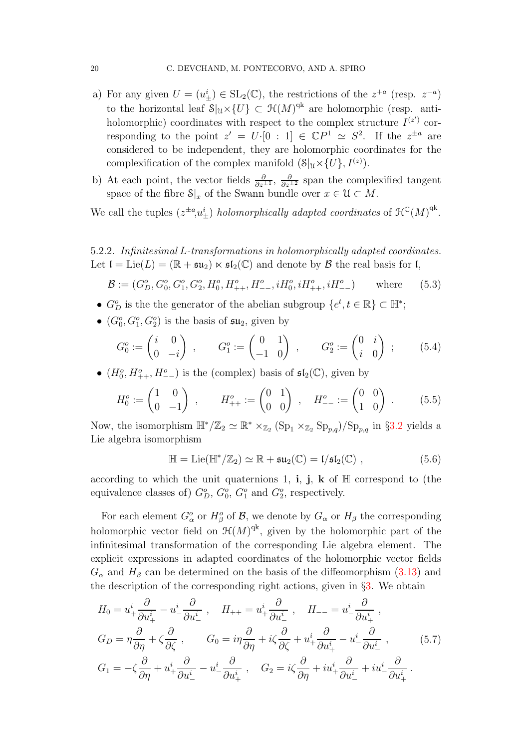a) For any given $U = (u^i_\pm) \in \mathrm{SL}_2(\mathbb{C})$, the restrictions of the $z^{+a}$ (resp. $z^{-a}$) to the horizontal leaf $\mathcal{S}|_{\mathcal{U}} \times \{U\} \subset \mathcal{H}(M)^{\mathrm{qk}}$ are holomorphic (resp. anti-holomorphic) coordinates with respect to the complex structure $I^{(z')}$ corresponding to the point $z' = U \cdot [0:1] \in \mathbb{C}P^1 \simeq S^2$. If the $z^{\pm a}$ are considered to be independent, they are holomorphic coordinates for the complexification of the complex manifold $(\mathcal{S}|_{\mathcal{U}} \times \{U\}, I^{(z)})$.

b) At each point, the vector fields $\frac{\partial}{\partial z^{\pm 1}}$, $\frac{\partial}{\partial z^{\pm 2}}$ span the complexified tangent space of the fibre $\mathcal{S}|_x$ of the Swann bundle over $x \in \mathcal{U} \subset M$.

We call the tuples $(z^{\pm a}, u^i_\pm)$ *holomorphically adapted coordinates* of $\mathcal{H}^{\mathbb{C}}(M)^{\mathrm{qk}}$.

5.2.2. *Infinitesimal L-transformations in holomorphically adapted coordinates.* Let $\mathfrak{l} = \mathrm{Lie}(L) = (\mathbb{R} + \mathfrak{su}_2) \ltimes \mathfrak{sl}_2(\mathbb{C})$ and denote by $\mathcal{B}$ the real basis for $\mathfrak{l}$,

$$\mathcal{B} := (G^o_D, G^o_0, G^o_1, G^o_2, H^o_0, H^o_{++}, H^o_{--}, iH^o_0, iH^o_{++}, iH^o_{--}) \qquad \text{where} \tag{5.3}$$

- $G^o_D$ is the the generator of the abelian subgroup $\{e^t, t \in \mathbb{R}\} \subset \mathbb{H}^*$;
- $(G^o_0, G^o_1, G^o_2)$ is the basis of $\mathfrak{su}_2$, given by

$$G^o_0 := \begin{pmatrix} i & 0 \\ 0 & -i \end{pmatrix} , \qquad G^o_1 := \begin{pmatrix} 0 & 1 \\ -1 & 0 \end{pmatrix} , \qquad G^o_2 := \begin{pmatrix} 0 & i \\ i & 0 \end{pmatrix} ; \tag{5.4}$$

- $(H^o_0, H^o_{++}, H^o_{--})$ is the (complex) basis of $\mathfrak{sl}_2(\mathbb{C})$, given by

$$H^o_0 := \begin{pmatrix} 1 & 0 \\ 0 & -1 \end{pmatrix} , \qquad H^o_{++} := \begin{pmatrix} 0 & 1 \\ 0 & 0 \end{pmatrix} , \quad H^o_{--} := \begin{pmatrix} 0 & 0 \\ 1 & 0 \end{pmatrix} . \tag{5.5}$$

Now, the isomorphism $\mathbb{H}^*/\mathbb{Z}_2 \simeq \mathbb{R}^* \times_{\mathbb{Z}_2} (\mathrm{Sp}_1 \times_{\mathbb{Z}_2} \mathrm{Sp}_{p,q})/\mathrm{Sp}_{p,q}$ in §3.2 yields a Lie algebra isomorphism

$$\mathbb{H} = \mathrm{Lie}(\mathbb{H}^*/\mathbb{Z}_2) \simeq \mathbb{R} + \mathfrak{su}_2(\mathbb{C}) = \mathfrak{l}/\mathfrak{sl}_2(\mathbb{C}) , \tag{5.6}$$

according to which the unit quaternions 1, $\mathbf{i}$, $\mathbf{j}$, $\mathbf{k}$ of $\mathbb{H}$ correspond to (the equivalence classes of) $G^o_D$, $G^o_0$, $G^o_1$ and $G^o_2$, respectively.

For each element $G^o_\alpha$ or $H^o_\beta$ of $\mathcal{B}$, we denote by $G_\alpha$ or $H_\beta$ the corresponding holomorphic vector field on $\mathcal{H}(M)^{\mathrm{qk}}$, given by the holomorphic part of the infinitesimal transformation of the corresponding Lie algebra element. The explicit expressions in adapted coordinates of the holomorphic vector fields $G_\alpha$ and $H_\beta$ can be determined on the basis of the diffeomorphism (3.13) and the description of the corresponding right actions, given in §3. We obtain

$$\begin{gathered}
H_0 = u^i_+ \frac{\partial}{\partial u^i_+} - u^i_- \frac{\partial}{\partial u^i_-} , \quad H_{++} = u^i_+ \frac{\partial}{\partial u^i_-} , \quad H_{--} = u^i_- \frac{\partial}{\partial u^i_+} , \\
G_D = \eta \frac{\partial}{\partial \eta} + \zeta \frac{\partial}{\partial \zeta} , \qquad G_0 = i\eta \frac{\partial}{\partial \eta} + i\zeta \frac{\partial}{\partial \zeta} + u^i_+ \frac{\partial}{\partial u^i_+} - u^i_- \frac{\partial}{\partial u^i_-} , \\
G_1 = -\zeta \frac{\partial}{\partial \eta} + u^i_+ \frac{\partial}{\partial u^i_-} - u^i_- \frac{\partial}{\partial u^i_+} , \quad G_2 = i\zeta \frac{\partial}{\partial \eta} + iu^i_+ \frac{\partial}{\partial u^i_-} + iu^i_- \frac{\partial}{\partial u^i_+} .
\end{gathered} \tag{5.7}$$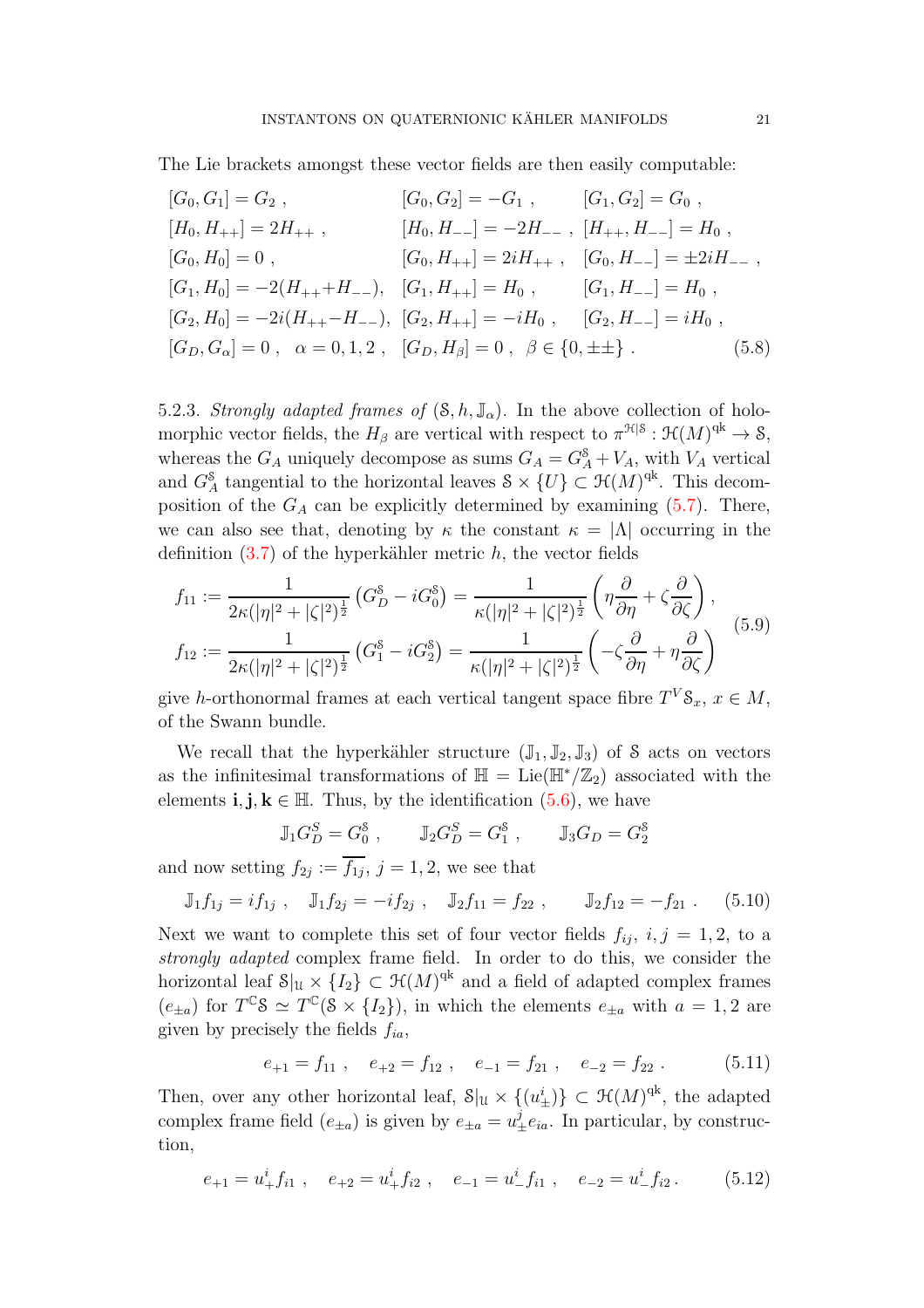The Lie brackets amongst these vector fields are then easily computable:

$$
\begin{aligned}
&[G_0, G_1] = G_2\ , && [G_0, G_2] = -G_1\ , && [G_1, G_2] = G_0\ ,\\
&[H_0, H_{++}] = 2H_{++}\ , && [H_0, H_{--}] = -2H_{--}\ , && [H_{++}, H_{--}] = H_0\ ,\\
&[G_0, H_0] = 0\ , && [G_0, H_{++}] = 2iH_{++}\ , && [G_0, H_{--}] = \pm 2iH_{--}\ ,\\
&[G_1, H_0] = -2(H_{++}+H_{--}), && [G_1, H_{++}] = H_0\ , && [G_1, H_{--}] = H_0\ ,\\
&[G_2, H_0] = -2i(H_{++}-H_{--}), && [G_2, H_{++}] = -iH_0\ , && [G_2, H_{--}] = iH_0\ ,\\
&[G_D, G_\alpha] = 0\ ,\ \ \alpha = 0,1,2\ , && [G_D, H_\beta] = 0\ ,\ \ \beta \in \{0, \pm\pm\}\ . &&
\end{aligned}
\tag{5.8}
$$

5.2.3. *Strongly adapted frames of* $(\mathcal{S}, h, \mathbb{J}_\alpha)$. In the above collection of holomorphic vector fields, the $H_\beta$ are vertical with respect to $\pi^{\mathcal{H}|\mathcal{S}} : \mathcal{H}(M)^{\mathrm{qk}} \to \mathcal{S}$, whereas the $G_A$ uniquely decompose as sums $G_A = G_A^{\mathcal{S}} + V_A$, with $V_A$ vertical and $G_A^{\mathcal{S}}$ tangential to the horizontal leaves $\mathcal{S} \times \{U\} \subset \mathcal{H}(M)^{\mathrm{qk}}$. This decomposition of the $G_A$ can be explicitly determined by examining (5.7). There, we can also see that, denoting by $\kappa$ the constant $\kappa = |\Lambda|$ occurring in the definition (3.7) of the hyperkähler metric $h$, the vector fields

$$
\begin{aligned}
f_{11} &:= \frac{1}{2\kappa(|\eta|^2+|\zeta|^2)^{\frac12}}\left(G_D^{\mathcal{S}} - iG_0^{\mathcal{S}}\right) = \frac{1}{\kappa(|\eta|^2+|\zeta|^2)^{\frac12}}\left(\eta\frac{\partial}{\partial\eta} + \zeta\frac{\partial}{\partial\zeta}\right),\\
f_{12} &:= \frac{1}{2\kappa(|\eta|^2+|\zeta|^2)^{\frac12}}\left(G_1^{\mathcal{S}} - iG_2^{\mathcal{S}}\right) = \frac{1}{\kappa(|\eta|^2+|\zeta|^2)^{\frac12}}\left(-\zeta\frac{\partial}{\partial\eta} + \eta\frac{\partial}{\partial\zeta}\right)
\end{aligned}
\tag{5.9}
$$

give $h$-orthonormal frames at each vertical tangent space fibre $T^V\mathcal{S}_x$, $x \in M$, of the Swann bundle.

We recall that the hyperkähler structure $(\mathbb{J}_1, \mathbb{J}_2, \mathbb{J}_3)$ of $\mathcal{S}$ acts on vectors as the infinitesimal transformations of $\mathbb{H} = \mathrm{Lie}(\mathbb{H}^*/\mathbb{Z}_2)$ associated with the elements $\mathbf{i}, \mathbf{j}, \mathbf{k} \in \mathbb{H}$. Thus, by the identification (5.6), we have

$$
\mathbb{J}_1 G_D^S = G_0^{\mathcal{S}}\ , \qquad \mathbb{J}_2 G_D^S = G_1^{\mathcal{S}}\ , \qquad \mathbb{J}_3 G_D = G_2^{\mathcal{S}}
$$

and now setting $f_{2j} := \overline{f_{1j}}$, $j = 1,2$, we see that

$$
\mathbb{J}_1 f_{1j} = i f_{1j}\ , \quad \mathbb{J}_1 f_{2j} = -i f_{2j}\ , \quad \mathbb{J}_2 f_{11} = f_{22}\ , \qquad \mathbb{J}_2 f_{12} = -f_{21}\ . \tag{5.10}
$$

Next we want to complete this set of four vector fields $f_{ij}$, $i,j = 1,2$, to a *strongly adapted* complex frame field. In order to do this, we consider the horizontal leaf $\mathcal{S}|_{\mathcal{U}} \times \{I_2\} \subset \mathcal{H}(M)^{\mathrm{qk}}$ and a field of adapted complex frames $(e_{\pm a})$ for $T^{\mathbb{C}}\mathcal{S} \simeq T^{\mathbb{C}}(\mathcal{S} \times \{I_2\})$, in which the elements $e_{\pm a}$ with $a = 1,2$ are given by precisely the fields $f_{ia}$,

$$
e_{+1} = f_{11}\ , \quad e_{+2} = f_{12}\ , \quad e_{-1} = f_{21}\ , \quad e_{-2} = f_{22}\ . \tag{5.11}
$$

Then, over any other horizontal leaf, $\mathcal{S}|_{\mathcal{U}} \times \{(u^i_\pm)\} \subset \mathcal{H}(M)^{\mathrm{qk}}$, the adapted complex frame field $(e_{\pm a})$ is given by $e_{\pm a} = u^j_\pm e_{ia}$. In particular, by construction,

$$
e_{+1} = u^i_+ f_{i1}\ , \quad e_{+2} = u^i_+ f_{i2}\ , \quad e_{-1} = u^i_- f_{i1}\ , \quad e_{-2} = u^i_- f_{i2}\,. \tag{5.12}
$$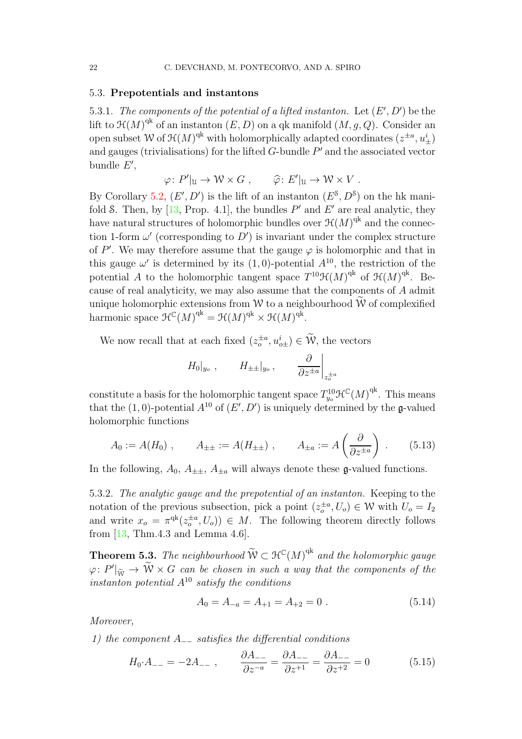### 5.3. Prepotentials and instantons

5.3.1. *The components of the potential of a lifted instanton.* Let $(E', D')$ be the lift to $\mathcal{H}(M)^{\mathrm{qk}}$ of an instanton $(E, D)$ on a qk manifold $(M, g, Q)$. Consider an open subset $\mathcal{W}$ of $\mathcal{H}(M)^{\mathrm{qk}}$ with holomorphically adapted coordinates $(z^{\pm a}, u^i_\pm)$ and gauges (trivialisations) for the lifted $G$-bundle $P'$ and the associated vector bundle $E'$,

$$\varphi\colon P'|_{\mathcal{U}} \to \mathcal{W} \times G\ , \qquad \widehat{\varphi}\colon E'|_{\mathcal{U}} \to \mathcal{W} \times V\ .$$

By Corollary 5.2, $(E', D')$ is the lift of an instanton $(E^{\mathcal{S}}, D^{\mathcal{S}})$ on the hk manifold $\mathcal{S}$. Then, by [13, Prop. 4.1], the bundles $P'$ and $E'$ are real analytic, they have natural structures of holomorphic bundles over $\mathcal{H}(M)^{\mathrm{qk}}$ and the connection 1-form $\omega'$ (corresponding to $D'$) is invariant under the complex structure of $P'$. We may therefore assume that the gauge $\varphi$ is holomorphic and that in this gauge $\omega'$ is determined by its $(1,0)$-potential $A^{10}$, the restriction of the potential $A$ to the holomorphic tangent space $T^{10}\mathcal{H}(M)^{\mathrm{qk}}$ of $\mathcal{H}(M)^{\mathrm{qk}}$. Because of real analyticity, we may also assume that the components of $A$ admit unique holomorphic extensions from $\mathcal{W}$ to a neighbourhood $\widetilde{\mathcal{W}}$ of complexified harmonic space $\mathcal{H}^{\mathbb{C}}(M)^{\mathrm{qk}} = \mathcal{H}(M)^{\mathrm{qk}} \times \mathcal{H}(M)^{\mathrm{qk}}$.

We now recall that at each fixed $(z^{\pm a}_o, u^i_{o\pm}) \in \widetilde{\mathcal{W}}$, the vectors

$$H_0|_{y_o}\ , \qquad H_{\pm\pm}|_{y_o}\ , \qquad \left.\frac{\partial}{\partial z^{\pm a}}\right|_{z^{\pm a}_o}$$

constitute a basis for the holomorphic tangent space $T^{10}_{y_o}\mathcal{H}^{\mathbb{C}}(M)^{\mathrm{qk}}$. This means that the $(1,0)$-potential $A^{10}$ of $(E', D')$ is uniquely determined by the $\mathfrak{g}$-valued holomorphic functions

$$A_0 := A(H_0)\ , \qquad A_{\pm\pm} := A(H_{\pm\pm})\ , \qquad A_{\pm a} := A\left(\frac{\partial}{\partial z^{\pm a}}\right)\ . \tag{5.13}$$

In the following, $A_0$, $A_{\pm\pm}$, $A_{\pm a}$ will always denote these $\mathfrak{g}$-valued functions.

5.3.2. *The analytic gauge and the prepotential of an instanton.* Keeping to the notation of the previous subsection, pick a point $(z^{\pm a}_o, U_o) \in \mathcal{W}$ with $U_o = I_2$ and write $x_o = \pi^{\mathrm{qk}}(z^{\pm a}_o, U_o)) \in M$. The following theorem directly follows from [13, Thm.4.3 and Lemma 4.6].

**Theorem 5.3.** *The neighbourhood $\widetilde{\mathcal{W}} \subset \mathcal{H}^{\mathbb{C}}(M)^{\mathrm{qk}}$ and the holomorphic gauge $\varphi\colon P'|_{\widetilde{\mathcal{W}}} \to \widetilde{\mathcal{W}} \times G$ can be chosen in such a way that the components of the instanton potential $A^{10}$ satisfy the conditions*

$$A_0 = A_{-a} = A_{+1} = A_{+2} = 0\ . \tag{5.14}$$

*Moreover,*

*1) the component $A_{--}$ satisfies the differential conditions*

$$H_0 {\cdot} A_{--} = -2A_{--}\ , \qquad \frac{\partial A_{--}}{\partial z^{-a}} = \frac{\partial A_{--}}{\partial z^{+1}} = \frac{\partial A_{--}}{\partial z^{+2}} = 0 \tag{5.15}$$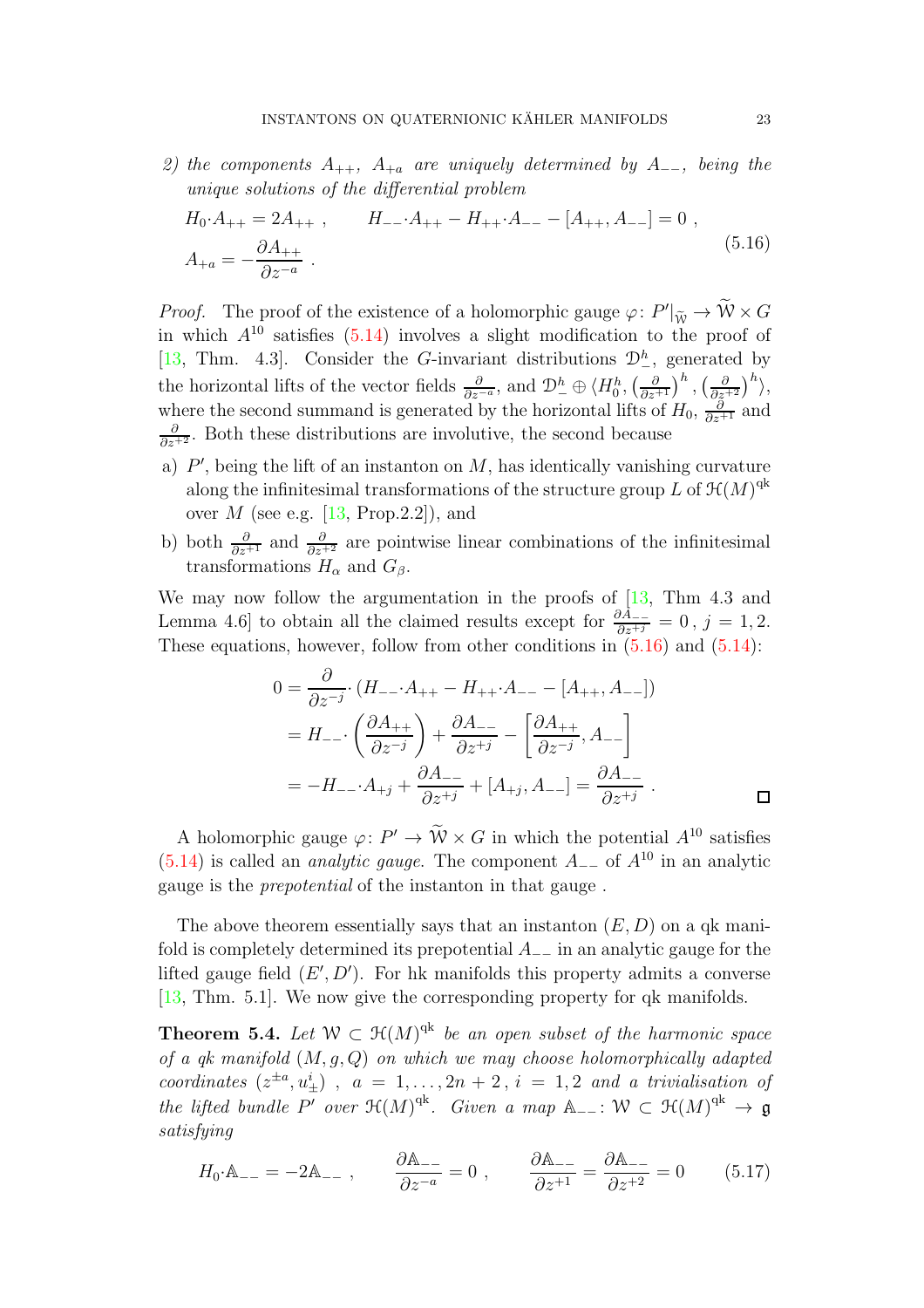*2) the components $A_{++}$, $A_{+a}$ are uniquely determined by $A_{--}$, being the unique solutions of the differential problem*

$$
\begin{gathered}
H_0{\cdot}A_{++} = 2A_{++}\ , \qquad H_{--}{\cdot}A_{++} - H_{++}{\cdot}A_{--} - [A_{++}, A_{--}] = 0\ , \\
A_{+a} = -\frac{\partial A_{++}}{\partial z^{-a}}\ .
\end{gathered}
\tag{5.16}
$$

*Proof.* The proof of the existence of a holomorphic gauge $\varphi\colon P'|_{\widetilde{\mathcal{W}}} \to \widetilde{\mathcal{W}} \times G$ in which $A^{10}$ satisfies (5.14) involves a slight modification to the proof of [13, Thm. 4.3]. Consider the $G$-invariant distributions $\mathcal{D}^h_-$, generated by the horizontal lifts of the vector fields $\frac{\partial}{\partial z^{-a}}$, and $\mathcal{D}^h_- \oplus \langle H^h_0, \left(\frac{\partial}{\partial z^{+1}}\right)^h, \left(\frac{\partial}{\partial z^{+2}}\right)^h\rangle$, where the second summand is generated by the horizontal lifts of $H_0$, $\frac{\partial}{\partial z^{+1}}$ and $\frac{\partial}{\partial z^{+2}}$. Both these distributions are involutive, the second because

a) $P'$, being the lift of an instanton on $M$, has identically vanishing curvature along the infinitesimal transformations of the structure group $L$ of $\mathcal{H}(M)^{\mathrm{qk}}$ over $M$ (see e.g. [13, Prop.2.2]), and
b) both $\frac{\partial}{\partial z^{+1}}$ and $\frac{\partial}{\partial z^{+2}}$ are pointwise linear combinations of the infinitesimal transformations $H_\alpha$ and $G_\beta$.

We may now follow the argumentation in the proofs of [13, Thm 4.3 and Lemma 4.6] to obtain all the claimed results except for $\frac{\partial A_{--}}{\partial z^{+j}} = 0$, $j = 1, 2$. These equations, however, follow from other conditions in (5.16) and (5.14):

$$
\begin{aligned}
0 &= \frac{\partial}{\partial z^{-j}}{\cdot}\left(H_{--}{\cdot}A_{++} - H_{++}{\cdot}A_{--} - [A_{++}, A_{--}]\right) \\
&= H_{--}{\cdot}\left(\frac{\partial A_{++}}{\partial z^{-j}}\right) + \frac{\partial A_{--}}{\partial z^{+j}} - \left[\frac{\partial A_{++}}{\partial z^{-j}}, A_{--}\right] \\
&= -H_{--}{\cdot}A_{+j} + \frac{\partial A_{--}}{\partial z^{+j}} + [A_{+j}, A_{--}] = \frac{\partial A_{--}}{\partial z^{+j}}\ .
\end{aligned}
$$

□

A holomorphic gauge $\varphi\colon P' \to \widetilde{\mathcal{W}} \times G$ in which the potential $A^{10}$ satisfies (5.14) is called an *analytic gauge*. The component $A_{--}$ of $A^{10}$ in an analytic gauge is the *prepotential* of the instanton in that gauge .

The above theorem essentially says that an instanton $(E, D)$ on a qk manifold is completely determined its prepotential $A_{--}$ in an analytic gauge for the lifted gauge field $(E', D')$. For hk manifolds this property admits a converse [13, Thm. 5.1]. We now give the corresponding property for qk manifolds.

**Theorem 5.4.** *Let $\mathcal{W} \subset \mathcal{H}(M)^{\mathrm{qk}}$ be an open subset of the harmonic space of a qk manifold $(M, g, Q)$ on which we may choose holomorphically adapted coordinates $(z^{\pm a}, u^i_\pm)$ , $a = 1, \ldots, 2n+2$, $i = 1, 2$ and a trivialisation of the lifted bundle $P'$ over $\mathcal{H}(M)^{\mathrm{qk}}$. Given a map $\mathbb{A}_{--}\colon \mathcal{W} \subset \mathcal{H}(M)^{\mathrm{qk}} \to \mathfrak{g}$ satisfying*

$$
H_0{\cdot}\mathbb{A}_{--} = -2\mathbb{A}_{--}\ , \qquad \frac{\partial \mathbb{A}_{--}}{\partial z^{-a}} = 0\ , \qquad \frac{\partial \mathbb{A}_{--}}{\partial z^{+1}} = \frac{\partial \mathbb{A}_{--}}{\partial z^{+2}} = 0 \tag{5.17}
$$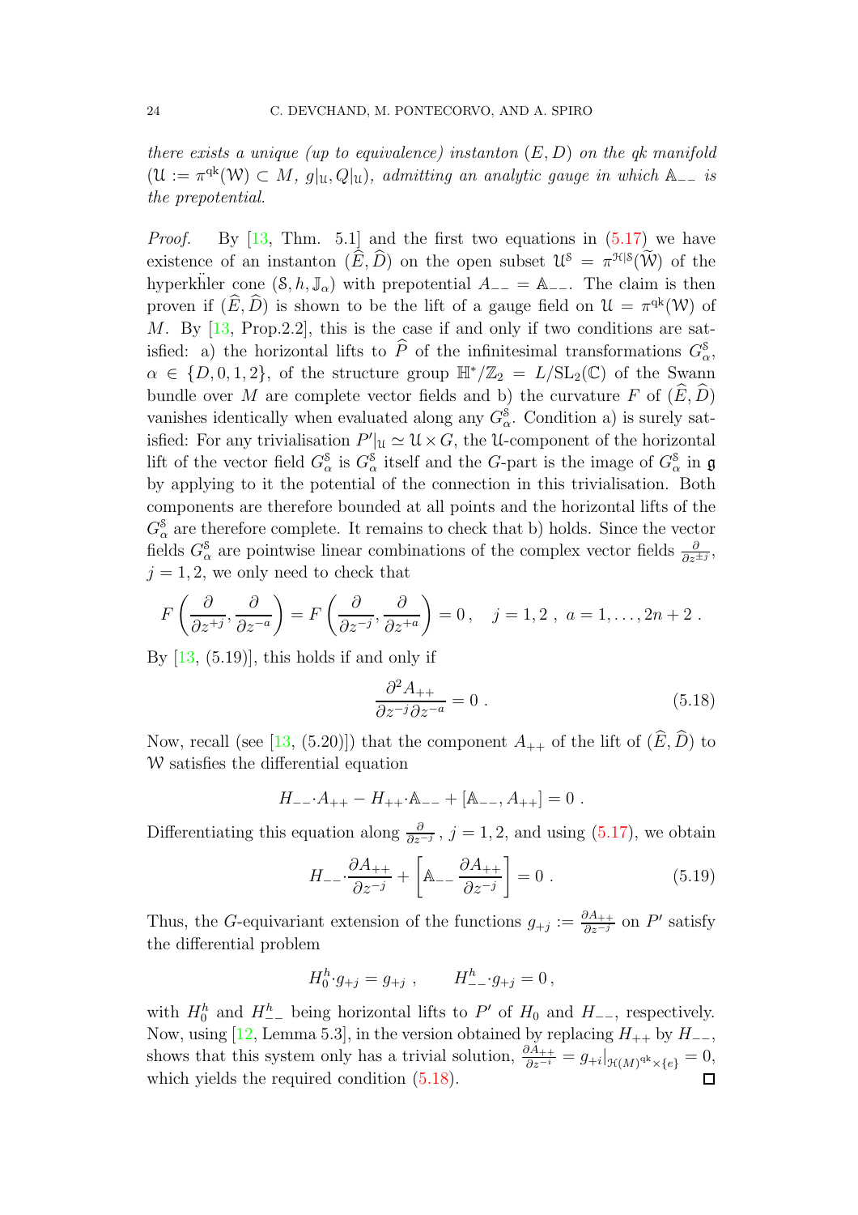*there exists a unique (up to equivalence) instanton $(E, D)$ on the qk manifold $(\mathcal{U} := \pi^{\rm qk}(\mathcal{W}) \subset M,\ g|_{\mathcal{U}}, Q|_{\mathcal{U}})$, admitting an analytic gauge in which $\mathbb{A}_{--}$ is the prepotential.*

*Proof.* By [13, Thm. 5.1] and the first two equations in (5.17) we have existence of an instanton $(\widehat{E}, \widehat{D})$ on the open subset $\mathcal{U}^{\mathcal{S}} = \pi^{\mathcal{H}|\mathcal{S}}(\widetilde{\mathcal{W}})$ of the hyperkähler cone $(\mathcal{S}, h, \mathbb{J}_\alpha)$ with prepotential $A_{--} = \mathbb{A}_{--}$. The claim is then proven if $(\widehat{E}, \widehat{D})$ is shown to be the lift of a gauge field on $\mathcal{U} = \pi^{\rm qk}(\mathcal{W})$ of $M$. By [13, Prop.2.2], this is the case if and only if two conditions are satisfied: a) the horizontal lifts to $\widehat{P}$ of the infinitesimal transformations $G^{\mathcal{S}}_\alpha$, $\alpha \in \{D, 0, 1, 2\}$, of the structure group $\mathbb{H}^*/\mathbb{Z}_2 = L/\mathrm{SL}_2(\mathbb{C})$ of the Swann bundle over $M$ are complete vector fields and b) the curvature $F$ of $(\widehat{E}, \widehat{D})$ vanishes identically when evaluated along any $G^{\mathcal{S}}_\alpha$. Condition a) is surely satisfied: For any trivialisation $P'|_{\mathcal{U}} \simeq \mathcal{U} \times G$, the $\mathcal{U}$-component of the horizontal lift of the vector field $G^{\mathcal{S}}_\alpha$ is $G^{\mathcal{S}}_\alpha$ itself and the $G$-part is the image of $G^{\mathcal{S}}_\alpha$ in $\mathfrak{g}$ by applying to it the potential of the connection in this trivialisation. Both components are therefore bounded at all points and the horizontal lifts of the $G^{\mathcal{S}}_\alpha$ are therefore complete. It remains to check that b) holds. Since the vector fields $G^{\mathcal{S}}_\alpha$ are pointwise linear combinations of the complex vector fields $\frac{\partial}{\partial z^{\pm j}}$, $j = 1, 2$, we only need to check that

$$F\left(\frac{\partial}{\partial z^{+j}}, \frac{\partial}{\partial z^{-a}}\right) = F\left(\frac{\partial}{\partial z^{-j}}, \frac{\partial}{\partial z^{+a}}\right) = 0\,, \quad j = 1, 2\ ,\ a = 1, \ldots, 2n+2\ .$$

By [13, (5.19)], this holds if and only if

$$\frac{\partial^2 A_{++}}{\partial z^{-j} \partial z^{-a}} = 0\ . \tag{5.18}$$

Now, recall (see [13, (5.20)]) that the component $A_{++}$ of the lift of $(\widehat{E}, \widehat{D})$ to $\mathcal{W}$ satisfies the differential equation

$$H_{--}{\cdot}A_{++} - H_{++}{\cdot}\mathbb{A}_{--} + [\mathbb{A}_{--}, A_{++}] = 0\ .$$

Differentiating this equation along $\frac{\partial}{\partial z^{-j}}$, $j = 1, 2$, and using (5.17), we obtain

$$H_{--}{\cdot}\frac{\partial A_{++}}{\partial z^{-j}} + \left[\mathbb{A}_{--}\ \frac{\partial A_{++}}{\partial z^{-j}}\right] = 0\ . \tag{5.19}$$

Thus, the $G$-equivariant extension of the functions $g_{+j} := \frac{\partial A_{++}}{\partial z^{-j}}$ on $P'$ satisfy the differential problem

$$H^h_0{\cdot}g_{+j} = g_{+j}\ , \qquad H^h_{--}{\cdot}g_{+j} = 0\,,$$

with $H^h_0$ and $H^h_{--}$ being horizontal lifts to $P'$ of $H_0$ and $H_{--}$, respectively. Now, using [12, Lemma 5.3], in the version obtained by replacing $H_{++}$ by $H_{--}$, shows that this system only has a trivial solution, $\frac{\partial A_{++}}{\partial z^{-i}} = g_{+i}|_{\mathcal{H}(M)^{\rm qk} \times \{e\}} = 0$, which yields the required condition (5.18). □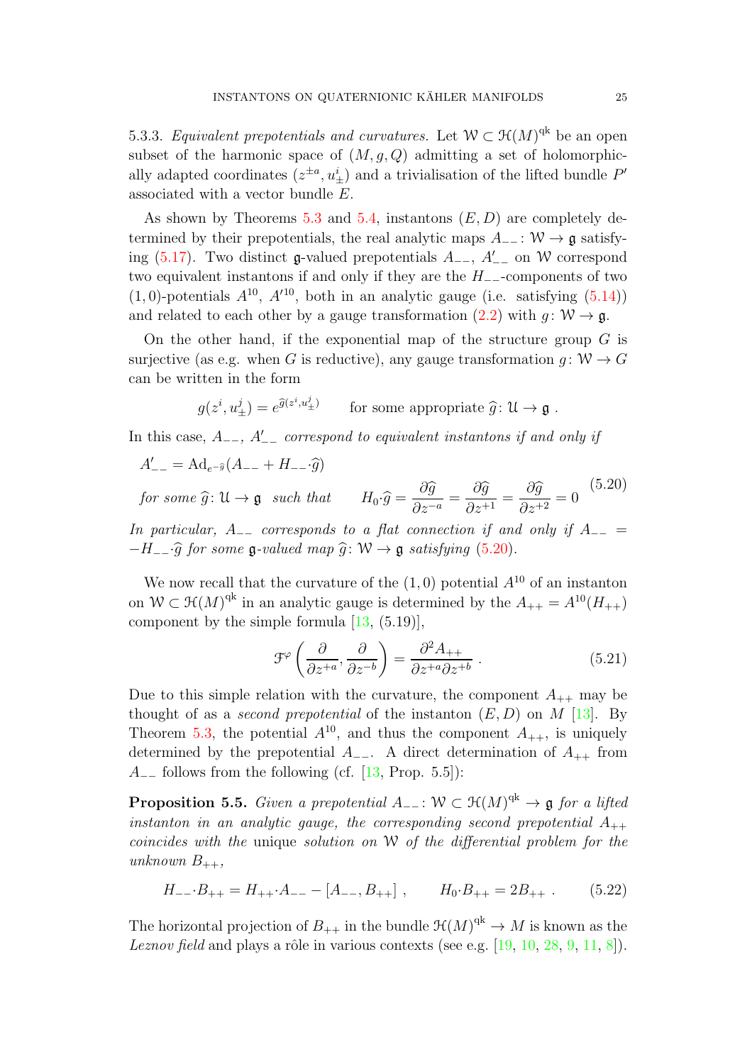5.3.3. *Equivalent prepotentials and curvatures.* Let $\mathcal{W} \subset \mathcal{H}(M)^{\text{qk}}$ be an open subset of the harmonic space of $(M, g, Q)$ admitting a set of holomorphically adapted coordinates $(z^{\pm a}, u^i_\pm)$ and a trivialisation of the lifted bundle $P'$ associated with a vector bundle $E$.

As shown by Theorems 5.3 and 5.4, instantons $(E, D)$ are completely determined by their prepotentials, the real analytic maps $A_{--}\colon \mathcal{W} \to \mathfrak{g}$ satisfying (5.17). Two distinct $\mathfrak{g}$-valued prepotentials $A_{--}$, $A'_{--}$ on $\mathcal{W}$ correspond two equivalent instantons if and only if they are the $H_{--}$-components of two $(1,0)$-potentials $A^{10}$, $A'^{10}$, both in an analytic gauge (i.e. satisfying (5.14)) and related to each other by a gauge transformation (2.2) with $g\colon \mathcal{W} \to \mathfrak{g}$.

On the other hand, if the exponential map of the structure group $G$ is surjective (as e.g. when $G$ is reductive), any gauge transformation $g\colon \mathcal{W} \to G$ can be written in the form

$$g(z^i, u^j_\pm) = e^{\widehat{g}(z^i, u^j_\pm)} \qquad \text{for some appropriate } \widehat{g}\colon \mathcal{U} \to \mathfrak{g}\ .$$

In this case, $A_{--}$, $A'_{--}$ *correspond to equivalent instantons if and only if*

$$\begin{aligned} &A'_{--} = \mathrm{Ad}_{e^{-\widehat{g}}}(A_{--} + H_{--}{\cdot}\widehat{g}) \\ &\textit{for some } \widehat{g}\colon \mathcal{U} \to \mathfrak{g} \ \textit{ such that} \qquad H_0{\cdot}\widehat{g} = \frac{\partial \widehat{g}}{\partial z^{-a}} = \frac{\partial \widehat{g}}{\partial z^{+1}} = \frac{\partial \widehat{g}}{\partial z^{+2}} = 0 \end{aligned} \tag{5.20}$$

*In particular, $A_{--}$ corresponds to a flat connection if and only if $A_{--} = -H_{--}{\cdot}\widehat{g}$ for some $\mathfrak{g}$-valued map $\widehat{g}\colon \mathcal{W} \to \mathfrak{g}$ satisfying* (5.20).

We now recall that the curvature of the $(1,0)$ potential $A^{10}$ of an instanton on $\mathcal{W} \subset \mathcal{H}(M)^{\text{qk}}$ in an analytic gauge is determined by the $A_{++} = A^{10}(H_{++})$ component by the simple formula [13, (5.19)],

$$\mathcal{F}^{\varphi}\left(\frac{\partial}{\partial z^{+a}}, \frac{\partial}{\partial z^{-b}}\right) = \frac{\partial^2 A_{++}}{\partial z^{+a} \partial z^{+b}}\ . \tag{5.21}$$

Due to this simple relation with the curvature, the component $A_{++}$ may be thought of as a *second prepotential* of the instanton $(E, D)$ on $M$ [13]. By Theorem 5.3, the potential $A^{10}$, and thus the component $A_{++}$, is uniquely determined by the prepotential $A_{--}$. A direct determination of $A_{++}$ from $A_{--}$ follows from the following (cf. [13, Prop. 5.5]):

**Proposition 5.5.** *Given a prepotential $A_{--}\colon \mathcal{W} \subset \mathcal{H}(M)^{\text{qk}} \to \mathfrak{g}$ for a lifted instanton in an analytic gauge, the corresponding second prepotential $A_{++}$ coincides with the* unique *solution on $\mathcal{W}$ of the differential problem for the unknown $B_{++}$,*

$$H_{--}{\cdot}B_{++} = H_{++}{\cdot}A_{--} - [A_{--}, B_{++}]\ , \qquad H_0{\cdot}B_{++} = 2B_{++}\ . \tag{5.22}$$

The horizontal projection of $B_{++}$ in the bundle $\mathcal{H}(M)^{\text{qk}} \to M$ is known as the *Leznov field* and plays a rôle in various contexts (see e.g. [19, 10, 28, 9, 11, 8]).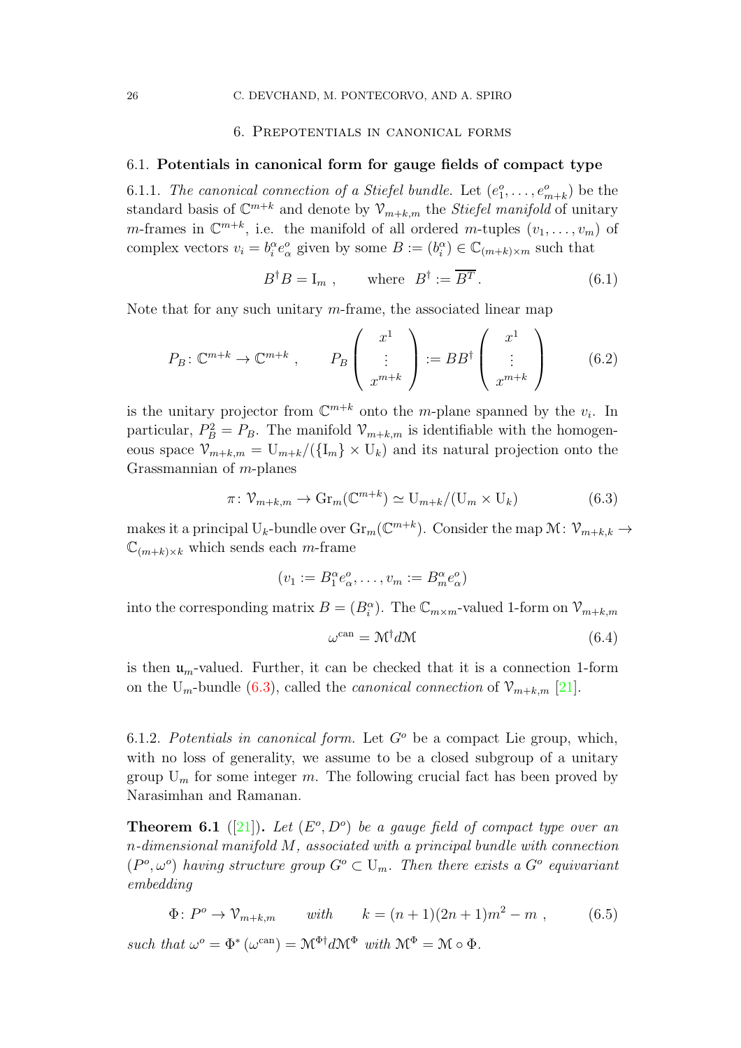## 6. Prepotentials in canonical forms

### 6.1. Potentials in canonical form for gauge fields of compact type

6.1.1. *The canonical connection of a Stiefel bundle.* Let $(e^o_1, \ldots, e^o_{m+k})$ be the standard basis of $\mathbb{C}^{m+k}$ and denote by $\mathcal{V}_{m+k,m}$ the *Stiefel manifold* of unitary $m$-frames in $\mathbb{C}^{m+k}$, i.e. the manifold of all ordered $m$-tuples $(v_1, \ldots, v_m)$ of complex vectors $v_i = b^\alpha_i e^o_\alpha$ given by some $B := (b^\alpha_i) \in \mathbb{C}_{(m+k)\times m}$ such that

$$B^\dagger B = \mathrm{I}_m \ , \qquad \text{where} \ \ B^\dagger := \overline{B^T} . \tag{6.1}$$

Note that for any such unitary $m$-frame, the associated linear map

$$P_B \colon \mathbb{C}^{m+k} \to \mathbb{C}^{m+k} \ , \qquad P_B \begin{pmatrix} x^1 \\ \vdots \\ x^{m+k} \end{pmatrix} := BB^\dagger \begin{pmatrix} x^1 \\ \vdots \\ x^{m+k} \end{pmatrix} \tag{6.2}$$

is the unitary projector from $\mathbb{C}^{m+k}$ onto the $m$-plane spanned by the $v_i$. In particular, $P_B^2 = P_B$. The manifold $\mathcal{V}_{m+k,m}$ is identifiable with the homogeneous space $\mathcal{V}_{m+k,m} = \mathrm{U}_{m+k}/(\{\mathrm{I}_m\} \times \mathrm{U}_k)$ and its natural projection onto the Grassmannian of $m$-planes

$$\pi \colon \mathcal{V}_{m+k,m} \to \mathrm{Gr}_m(\mathbb{C}^{m+k}) \simeq \mathrm{U}_{m+k}/(\mathrm{U}_m \times \mathrm{U}_k) \tag{6.3}$$

makes it a principal $\mathrm{U}_k$-bundle over $\mathrm{Gr}_m(\mathbb{C}^{m+k})$. Consider the map $\mathcal{M} \colon \mathcal{V}_{m+k,k} \to \mathbb{C}_{(m+k)\times k}$ which sends each $m$-frame

$$(v_1 := B^\alpha_1 e^o_\alpha, \ldots, v_m := B^\alpha_m e^o_\alpha)$$

into the corresponding matrix $B = (B^\alpha_i)$. The $\mathbb{C}_{m\times m}$-valued 1-form on $\mathcal{V}_{m+k,m}$

$$\omega^{\mathrm{can}} = \mathcal{M}^\dagger d\mathcal{M} \tag{6.4}$$

is then $\mathfrak{u}_m$-valued. Further, it can be checked that it is a connection 1-form on the $\mathrm{U}_m$-bundle (6.3), called the *canonical connection* of $\mathcal{V}_{m+k,m}$ [21].

6.1.2. *Potentials in canonical form.* Let $G^o$ be a compact Lie group, which, with no loss of generality, we assume to be a closed subgroup of a unitary group $\mathrm{U}_m$ for some integer $m$. The following crucial fact has been proved by Narasimhan and Ramanan.

**Theorem 6.1** ([21]). *Let $(E^o, D^o)$ be a gauge field of compact type over an $n$-dimensional manifold $M$, associated with a principal bundle with connection $(P^o, \omega^o)$ having structure group $G^o \subset \mathrm{U}_m$. Then there exists a $G^o$ equivariant embedding*

$$\Phi \colon P^o \to \mathcal{V}_{m+k,m} \qquad \textit{with} \qquad k = (n+1)(2n+1)m^2 - m \ , \tag{6.5}$$

*such that $\omega^o = \Phi^*(\omega^{\mathrm{can}}) = \mathcal{M}^{\Phi\dagger} d\mathcal{M}^\Phi$ with $\mathcal{M}^\Phi = \mathcal{M} \circ \Phi$.*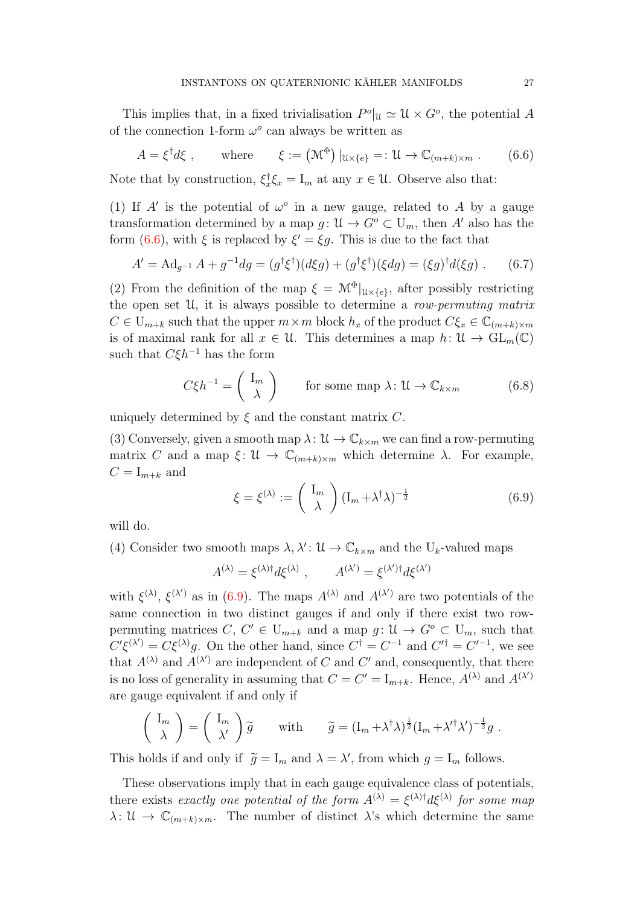This implies that, in a fixed trivialisation $P^o|_{\mathcal{U}} \simeq \mathcal{U} \times G^o$, the potential $A$ of the connection 1-form $\omega^o$ can always be written as

$$A = \xi^\dagger d\xi \ , \qquad \text{where} \qquad \xi := \left(\mathcal{M}^\Phi\right)|_{\mathcal{U}\times\{e\}} =: \mathcal{U} \to \mathbb{C}_{(m+k)\times m} \ . \tag{6.6}$$

Note that by construction, $\xi_x^\dagger \xi_x = \mathrm{I}_m$ at any $x \in \mathcal{U}$. Observe also that:

(1) If $A'$ is the potential of $\omega^o$ in a new gauge, related to $A$ by a gauge transformation determined by a map $g\colon \mathcal{U} \to G^o \subset \mathrm{U}_m$, then $A'$ also has the form (6.6), with $\xi$ is replaced by $\xi' = \xi g$. This is due to the fact that

$$A' = \mathrm{Ad}_{g^{-1}} A + g^{-1} dg = (g^\dagger \xi^\dagger)(d\xi g) + (g^\dagger \xi^\dagger)(\xi dg) = (\xi g)^\dagger d(\xi g) \ . \tag{6.7}$$

(2) From the definition of the map $\xi = \mathcal{M}^\Phi|_{\mathcal{U}\times\{e\}}$, after possibly restricting the open set $\mathcal{U}$, it is always possible to determine a *row-permuting matrix* $C \in \mathrm{U}_{m+k}$ such that the upper $m\times m$ block $h_x$ of the product $C\xi_x \in \mathbb{C}_{(m+k)\times m}$ is of maximal rank for all $x \in \mathcal{U}$. This determines a map $h\colon \mathcal{U} \to \mathrm{GL}_m(\mathbb{C})$ such that $C\xi h^{-1}$ has the form

$$C\xi h^{-1} = \begin{pmatrix} \mathrm{I}_m \\ \lambda \end{pmatrix} \qquad \text{for some map } \lambda\colon \mathcal{U} \to \mathbb{C}_{k\times m} \tag{6.8}$$

uniquely determined by $\xi$ and the constant matrix $C$.

(3) Conversely, given a smooth map $\lambda\colon \mathcal{U} \to \mathbb{C}_{k\times m}$ we can find a row-permuting matrix $C$ and a map $\xi\colon \mathcal{U} \to \mathbb{C}_{(m+k)\times m}$ which determine $\lambda$. For example, $C = \mathrm{I}_{m+k}$ and

$$\xi = \xi^{(\lambda)} := \begin{pmatrix} \mathrm{I}_m \\ \lambda \end{pmatrix} (\mathrm{I}_m + \lambda^\dagger \lambda)^{-\frac{1}{2}} \tag{6.9}$$

will do.

(4) Consider two smooth maps $\lambda, \lambda'\colon \mathcal{U} \to \mathbb{C}_{k\times m}$ and the $\mathrm{U}_k$-valued maps

$$A^{(\lambda)} = \xi^{(\lambda)\dagger} d\xi^{(\lambda)} \ , \qquad A^{(\lambda')} = \xi^{(\lambda')\dagger} d\xi^{(\lambda')}$$

with $\xi^{(\lambda)}$, $\xi^{(\lambda')}$ as in (6.9). The maps $A^{(\lambda)}$ and $A^{(\lambda')}$ are two potentials of the same connection in two distinct gauges if and only if there exist two row-permuting matrices $C$, $C' \in \mathrm{U}_{m+k}$ and a map $g\colon \mathcal{U} \to G^o \subset \mathrm{U}_m$, such that $C'\xi^{(\lambda')} = C\xi^{(\lambda)} g$. On the other hand, since $C^\dagger = C^{-1}$ and $C'^\dagger = C'^{-1}$, we see that $A^{(\lambda)}$ and $A^{(\lambda')}$ are independent of $C$ and $C'$ and, consequently, that there is no loss of generality in assuming that $C = C' = \mathrm{I}_{m+k}$. Hence, $A^{(\lambda)}$ and $A^{(\lambda')}$ are gauge equivalent if and only if

$$\begin{pmatrix} \mathrm{I}_m \\ \lambda \end{pmatrix} = \begin{pmatrix} \mathrm{I}_m \\ \lambda' \end{pmatrix} \widetilde{g} \qquad \text{with} \qquad \widetilde{g} = (\mathrm{I}_m + \lambda^\dagger \lambda)^{\frac{1}{2}} (\mathrm{I}_m + \lambda'^\dagger \lambda')^{-\frac{1}{2}} g \ .$$

This holds if and only if $\widetilde{g} = \mathrm{I}_m$ and $\lambda = \lambda'$, from which $g = \mathrm{I}_m$ follows.

These observations imply that in each gauge equivalence class of potentials, there exists *exactly one potential of the form* $A^{(\lambda)} = \xi^{(\lambda)\dagger} d\xi^{(\lambda)}$ *for some map* $\lambda\colon \mathcal{U} \to \mathbb{C}_{(m+k)\times m}$. The number of distinct $\lambda$'s which determine the same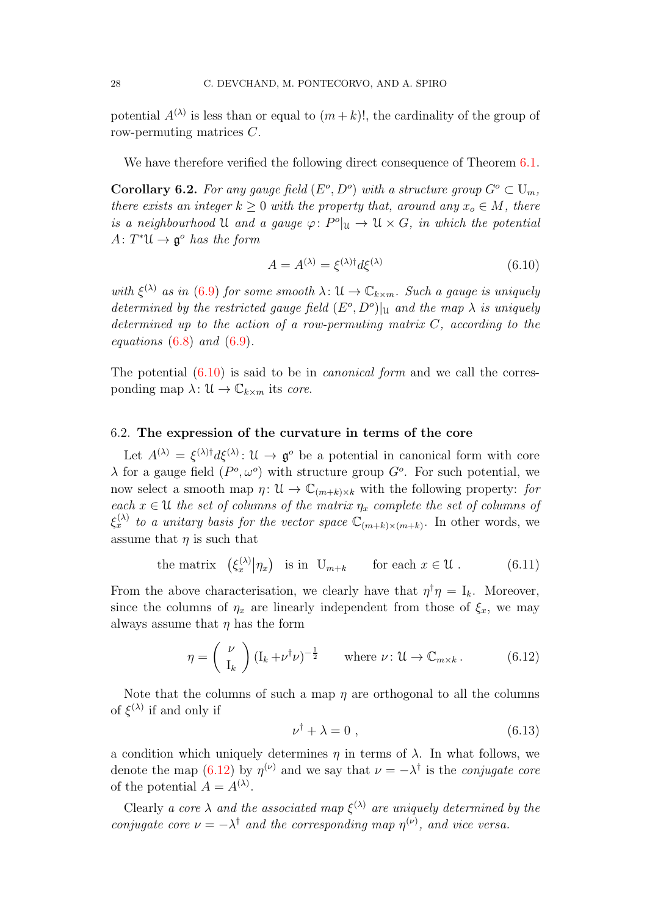potential $A^{(\lambda)}$ is less than or equal to $(m+k)!$, the cardinality of the group of row-permuting matrices $C$.

We have therefore verified the following direct consequence of Theorem 6.1.

**Corollary 6.2.** *For any gauge field $(E^o, D^o)$ with a structure group $G^o \subset \mathrm{U}_m$, there exists an integer $k \geq 0$ with the property that, around any $x_o \in M$, there is a neighbourhood $\mathcal{U}$ and a gauge $\varphi \colon P^o|_{\mathcal{U}} \to \mathcal{U} \times G$, in which the potential $A \colon T^*\mathcal{U} \to \mathfrak{g}^o$ has the form*

$$A = A^{(\lambda)} = \xi^{(\lambda)\dagger} d\xi^{(\lambda)} \tag{6.10}$$

*with $\xi^{(\lambda)}$ as in (6.9) for some smooth $\lambda \colon \mathcal{U} \to \mathbb{C}_{k\times m}$. Such a gauge is uniquely determined by the restricted gauge field $(E^o, D^o)|_{\mathcal{U}}$ and the map $\lambda$ is uniquely determined up to the action of a row-permuting matrix $C$, according to the equations (6.8) and (6.9).*

The potential (6.10) is said to be in *canonical form* and we call the corresponding map $\lambda \colon \mathcal{U} \to \mathbb{C}_{k\times m}$ its *core*.

### 6.2. The expression of the curvature in terms of the core

Let $A^{(\lambda)} = \xi^{(\lambda)\dagger} d\xi^{(\lambda)} \colon \mathcal{U} \to \mathfrak{g}^o$ be a potential in canonical form with core $\lambda$ for a gauge field $(P^o, \omega^o)$ with structure group $G^o$. For such potential, we now select a smooth map $\eta \colon \mathcal{U} \to \mathbb{C}_{(m+k)\times k}$ with the following property: *for each $x \in \mathcal{U}$ the set of columns of the matrix $\eta_x$ complete the set of columns of $\xi^{(\lambda)}_x$ to a unitary basis for the vector space $\mathbb{C}_{(m+k)\times(m+k)}$.* In other words, we assume that $\eta$ is such that

$$\text{the matrix} \quad \big(\xi^{(\lambda)}_x \big| \eta_x\big) \quad \text{is in} \quad \mathrm{U}_{m+k} \qquad \text{for each } x \in \mathcal{U}\ . \tag{6.11}$$

From the above characterisation, we clearly have that $\eta^\dagger \eta = \mathrm{I}_k$. Moreover, since the columns of $\eta_x$ are linearly independent from those of $\xi_x$, we may always assume that $\eta$ has the form

$$\eta = \begin{pmatrix} \nu \\ \mathrm{I}_k \end{pmatrix} (\mathrm{I}_k + \nu^\dagger \nu)^{-\frac{1}{2}} \qquad \text{where } \nu \colon \mathcal{U} \to \mathbb{C}_{m\times k}\,. \tag{6.12}$$

Note that the columns of such a map $\eta$ are orthogonal to all the columns of $\xi^{(\lambda)}$ if and only if

$$\nu^\dagger + \lambda = 0\ , \tag{6.13}$$

a condition which uniquely determines $\eta$ in terms of $\lambda$. In what follows, we denote the map (6.12) by $\eta^{(\nu)}$ and we say that $\nu = -\lambda^\dagger$ is the *conjugate core* of the potential $A = A^{(\lambda)}$.

Clearly *a core $\lambda$ and the associated map $\xi^{(\lambda)}$ are uniquely determined by the conjugate core $\nu = -\lambda^\dagger$ and the corresponding map $\eta^{(\nu)}$, and vice versa.*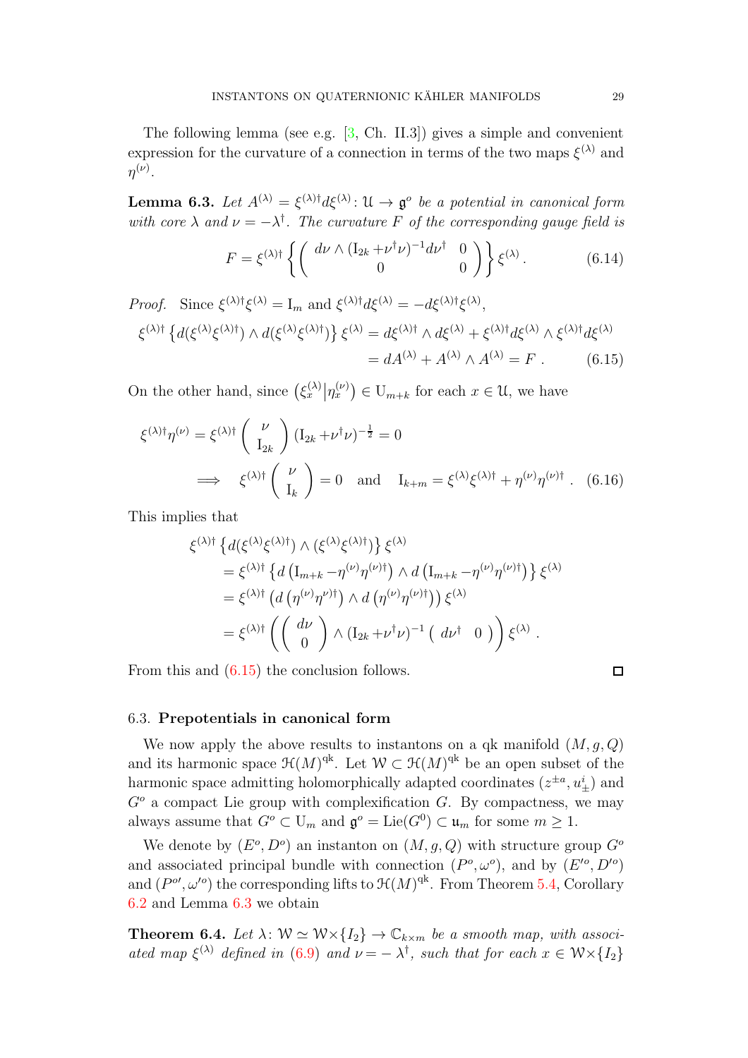The following lemma (see e.g. [3, Ch. II.3]) gives a simple and convenient expression for the curvature of a connection in terms of the two maps $\xi^{(\lambda)}$ and $\eta^{(\nu)}$.

**Lemma 6.3.** *Let $A^{(\lambda)} = \xi^{(\lambda)\dagger} d\xi^{(\lambda)} \colon \mathcal{U} \to \mathfrak{g}^o$ be a potential in canonical form with core $\lambda$ and $\nu = -\lambda^\dagger$. The curvature $F$ of the corresponding gauge field is*

$$F = \xi^{(\lambda)\dagger} \left\{ \begin{pmatrix} d\nu \wedge (\mathrm{I}_{2k} + \nu^\dagger \nu)^{-1} d\nu^\dagger & 0 \\ 0 & 0 \end{pmatrix} \right\} \xi^{(\lambda)} . \tag{6.14}$$

*Proof.* Since $\xi^{(\lambda)\dagger}\xi^{(\lambda)} = \mathrm{I}_m$ and $\xi^{(\lambda)\dagger} d\xi^{(\lambda)} = -d\xi^{(\lambda)\dagger}\xi^{(\lambda)}$,

$$\begin{aligned} \xi^{(\lambda)\dagger} \left\{ d(\xi^{(\lambda)}\xi^{(\lambda)\dagger}) \wedge d(\xi^{(\lambda)}\xi^{(\lambda)\dagger}) \right\} \xi^{(\lambda)} &= d\xi^{(\lambda)\dagger} \wedge d\xi^{(\lambda)} + \xi^{(\lambda)\dagger} d\xi^{(\lambda)} \wedge \xi^{(\lambda)\dagger} d\xi^{(\lambda)} \\ &= dA^{(\lambda)} + A^{(\lambda)} \wedge A^{(\lambda)} = F \ . \end{aligned} \tag{6.15}$$

On the other hand, since $\left(\xi^{(\lambda)}_x \middle| \eta^{(\nu)}_x\right) \in \mathrm{U}_{m+k}$ for each $x \in \mathcal{U}$, we have

$$\begin{aligned} \xi^{(\lambda)\dagger}\eta^{(\nu)} &= \xi^{(\lambda)\dagger} \begin{pmatrix} \nu \\ \mathrm{I}_{2k} \end{pmatrix} (\mathrm{I}_{2k} + \nu^\dagger \nu)^{-\frac{1}{2}} = 0 \\ \Longrightarrow \quad & \xi^{(\lambda)\dagger} \begin{pmatrix} \nu \\ \mathrm{I}_k \end{pmatrix} = 0 \quad \text{and} \quad \mathrm{I}_{k+m} = \xi^{(\lambda)}\xi^{(\lambda)\dagger} + \eta^{(\nu)}\eta^{(\nu)\dagger} \ . \end{aligned} \tag{6.16}$$

This implies that

$$\begin{aligned} &\xi^{(\lambda)\dagger} \left\{ d(\xi^{(\lambda)}\xi^{(\lambda)\dagger}) \wedge (\xi^{(\lambda)}\xi^{(\lambda)\dagger}) \right\} \xi^{(\lambda)} \\ &\quad = \xi^{(\lambda)\dagger} \left\{ d\left(\mathrm{I}_{m+k} - \eta^{(\nu)}\eta^{(\nu)\dagger}\right) \wedge d\left(\mathrm{I}_{m+k} - \eta^{(\nu)}\eta^{(\nu)\dagger}\right) \right\} \xi^{(\lambda)} \\ &\quad = \xi^{(\lambda)\dagger} \left( d\left(\eta^{(\nu)}\eta^{\nu)\dagger}\right) \wedge d\left(\eta^{(\nu)}\eta^{(\nu)\dagger}\right) \right) \xi^{(\lambda)} \\ &\quad = \xi^{(\lambda)\dagger} \left( \begin{pmatrix} d\nu \\ 0 \end{pmatrix} \wedge (\mathrm{I}_{2k} + \nu^\dagger\nu)^{-1} \begin{pmatrix} d\nu^\dagger & 0 \end{pmatrix} \right) \xi^{(\lambda)} \ . \end{aligned}$$

From this and (6.15) the conclusion follows. $\square$

### 6.3. Prepotentials in canonical form

We now apply the above results to instantons on a qk manifold $(M, g, Q)$ and its harmonic space $\mathcal{H}(M)^{\mathrm{qk}}$. Let $\mathcal{W} \subset \mathcal{H}(M)^{\mathrm{qk}}$ be an open subset of the harmonic space admitting holomorphically adapted coordinates $(z^{\pm a}, u^i_{\pm})$ and $G^o$ a compact Lie group with complexification $G$. By compactness, we may always assume that $G^o \subset \mathrm{U}_m$ and $\mathfrak{g}^o = \mathrm{Lie}(G^0) \subset \mathfrak{u}_m$ for some $m \geq 1$.

We denote by $(E^o, D^o)$ an instanton on $(M, g, Q)$ with structure group $G^o$ and associated principal bundle with connection $(P^o, \omega^o)$, and by $(E'^o, D'^o)$ and $(P^{o\prime}, \omega'^o)$ the corresponding lifts to $\mathcal{H}(M)^{\mathrm{qk}}$. From Theorem 5.4, Corollary 6.2 and Lemma 6.3 we obtain

**Theorem 6.4.** *Let $\lambda \colon \mathcal{W} \simeq \mathcal{W} \times \{I_2\} \to \mathbb{C}_{k \times m}$ be a smooth map, with associated map $\xi^{(\lambda)}$ defined in (6.9) and $\nu = -\lambda^\dagger$, such that for each $x \in \mathcal{W} \times \{I_2\}$*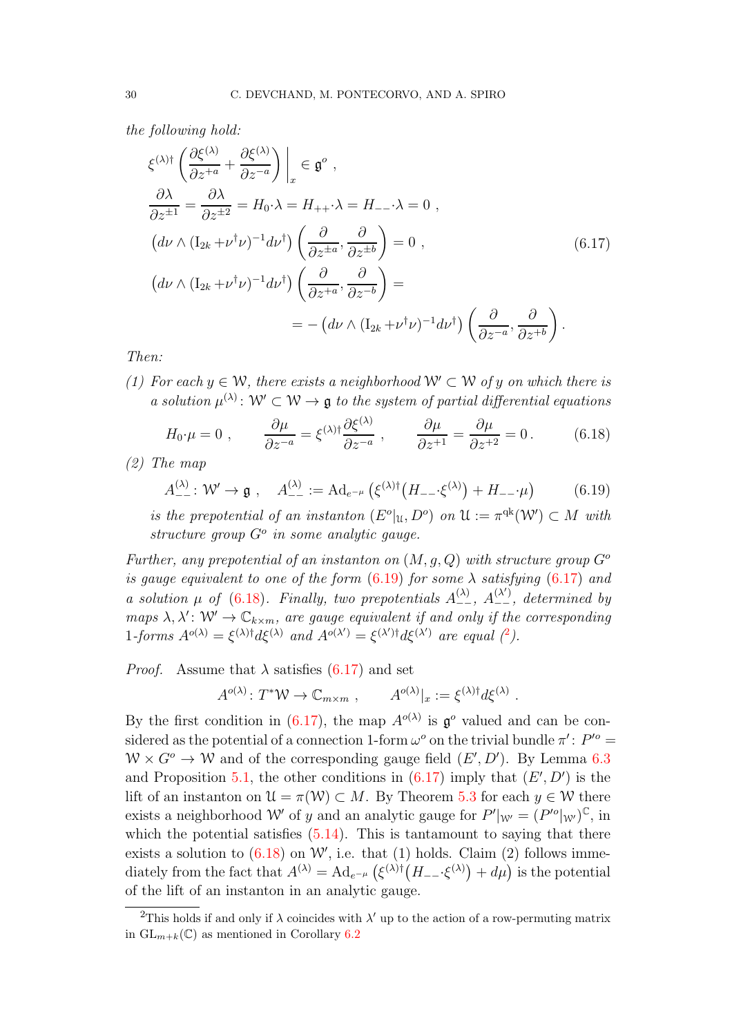*the following hold:*

$$
\begin{aligned}
&\xi^{(\lambda)\dagger}\left(\frac{\partial \xi^{(\lambda)}}{\partial z^{+a}} + \frac{\partial \xi^{(\lambda)}}{\partial z^{-a}}\right)\bigg|_x \in \mathfrak{g}^o \ , \\
&\frac{\partial \lambda}{\partial z^{\pm 1}} = \frac{\partial \lambda}{\partial z^{\pm 2}} = H_0{\cdot}\lambda = H_{++}{\cdot}\lambda = H_{--}{\cdot}\lambda = 0 \ , \\
&\left(d\nu \wedge (\mathrm{I}_{2k} + \nu^\dagger \nu)^{-1} d\nu^\dagger\right)\left(\frac{\partial}{\partial z^{\pm a}}, \frac{\partial}{\partial z^{\pm b}}\right) = 0 \ , \\
&\left(d\nu \wedge (\mathrm{I}_{2k} + \nu^\dagger \nu)^{-1} d\nu^\dagger\right)\left(\frac{\partial}{\partial z^{+a}}, \frac{\partial}{\partial z^{-b}}\right) = \\
&\qquad\qquad = -\left(d\nu \wedge (\mathrm{I}_{2k} + \nu^\dagger \nu)^{-1} d\nu^\dagger\right)\left(\frac{\partial}{\partial z^{-a}}, \frac{\partial}{\partial z^{+b}}\right).
\end{aligned}
\tag{6.17}
$$

*Then:*

*(1) For each $y \in \mathcal{W}$, there exists a neighborhood $\mathcal{W}' \subset \mathcal{W}$ of $y$ on which there is a solution $\mu^{(\lambda)} \colon \mathcal{W}' \subset \mathcal{W} \to \mathfrak{g}$ to the system of partial differential equations*

$$
H_0{\cdot}\mu = 0 \ , \qquad \frac{\partial \mu}{\partial z^{-a}} = \xi^{(\lambda)\dagger}\frac{\partial \xi^{(\lambda)}}{\partial z^{-a}} \ , \qquad \frac{\partial \mu}{\partial z^{+1}} = \frac{\partial \mu}{\partial z^{+2}} = 0 \, . \tag{6.18}
$$

*(2) The map*

$$
A^{(\lambda)}_{--} \colon \mathcal{W}' \to \mathfrak{g} \ , \quad A^{(\lambda)}_{--} := \mathrm{Ad}_{e^{-\mu}}\left(\xi^{(\lambda)\dagger}\big(H_{--}{\cdot}\xi^{(\lambda)}\big) + H_{--}{\cdot}\mu\right) \tag{6.19}
$$

*is the prepotential of an instanton $(E^o|_{\mathcal{U}}, D^o)$ on $\mathcal{U} := \pi^{\mathrm{qk}}(\mathcal{W}') \subset M$ with structure group $G^o$ in some analytic gauge.*

*Further, any prepotential of an instanton on $(M, g, Q)$ with structure group $G^o$ is gauge equivalent to one of the form (6.19) for some $\lambda$ satisfying (6.17) and a solution $\mu$ of (6.18). Finally, two prepotentials $A^{(\lambda)}_{--}$, $A^{(\lambda')}_{--}$, determined by maps $\lambda, \lambda' \colon \mathcal{W}' \to \mathbb{C}_{k\times m}$, are gauge equivalent if and only if the corresponding 1-forms $A^{o(\lambda)} = \xi^{(\lambda)\dagger} d\xi^{(\lambda)}$ and $A^{o(\lambda')} = \xi^{(\lambda')\dagger} d\xi^{(\lambda')}$ are equal ([2]).*

*Proof.* Assume that $\lambda$ satisfies (6.17) and set

$$
A^{o(\lambda)} \colon T^*\mathcal{W} \to \mathbb{C}_{m\times m} \ , \qquad A^{o(\lambda)}|_x := \xi^{(\lambda)\dagger} d\xi^{(\lambda)} \ .
$$

By the first condition in (6.17), the map $A^{o(\lambda)}$ is $\mathfrak{g}^o$ valued and can be considered as the potential of a connection 1-form $\omega^o$ on the trivial bundle $\pi' \colon P'^o = \mathcal{W} \times G^o \to \mathcal{W}$ and of the corresponding gauge field $(E', D')$. By Lemma 6.3 and Proposition 5.1, the other conditions in (6.17) imply that $(E', D')$ is the lift of an instanton on $\mathcal{U} = \pi(\mathcal{W}) \subset M$. By Theorem 5.3 for each $y \in \mathcal{W}$ there exists a neighborhood $\mathcal{W}'$ of $y$ and an analytic gauge for $P'|_{\mathcal{W}'} = (P'^o|_{\mathcal{W}'})^{\mathbb{C}}$, in which the potential satisfies (5.14). This is tantamount to saying that there exists a solution to (6.18) on $\mathcal{W}'$, i.e. that (1) holds. Claim (2) follows immediately from the fact that $A^{(\lambda)} = \mathrm{Ad}_{e^{-\mu}}\left(\xi^{(\lambda)\dagger}\big(H_{--}{\cdot}\xi^{(\lambda)}\big) + d\mu\right)$ is the potential of the lift of an instanton in an analytic gauge.

---

[2] This holds if and only if $\lambda$ coincides with $\lambda'$ up to the action of a row-permuting matrix in $\mathrm{GL}_{m+k}(\mathbb{C})$ as mentioned in Corollary 6.2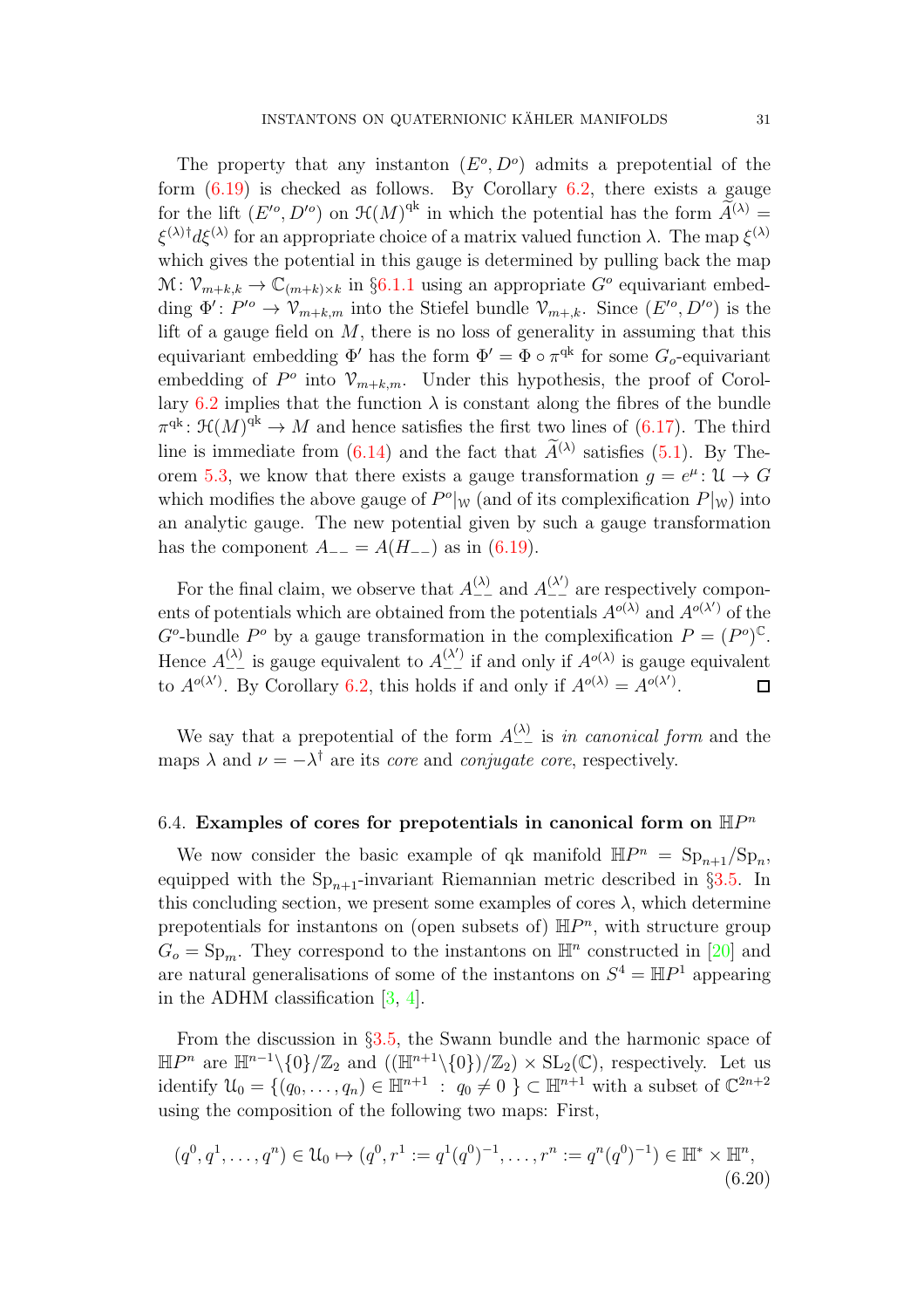The property that any instanton $(E^o, D^o)$ admits a prepotential of the form (6.19) is checked as follows. By Corollary 6.2, there exists a gauge for the lift $(E'^o, D'^o)$ on $\mathcal{H}(M)^{\mathrm{qk}}$ in which the potential has the form $\widetilde{A}^{(\lambda)} = \xi^{(\lambda)\dagger} d\xi^{(\lambda)}$ for an appropriate choice of a matrix valued function $\lambda$. The map $\xi^{(\lambda)}$ which gives the potential in this gauge is determined by pulling back the map $\mathcal{M}\colon \mathcal{V}_{m+k,k} \to \mathbb{C}_{(m+k)\times k}$ in §6.1.1 using an appropriate $G^o$ equivariant embedding $\Phi'\colon P'^o \to \mathcal{V}_{m+k,m}$ into the Stiefel bundle $\mathcal{V}_{m+k,k}$. Since $(E'^o, D'^o)$ is the lift of a gauge field on $M$, there is no loss of generality in assuming that this equivariant embedding $\Phi'$ has the form $\Phi' = \Phi \circ \pi^{\mathrm{qk}}$ for some $G_o$-equivariant embedding of $P^o$ into $\mathcal{V}_{m+k,m}$. Under this hypothesis, the proof of Corollary 6.2 implies that the function $\lambda$ is constant along the fibres of the bundle $\pi^{\mathrm{qk}}\colon \mathcal{H}(M)^{\mathrm{qk}} \to M$ and hence satisfies the first two lines of (6.17). The third line is immediate from (6.14) and the fact that $\widetilde{A}^{(\lambda)}$ satisfies (5.1). By Theorem 5.3, we know that there exists a gauge transformation $g = e^{\mu}\colon \mathcal{U} \to G$ which modifies the above gauge of $P^o|_{\mathcal{W}}$ (and of its complexification $P|_{\mathcal{W}}$) into an analytic gauge. The new potential given by such a gauge transformation has the component $A_{--} = A(H_{--})$ as in (6.19).

For the final claim, we observe that $A^{(\lambda)}_{--}$ and $A^{(\lambda')}_{--}$ are respectively components of potentials which are obtained from the potentials $A^{o(\lambda)}$ and $A^{o(\lambda')}$ of the $G^o$-bundle $P^o$ by a gauge transformation in the complexification $P = (P^o)^{\mathbb{C}}$. Hence $A^{(\lambda)}_{--}$ is gauge equivalent to $A^{(\lambda')}_{--}$ if and only if $A^{o(\lambda)}$ is gauge equivalent to $A^{o(\lambda')}$. By Corollary 6.2, this holds if and only if $A^{o(\lambda)} = A^{o(\lambda')}$. □

We say that a prepotential of the form $A^{(\lambda)}_{--}$ is *in canonical form* and the maps $\lambda$ and $\nu = -\lambda^{\dagger}$ are its *core* and *conjugate core*, respectively.

### 6.4. Examples of cores for prepotentials in canonical form on $\mathbb{H}P^n$

We now consider the basic example of qk manifold $\mathbb{H}P^n = \mathrm{Sp}_{n+1}/\mathrm{Sp}_n$, equipped with the $\mathrm{Sp}_{n+1}$-invariant Riemannian metric described in §3.5. In this concluding section, we present some examples of cores $\lambda$, which determine prepotentials for instantons on (open subsets of) $\mathbb{H}P^n$, with structure group $G_o = \mathrm{Sp}_m$. They correspond to the instantons on $\mathbb{H}^n$ constructed in [20] and are natural generalisations of some of the instantons on $S^4 = \mathbb{H}P^1$ appearing in the ADHM classification [3, 4].

From the discussion in §3.5, the Swann bundle and the harmonic space of $\mathbb{H}P^n$ are $\mathbb{H}^{n-1}\backslash\{0\}/\mathbb{Z}_2$ and $((\mathbb{H}^{n+1}\backslash\{0\})/\mathbb{Z}_2) \times \mathrm{SL}_2(\mathbb{C})$, respectively. Let us identify $\mathcal{U}_0 = \{(q_0, \dots, q_n) \in \mathbb{H}^{n+1} \ : \ q_0 \neq 0 \ \} \subset \mathbb{H}^{n+1}$ with a subset of $\mathbb{C}^{2n+2}$ using the composition of the following two maps: First,

$$(q^0, q^1, \dots, q^n) \in \mathcal{U}_0 \mapsto (q^0, r^1 := q^1(q^0)^{-1}, \dots, r^n := q^n(q^0)^{-1}) \in \mathbb{H}^* \times \mathbb{H}^n, \tag{6.20}$$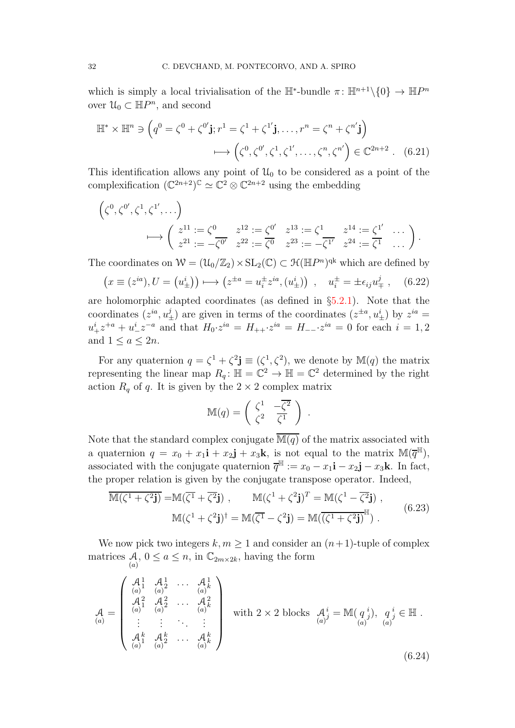which is simply a local trivialisation of the $\mathbb{H}^*$-bundle $\pi\colon \mathbb{H}^{n+1}\backslash\{0\} \to \mathbb{H}P^n$ over $\mathcal{U}_0 \subset \mathbb{H}P^n$, and second

$$
\mathbb{H}^* \times \mathbb{H}^n \ni \left(q^0 = \zeta^0 + \zeta^{0'}\mathbf{j}; r^1 = \zeta^1 + \zeta^{1'}\mathbf{j}, \dots, r^n = \zeta^n + \zeta^{n'}\mathbf{j}\right) \longmapsto \left(\zeta^0, \zeta^{0'}, \zeta^1, \zeta^{1'}, \dots, \zeta^n, \zeta^{n'}\right) \in \mathbb{C}^{2n+2} . \quad (6.21)
$$

This identification allows any point of $\mathcal{U}_0$ to be considered as a point of the complexification $(\mathbb{C}^{2n+2})^{\mathbb{C}} \simeq \mathbb{C}^2 \otimes \mathbb{C}^{2n+2}$ using the embedding

$$
\left(\zeta^0, \zeta^{0'}, \zeta^1, \zeta^{1'}, \dots\right) \longmapsto \begin{pmatrix} z^{11} := \zeta^0 & z^{12} := \zeta^{0'} & z^{13} := \zeta^1 & z^{14} := \zeta^{1'} & \dots \\ z^{21} := -\overline{\zeta^{0'}} & z^{22} := \overline{\zeta^0} & z^{23} := -\overline{\zeta^{1'}} & z^{24} := \overline{\zeta^1} & \dots \end{pmatrix} .
$$

The coordinates on $\mathcal{W} = (\mathcal{U}_0/\mathbb{Z}_2) \times \mathrm{SL}_2(\mathbb{C}) \subset \mathcal{H}(\mathbb{H}P^n)^{\mathrm{qk}}$ which are defined by

$$
\left(x \equiv (z^{ia}), U = \left(u^i_{\pm}\right)\right) \longmapsto \left(z^{\pm a} = u^{\pm}_i z^{ia}, (u^i_{\pm})\right) \;, \quad u^{\pm}_i = \pm \epsilon_{ij} u^j_{\mp} \;, \quad (6.22)
$$

are holomorphic adapted coordinates (as defined in §5.2.1). Note that the coordinates $(z^{ia}, u^j_{\pm})$ are given in terms of the coordinates $(z^{\pm a}, u^i_{\pm})$ by $z^{ia} = u^i_+ z^{+a} + u^i_- z^{-a}$ and that $H_0 \cdot z^{ia} = H_{++} \cdot z^{ia} = H_{--} \cdot z^{ia} = 0$ for each $i = 1, 2$ and $1 \le a \le 2n$.

For any quaternion $q = \zeta^1 + \zeta^2 \mathbf{j} \equiv (\zeta^1, \zeta^2)$, we denote by $\mathbb{M}(q)$ the matrix representing the linear map $R_q\colon \mathbb{H} = \mathbb{C}^2 \to \mathbb{H} = \mathbb{C}^2$ determined by the right action $R_q$ of $q$. It is given by the $2 \times 2$ complex matrix

$$
\mathbb{M}(q) = \begin{pmatrix} \zeta^1 & -\overline{\zeta^2} \\ \zeta^2 & \overline{\zeta^1} \end{pmatrix} .
$$

Note that the standard complex conjugate $\overline{\mathbb{M}(q)}$ of the matrix associated with a quaternion $q = x_0 + x_1\mathbf{i} + x_2\mathbf{j} + x_3\mathbf{k}$, is not equal to the matrix $\mathbb{M}(\overline{q}^{\mathbb{H}})$, associated with the conjugate quaternion $\overline{q}^{\mathbb{H}} := x_0 - x_1\mathbf{i} - x_2\mathbf{j} - x_3\mathbf{k}$. In fact, the proper relation is given by the conjugate transpose operator. Indeed,

$$
\begin{aligned}
\overline{\mathbb{M}(\zeta^1 + \zeta^2\mathbf{j})} &= \mathbb{M}(\overline{\zeta^1} + \overline{\zeta^2}\mathbf{j}) \;, \qquad \mathbb{M}(\zeta^1 + \zeta^2\mathbf{j})^T = \mathbb{M}(\zeta^1 - \overline{\zeta^2}\mathbf{j}) \;, \\
\mathbb{M}(\zeta^1 + \zeta^2\mathbf{j})^\dagger &= \mathbb{M}(\overline{\zeta^1} - \zeta^2\mathbf{j}) = \mathbb{M}(\overline{(\zeta^1 + \zeta^2\mathbf{j})}^{\mathbb{H}}) \;.
\end{aligned} \quad (6.23)
$$

We now pick two integers $k, m \ge 1$ and consider an $(n+1)$-tuple of complex matrices $\underset{(a)}{\mathcal{A}}$, $0 \le a \le n$, in $\mathbb{C}_{2m \times 2k}$, having the form

$$
\underset{(a)}{\mathcal{A}} = \begin{pmatrix} \underset{(a)}{\mathcal{A}}{}^1_1 & \underset{(a)}{\mathcal{A}}{}^1_2 & \dots & \underset{(a)}{\mathcal{A}}{}^1_k \\ \underset{(a)}{\mathcal{A}}{}^2_1 & \underset{(a)}{\mathcal{A}}{}^2_2 & \dots & \underset{(a)}{\mathcal{A}}{}^2_k \\ \vdots & \vdots & \ddots & \vdots \\ \underset{(a)}{\mathcal{A}}{}^k_1 & \underset{(a)}{\mathcal{A}}{}^k_2 & \dots & \underset{(a)}{\mathcal{A}}{}^k_k \end{pmatrix} \quad \text{with } 2\times 2 \text{ blocks } \; \underset{(a)}{\mathcal{A}}{}^i_j = \mathbb{M}(\underset{(a)}{q}{}^i_j), \;\; \underset{(a)}{q}{}^i_j \in \mathbb{H} \;. \quad (6.24)
$$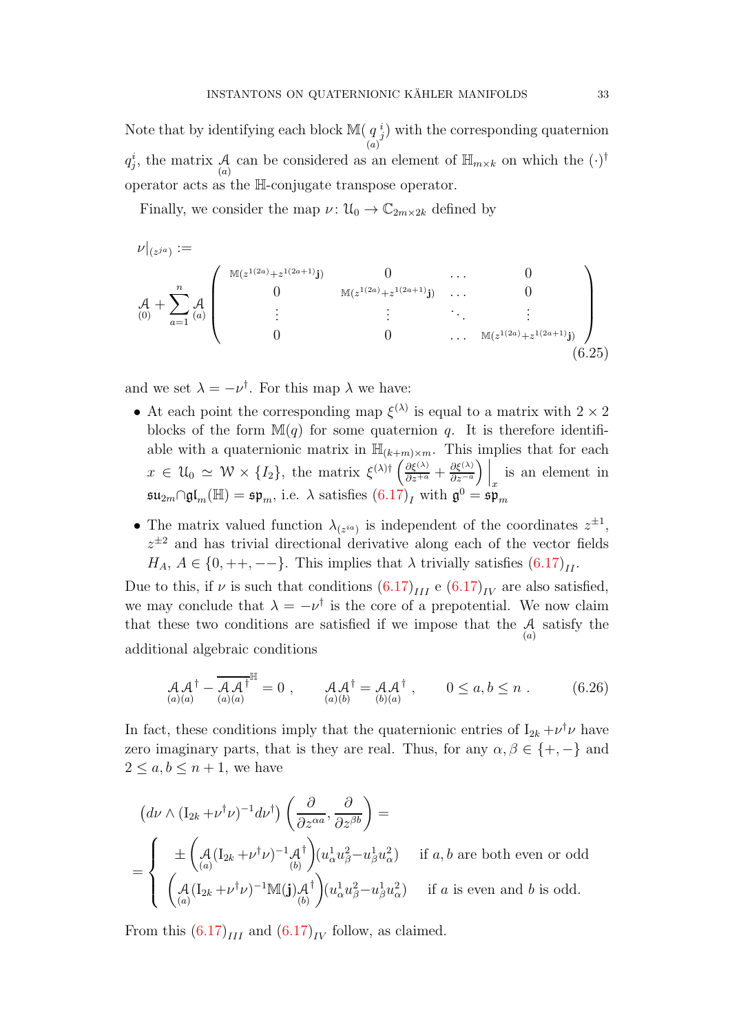Note that by identifying each block $\mathbb{M}(\underset{(a)}{q}{}^i_j)$ with the corresponding quaternion $q^i_j$, the matrix $\underset{(a)}{\mathcal{A}}$ can be considered as an element of $\mathbb{H}_{m\times k}$ on which the $(\cdot)^\dagger$ operator acts as the $\mathbb{H}$-conjugate transpose operator.

Finally, we consider the map $\nu\colon \mathcal{U}_0 \to \mathbb{C}_{2m\times 2k}$ defined by

$$
\nu|_{(z^{ja})} := \underset{(0)}{\mathcal{A}} + \sum_{a=1}^{n} \underset{(a)}{\mathcal{A}} \begin{pmatrix} \mathbb{M}(z^{1(2a)}+z^{1(2a+1)}\mathbf{j}) & 0 & \dots & 0 \\ 0 & \mathbb{M}(z^{1(2a)}+z^{1(2a+1)}\mathbf{j}) & \dots & 0 \\ \vdots & \vdots & \ddots & \vdots \\ 0 & 0 & \dots & \mathbb{M}(z^{1(2a)}+z^{1(2a+1)}\mathbf{j}) \end{pmatrix} \tag{6.25}
$$

and we set $\lambda = -\nu^\dagger$. For this map $\lambda$ we have:

- At each point the corresponding map $\xi^{(\lambda)}$ is equal to a matrix with $2\times 2$ blocks of the form $\mathbb{M}(q)$ for some quaternion $q$. It is therefore identifiable with a quaternionic matrix in $\mathbb{H}_{(k+m)\times m}$. This implies that for each $x \in \mathcal{U}_0 \simeq \mathcal{W}\times\{I_2\}$, the matrix $\xi^{(\lambda)\dagger}\left(\frac{\partial \xi^{(\lambda)}}{\partial z^{+a}} + \frac{\partial \xi^{(\lambda)}}{\partial z^{-a}}\right)\Big|_x$ is an element in $\mathfrak{su}_{2m}\cap\mathfrak{gl}_m(\mathbb{H}) = \mathfrak{sp}_m$, i.e. $\lambda$ satisfies $(6.17)_I$ with $\mathfrak{g}^0 = \mathfrak{sp}_m$
- The matrix valued function $\lambda_{(z^{ia})}$ is independent of the coordinates $z^{\pm 1}$, $z^{\pm 2}$ and has trivial directional derivative along each of the vector fields $H_A$, $A \in \{0, ++, --\}$. This implies that $\lambda$ trivially satisfies $(6.17)_{II}$.

Due to this, if $\nu$ is such that conditions $(6.17)_{III}$ e $(6.17)_{IV}$ are also satisfied, we may conclude that $\lambda = -\nu^\dagger$ is the core of a prepotential. We now claim that these two conditions are satisfied if we impose that the $\underset{(a)}{\mathcal{A}}$ satisfy the additional algebraic conditions

$$
\underset{(a)}{\mathcal{A}}\underset{(a)}{\mathcal{A}}{}^\dagger - \overline{\underset{(a)}{\mathcal{A}}\underset{(a)}{\mathcal{A}}{}^\dagger}^{\mathbb{H}} = 0\ , \qquad \underset{(a)}{\mathcal{A}}\underset{(b)}{\mathcal{A}}{}^\dagger = \underset{(b)}{\mathcal{A}}\underset{(a)}{\mathcal{A}}{}^\dagger\ , \qquad 0 \le a, b \le n\ . \tag{6.26}
$$

In fact, these conditions imply that the quaternionic entries of $\mathrm{I}_{2k} + \nu^\dagger\nu$ have zero imaginary parts, that is they are real. Thus, for any $\alpha, \beta \in \{+,-\}$ and $2 \le a, b \le n+1$, we have

$$
\begin{aligned}
&\left(d\nu \wedge (\mathrm{I}_{2k} + \nu^\dagger\nu)^{-1} d\nu^\dagger\right)\left(\frac{\partial}{\partial z^{\alpha a}}, \frac{\partial}{\partial z^{\beta b}}\right) = \\
&= \begin{cases} \pm\left(\underset{(a)}{\mathcal{A}}(\mathrm{I}_{2k}+\nu^\dagger\nu)^{-1}\underset{(b)}{\mathcal{A}}{}^\dagger\right)(u^1_\alpha u^2_\beta - u^1_\beta u^2_\alpha) & \text{if } a, b \text{ are both even or odd} \\ \left(\underset{(a)}{\mathcal{A}}(\mathrm{I}_{2k}+\nu^\dagger\nu)^{-1}\mathbb{M}(\mathbf{j})\underset{(b)}{\mathcal{A}}{}^\dagger\right)(u^1_\alpha u^2_\beta - u^1_\beta u^2_\alpha) & \text{if } a \text{ is even and } b \text{ is odd.} \end{cases}
\end{aligned}
$$

From this $(6.17)_{III}$ and $(6.17)_{IV}$ follow, as claimed.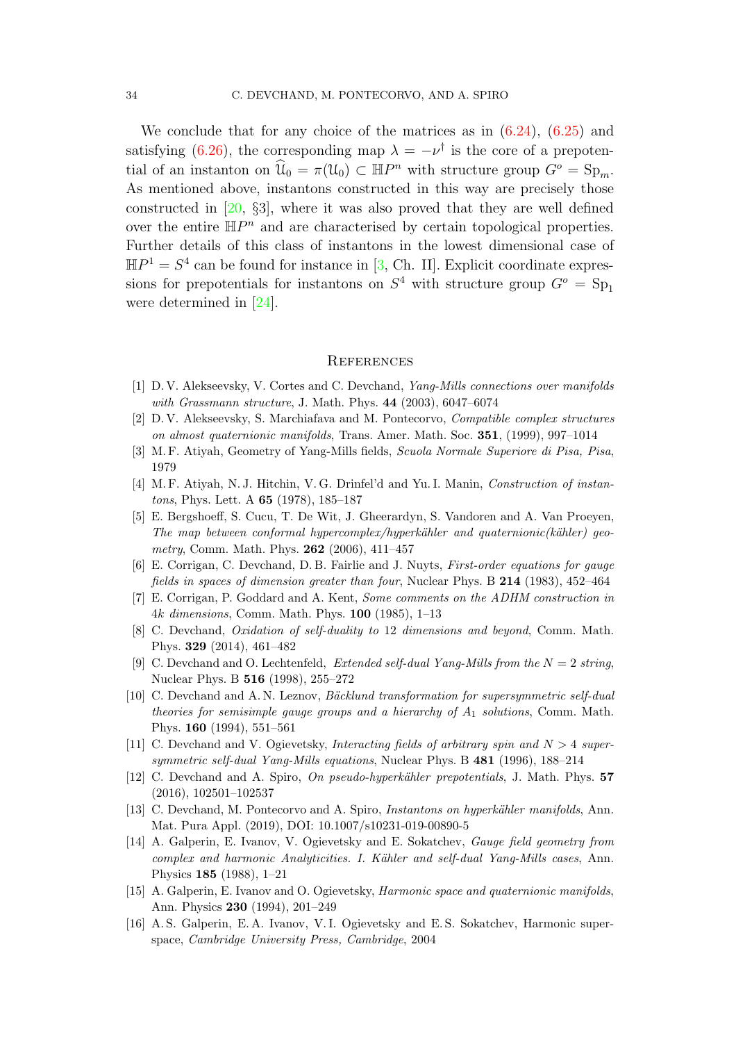We conclude that for any choice of the matrices as in (6.24), (6.25) and satisfying (6.26), the corresponding map $\lambda = -\nu^\dagger$ is the core of a prepotential of an instanton on $\widehat{\mathcal{U}}_0 = \pi(\mathcal{U}_0) \subset \mathbb{H}P^n$ with structure group $G^o = \mathrm{Sp}_m$. As mentioned above, instantons constructed in this way are precisely those constructed in [20, §3], where it was also proved that they are well defined over the entire $\mathbb{H}P^n$ and are characterised by certain topological properties. Further details of this class of instantons in the lowest dimensional case of $\mathbb{H}P^1 = S^4$ can be found for instance in [3, Ch. II]. Explicit coordinate expressions for prepotentials for instantons on $S^4$ with structure group $G^o = \mathrm{Sp}_1$ were determined in [24].

## References

[1] D. V. Alekseevsky, V. Cortes and C. Devchand, *Yang-Mills connections over manifolds with Grassmann structure*, J. Math. Phys. **44** (2003), 6047–6074

[2] D. V. Alekseevsky, S. Marchiafava and M. Pontecorvo, *Compatible complex structures on almost quaternionic manifolds*, Trans. Amer. Math. Soc. **351**, (1999), 997–1014

[3] M. F. Atiyah, Geometry of Yang-Mills fields, *Scuola Normale Superiore di Pisa, Pisa*, 1979

[4] M. F. Atiyah, N. J. Hitchin, V. G. Drinfel'd and Yu. I. Manin, *Construction of instantons*, Phys. Lett. A **65** (1978), 185–187

[5] E. Bergshoeff, S. Cucu, T. De Wit, J. Gheerardyn, S. Vandoren and A. Van Proeyen, *The map between conformal hypercomplex/hyperkähler and quaternionic(kähler) geometry*, Comm. Math. Phys. **262** (2006), 411–457

[6] E. Corrigan, C. Devchand, D. B. Fairlie and J. Nuyts, *First-order equations for gauge fields in spaces of dimension greater than four*, Nuclear Phys. B **214** (1983), 452–464

[7] E. Corrigan, P. Goddard and A. Kent, *Some comments on the ADHM construction in 4k dimensions*, Comm. Math. Phys. **100** (1985), 1–13

[8] C. Devchand, *Oxidation of self-duality to 12 dimensions and beyond*, Comm. Math. Phys. **329** (2014), 461–482

[9] C. Devchand and O. Lechtenfeld, *Extended self-dual Yang-Mills from the $N = 2$ string*, Nuclear Phys. B **516** (1998), 255–272

[10] C. Devchand and A. N. Leznov, *Bäcklund transformation for supersymmetric self-dual theories for semisimple gauge groups and a hierarchy of $A_1$ solutions*, Comm. Math. Phys. **160** (1994), 551–561

[11] C. Devchand and V. Ogievetsky, *Interacting fields of arbitrary spin and $N > 4$ supersymmetric self-dual Yang-Mills equations*, Nuclear Phys. B **481** (1996), 188–214

[12] C. Devchand and A. Spiro, *On pseudo-hyperkähler prepotentials*, J. Math. Phys. **57** (2016), 102501–102537

[13] C. Devchand, M. Pontecorvo and A. Spiro, *Instantons on hyperkähler manifolds*, Ann. Mat. Pura Appl. (2019), DOI: 10.1007/s10231-019-00890-5

[14] A. Galperin, E. Ivanov, V. Ogievetsky and E. Sokatchev, *Gauge field geometry from complex and harmonic Analyticities. I. Kähler and self-dual Yang-Mills cases*, Ann. Physics **185** (1988), 1–21

[15] A. Galperin, E. Ivanov and O. Ogievetsky, *Harmonic space and quaternionic manifolds*, Ann. Physics **230** (1994), 201–249

[16] A. S. Galperin, E. A. Ivanov, V. I. Ogievetsky and E. S. Sokatchev, Harmonic superspace, *Cambridge University Press, Cambridge*, 2004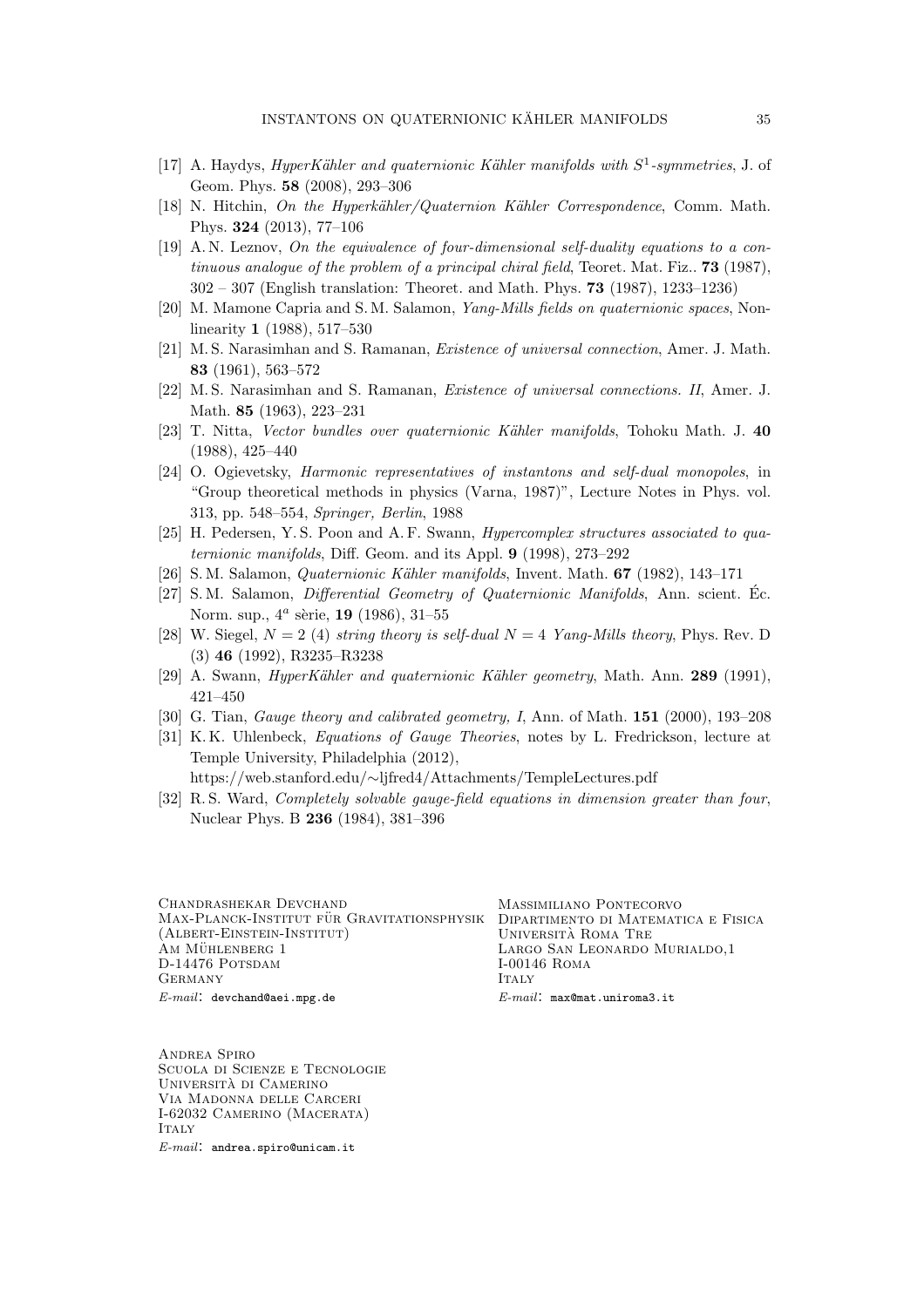[17] A. Haydys, *HyperKähler and quaternionic Kähler manifolds with $S^1$-symmetries*, J. of Geom. Phys. **58** (2008), 293–306

[18] N. Hitchin, *On the Hyperkähler/Quaternion Kähler Correspondence*, Comm. Math. Phys. **324** (2013), 77–106

[19] A. N. Leznov, *On the equivalence of four-dimensional self-duality equations to a continuous analogue of the problem of a principal chiral field*, Teoret. Mat. Fiz.. **73** (1987), 302 – 307 (English translation: Theoret. and Math. Phys. **73** (1987), 1233–1236)

[20] M. Mamone Capria and S. M. Salamon, *Yang-Mills fields on quaternionic spaces*, Nonlinearity **1** (1988), 517–530

[21] M. S. Narasimhan and S. Ramanan, *Existence of universal connection*, Amer. J. Math. **83** (1961), 563–572

[22] M. S. Narasimhan and S. Ramanan, *Existence of universal connections. II*, Amer. J. Math. **85** (1963), 223–231

[23] T. Nitta, *Vector bundles over quaternionic Kähler manifolds*, Tohoku Math. J. **40** (1988), 425–440

[24] O. Ogievetsky, *Harmonic representatives of instantons and self-dual monopoles*, in "Group theoretical methods in physics (Varna, 1987)", Lecture Notes in Phys. vol. 313, pp. 548–554, *Springer, Berlin*, 1988

[25] H. Pedersen, Y. S. Poon and A. F. Swann, *Hypercomplex structures associated to quaternionic manifolds*, Diff. Geom. and its Appl. **9** (1998), 273–292

[26] S. M. Salamon, *Quaternionic Kähler manifolds*, Invent. Math. **67** (1982), 143–171

[27] S. M. Salamon, *Differential Geometry of Quaternionic Manifolds*, Ann. scient. Éc. Norm. sup., $4^a$ sèrie, **19** (1986), 31–55

[28] W. Siegel, *$N = 2$ (4) string theory is self-dual $N = 4$ Yang-Mills theory*, Phys. Rev. D (3) **46** (1992), R3235–R3238

[29] A. Swann, *HyperKähler and quaternionic Kähler geometry*, Math. Ann. **289** (1991), 421–450

[30] G. Tian, *Gauge theory and calibrated geometry, I*, Ann. of Math. **151** (2000), 193–208

[31] K. K. Uhlenbeck, *Equations of Gauge Theories*, notes by L. Fredrickson, lecture at Temple University, Philadelphia (2012), https://web.stanford.edu/∼ljfred4/Attachments/TempleLectures.pdf

[32] R. S. Ward, *Completely solvable gauge-field equations in dimension greater than four*, Nuclear Phys. B **236** (1984), 381–396

Chandrashekar Devchand
Max-Planck-Institut für Gravitationsphysik
(Albert-Einstein-Institut)
Am Mühlenberg 1
D-14476 Potsdam
Germany
*E-mail*: devchand@aei.mpg.de

Massimiliano Pontecorvo
Dipartimento di Matematica e Fisica
Università Roma Tre
Largo San Leonardo Murialdo,1
I-00146 Roma
Italy
*E-mail*: max@mat.uniroma3.it

Andrea Spiro
Scuola di Scienze e Tecnologie
Università di Camerino
Via Madonna delle Carceri
I-62032 Camerino (Macerata)
Italy
*E-mail*: andrea.spiro@unicam.it